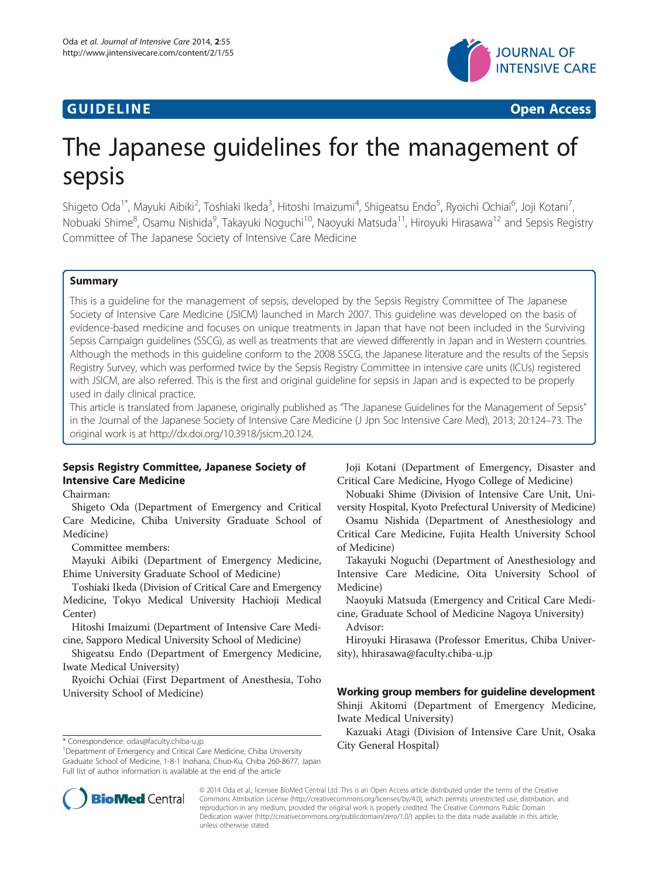GUIDELINE Open Access

# The Japanese guidelines for the management of sepsis

Shigeto Oda[1*], Mayuki Aibiki[2], Toshiaki Ikeda[3], Hitoshi Imaizumi[4], Shigeatsu Endo[5], Ryoichi Ochiai[6], Joji Kotani[7], Nobuaki Shime[8], Osamu Nishida[9], Takayuki Noguchi[10], Naoyuki Matsuda[11], Hiroyuki Hirasawa[12] and Sepsis Registry Committee of The Japanese Society of Intensive Care Medicine

## Summary

This is a guideline for the management of sepsis, developed by the Sepsis Registry Committee of The Japanese Society of Intensive Care Medicine (JSICM) launched in March 2007. This guideline was developed on the basis of evidence-based medicine and focuses on unique treatments in Japan that have not been included in the Surviving Sepsis Campaign guidelines (SSCG), as well as treatments that are viewed differently in Japan and in Western countries. Although the methods in this guideline conform to the 2008 SSCG, the Japanese literature and the results of the Sepsis Registry Survey, which was performed twice by the Sepsis Registry Committee in intensive care units (ICUs) registered with JSICM, are also referred. This is the first and original guideline for sepsis in Japan and is expected to be properly used in daily clinical practice.

This article is translated from Japanese, originally published as "The Japanese Guidelines for the Management of Sepsis" in the Journal of the Japanese Society of Intensive Care Medicine (J Jpn Soc Intensive Care Med), 2013; 20:124–73. The original work is at http://dx.doi.org/10.3918/jsicm.20.124.

### Sepsis Registry Committee, Japanese Society of Intensive Care Medicine

Chairman:

Shigeto Oda (Department of Emergency and Critical Care Medicine, Chiba University Graduate School of Medicine)

Committee members:

Mayuki Aibiki (Department of Emergency Medicine, Ehime University Graduate School of Medicine)

Toshiaki Ikeda (Division of Critical Care and Emergency Medicine, Tokyo Medical University Hachioji Medical Center)

Hitoshi Imaizumi (Department of Intensive Care Medicine, Sapporo Medical University School of Medicine)

Shigeatsu Endo (Department of Emergency Medicine, Iwate Medical University)

Ryoichi Ochiai (First Department of Anesthesia, Toho University School of Medicine)

Joji Kotani (Department of Emergency, Disaster and Critical Care Medicine, Hyogo College of Medicine)

Nobuaki Shime (Division of Intensive Care Unit, University Hospital, Kyoto Prefectural University of Medicine)

Osamu Nishida (Department of Anesthesiology and Critical Care Medicine, Fujita Health University School of Medicine)

Takayuki Noguchi (Department of Anesthesiology and Intensive Care Medicine, Oita University School of Medicine)

Naoyuki Matsuda (Emergency and Critical Care Medicine, Graduate School of Medicine Nagoya University)

Advisor:

Hiroyuki Hirasawa (Professor Emeritus, Chiba University), hhirasawa@faculty.chiba-u.jp

### Working group members for guideline development

Shinji Akitomi (Department of Emergency Medicine, Iwate Medical University)

Kazuaki Atagi (Division of Intensive Care Unit, Osaka City General Hospital)

\* Correspondence: odas@faculty.chiba-u.jp

[1]Department of Emergency and Critical Care Medicine, Chiba University Graduate School of Medicine, 1-8-1 Inohana, Chuo-Ku, Chiba 260-8677, Japan

Full list of author information is available at the end of the article

© 2014 Oda et al.; licensee BioMed Central Ltd. This is an Open Access article distributed under the terms of the Creative Commons Attribution License (http://creativecommons.org/licenses/by/4.0), which permits unrestricted use, distribution, and reproduction in any medium, provided the original work is properly credited. The Creative Commons Public Domain Dedication waiver (http://creativecommons.org/publicdomain/zero/1.0/) applies to the data made available in this article, unless otherwise stated.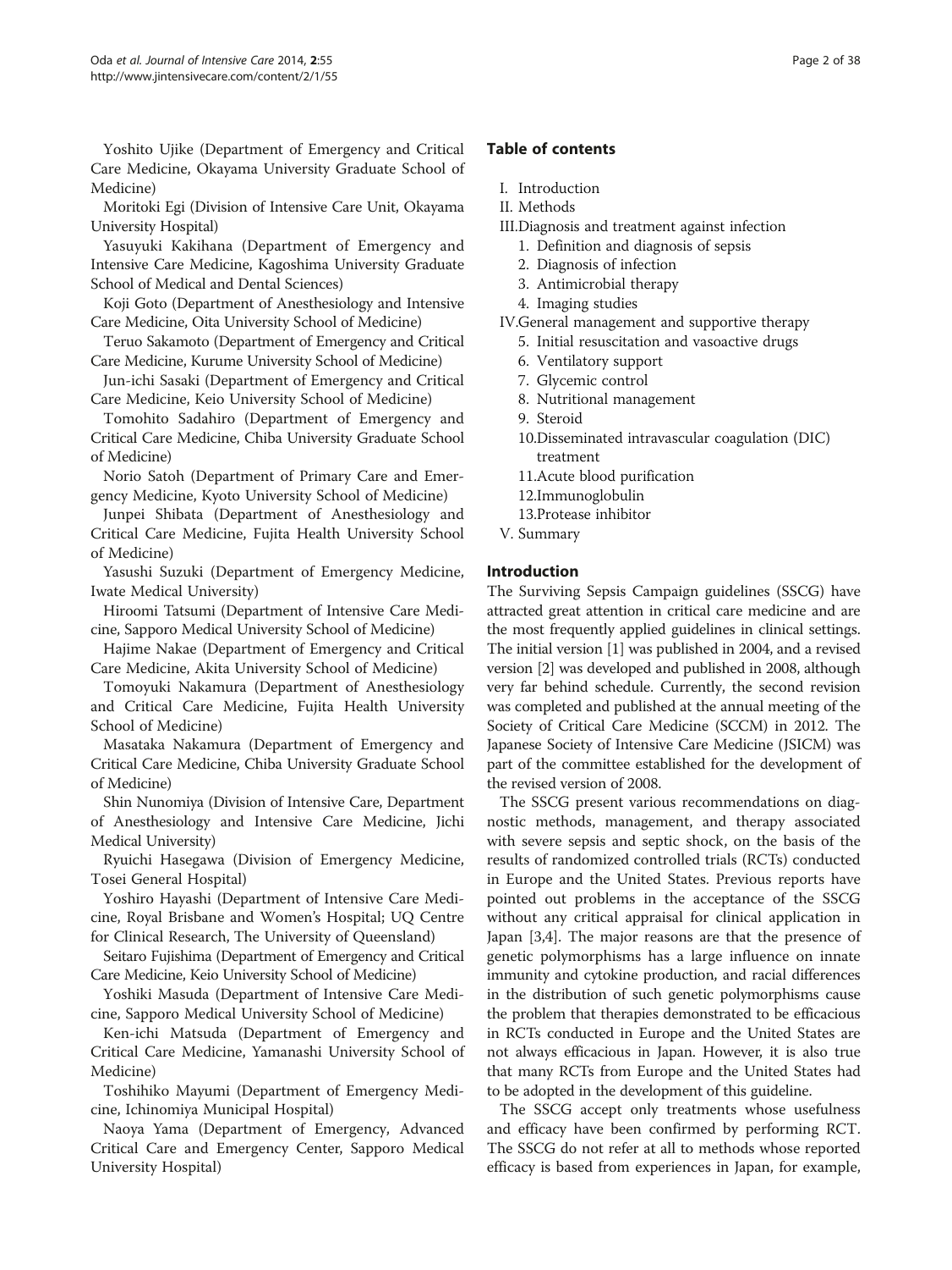Yoshito Ujike (Department of Emergency and Critical Care Medicine, Okayama University Graduate School of Medicine)

Moritoki Egi (Division of Intensive Care Unit, Okayama University Hospital)

Yasuyuki Kakihana (Department of Emergency and Intensive Care Medicine, Kagoshima University Graduate School of Medical and Dental Sciences)

Koji Goto (Department of Anesthesiology and Intensive Care Medicine, Oita University School of Medicine)

Teruo Sakamoto (Department of Emergency and Critical Care Medicine, Kurume University School of Medicine)

Jun-ichi Sasaki (Department of Emergency and Critical Care Medicine, Keio University School of Medicine)

Tomohito Sadahiro (Department of Emergency and Critical Care Medicine, Chiba University Graduate School of Medicine)

Norio Satoh (Department of Primary Care and Emergency Medicine, Kyoto University School of Medicine)

Junpei Shibata (Department of Anesthesiology and Critical Care Medicine, Fujita Health University School of Medicine)

Yasushi Suzuki (Department of Emergency Medicine, Iwate Medical University)

Hiroomi Tatsumi (Department of Intensive Care Medicine, Sapporo Medical University School of Medicine)

Hajime Nakae (Department of Emergency and Critical Care Medicine, Akita University School of Medicine)

Tomoyuki Nakamura (Department of Anesthesiology and Critical Care Medicine, Fujita Health University School of Medicine)

Masataka Nakamura (Department of Emergency and Critical Care Medicine, Chiba University Graduate School of Medicine)

Shin Nunomiya (Division of Intensive Care, Department of Anesthesiology and Intensive Care Medicine, Jichi Medical University)

Ryuichi Hasegawa (Division of Emergency Medicine, Tosei General Hospital)

Yoshiro Hayashi (Department of Intensive Care Medicine, Royal Brisbane and Women's Hospital; UQ Centre for Clinical Research, The University of Queensland)

Seitaro Fujishima (Department of Emergency and Critical Care Medicine, Keio University School of Medicine)

Yoshiki Masuda (Department of Intensive Care Medicine, Sapporo Medical University School of Medicine)

Ken-ichi Matsuda (Department of Emergency and Critical Care Medicine, Yamanashi University School of Medicine)

Toshihiko Mayumi (Department of Emergency Medicine, Ichinomiya Municipal Hospital)

Naoya Yama (Department of Emergency, Advanced Critical Care and Emergency Center, Sapporo Medical University Hospital)

## Table of contents

I. Introduction
II. Methods
III. Diagnosis and treatment against infection
  1. Definition and diagnosis of sepsis
  2. Diagnosis of infection
  3. Antimicrobial therapy
  4. Imaging studies
IV. General management and supportive therapy
  5. Initial resuscitation and vasoactive drugs
  6. Ventilatory support
  7. Glycemic control
  8. Nutritional management
  9. Steroid
  10. Disseminated intravascular coagulation (DIC) treatment
  11. Acute blood purification
  12. Immunoglobulin
  13. Protease inhibitor
V. Summary

## Introduction

The Surviving Sepsis Campaign guidelines (SSCG) have attracted great attention in critical care medicine and are the most frequently applied guidelines in clinical settings. The initial version [1] was published in 2004, and a revised version [2] was developed and published in 2008, although very far behind schedule. Currently, the second revision was completed and published at the annual meeting of the Society of Critical Care Medicine (SCCM) in 2012. The Japanese Society of Intensive Care Medicine (JSICM) was part of the committee established for the development of the revised version of 2008.

The SSCG present various recommendations on diagnostic methods, management, and therapy associated with severe sepsis and septic shock, on the basis of the results of randomized controlled trials (RCTs) conducted in Europe and the United States. Previous reports have pointed out problems in the acceptance of the SSCG without any critical appraisal for clinical application in Japan [3,4]. The major reasons are that the presence of genetic polymorphisms has a large influence on innate immunity and cytokine production, and racial differences in the distribution of such genetic polymorphisms cause the problem that therapies demonstrated to be efficacious in RCTs conducted in Europe and the United States are not always efficacious in Japan. However, it is also true that many RCTs from Europe and the United States had to be adopted in the development of this guideline.

The SSCG accept only treatments whose usefulness and efficacy have been confirmed by performing RCT. The SSCG do not refer at all to methods whose reported efficacy is based from experiences in Japan, for example,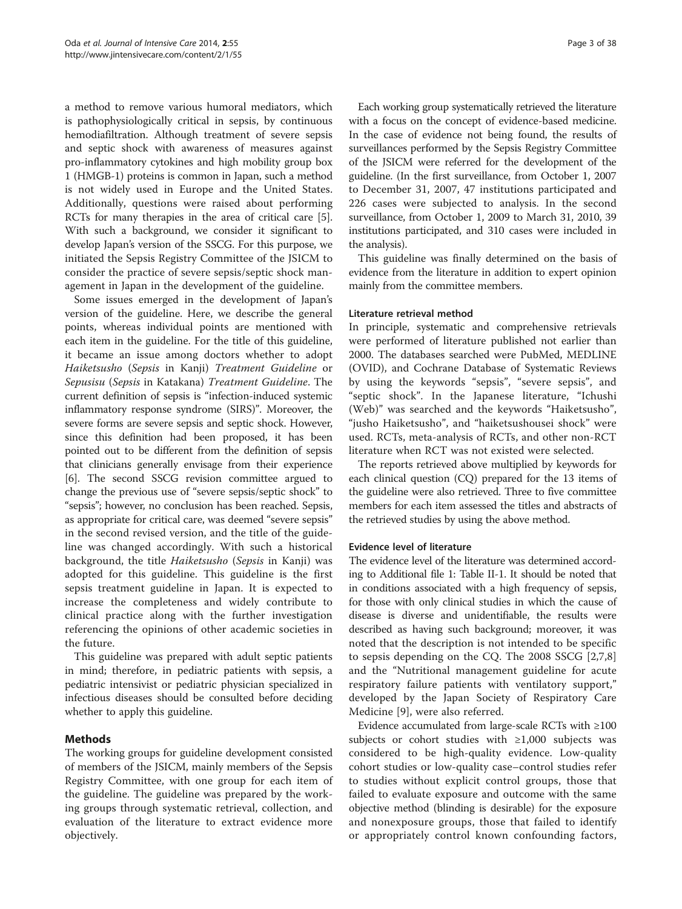a method to remove various humoral mediators, which is pathophysiologically critical in sepsis, by continuous hemodiafiltration. Although treatment of severe sepsis and septic shock with awareness of measures against pro-inflammatory cytokines and high mobility group box 1 (HMGB-1) proteins is common in Japan, such a method is not widely used in Europe and the United States. Additionally, questions were raised about performing RCTs for many therapies in the area of critical care [5]. With such a background, we consider it significant to develop Japan's version of the SSCG. For this purpose, we initiated the Sepsis Registry Committee of the JSICM to consider the practice of severe sepsis/septic shock management in Japan in the development of the guideline.

Some issues emerged in the development of Japan's version of the guideline. Here, we describe the general points, whereas individual points are mentioned with each item in the guideline. For the title of this guideline, it became an issue among doctors whether to adopt *Haiketsusho* (*Sepsis* in Kanji) *Treatment Guideline* or *Sepusisu* (*Sepsis* in Katakana) *Treatment Guideline*. The current definition of sepsis is "infection-induced systemic inflammatory response syndrome (SIRS)". Moreover, the severe forms are severe sepsis and septic shock. However, since this definition had been proposed, it has been pointed out to be different from the definition of sepsis that clinicians generally envisage from their experience [6]. The second SSCG revision committee argued to change the previous use of "severe sepsis/septic shock" to "sepsis"; however, no conclusion has been reached. Sepsis, as appropriate for critical care, was deemed "severe sepsis" in the second revised version, and the title of the guideline was changed accordingly. With such a historical background, the title *Haiketsusho* (*Sepsis* in Kanji) was adopted for this guideline. This guideline is the first sepsis treatment guideline in Japan. It is expected to increase the completeness and widely contribute to clinical practice along with the further investigation referencing the opinions of other academic societies in the future.

This guideline was prepared with adult septic patients in mind; therefore, in pediatric patients with sepsis, a pediatric intensivist or pediatric physician specialized in infectious diseases should be consulted before deciding whether to apply this guideline.

## Methods

The working groups for guideline development consisted of members of the JSICM, mainly members of the Sepsis Registry Committee, with one group for each item of the guideline. The guideline was prepared by the working groups through systematic retrieval, collection, and evaluation of the literature to extract evidence more objectively.

Each working group systematically retrieved the literature with a focus on the concept of evidence-based medicine. In the case of evidence not being found, the results of surveillances performed by the Sepsis Registry Committee of the JSICM were referred for the development of the guideline. (In the first surveillance, from October 1, 2007 to December 31, 2007, 47 institutions participated and 226 cases were subjected to analysis. In the second surveillance, from October 1, 2009 to March 31, 2010, 39 institutions participated, and 310 cases were included in the analysis).

This guideline was finally determined on the basis of evidence from the literature in addition to expert opinion mainly from the committee members.

### Literature retrieval method

In principle, systematic and comprehensive retrievals were performed of literature published not earlier than 2000. The databases searched were PubMed, MEDLINE (OVID), and Cochrane Database of Systematic Reviews by using the keywords "sepsis", "severe sepsis", and "septic shock". In the Japanese literature, "Ichushi (Web)" was searched and the keywords "Haiketsusho", "jusho Haiketsusho", and "haiketsushousei shock" were used. RCTs, meta-analysis of RCTs, and other non-RCT literature when RCT was not existed were selected.

The reports retrieved above multiplied by keywords for each clinical question (CQ) prepared for the 13 items of the guideline were also retrieved. Three to five committee members for each item assessed the titles and abstracts of the retrieved studies by using the above method.

### Evidence level of literature

The evidence level of the literature was determined according to Additional file 1: Table II-1. It should be noted that in conditions associated with a high frequency of sepsis, for those with only clinical studies in which the cause of disease is diverse and unidentifiable, the results were described as having such background; moreover, it was noted that the description is not intended to be specific to sepsis depending on the CQ. The 2008 SSCG [2,7,8] and the "Nutritional management guideline for acute respiratory failure patients with ventilatory support," developed by the Japan Society of Respiratory Care Medicine [9], were also referred.

Evidence accumulated from large-scale RCTs with ≥100 subjects or cohort studies with ≥1,000 subjects was considered to be high-quality evidence. Low-quality cohort studies or low-quality case–control studies refer to studies without explicit control groups, those that failed to evaluate exposure and outcome with the same objective method (blinding is desirable) for the exposure and nonexposure groups, those that failed to identify or appropriately control known confounding factors,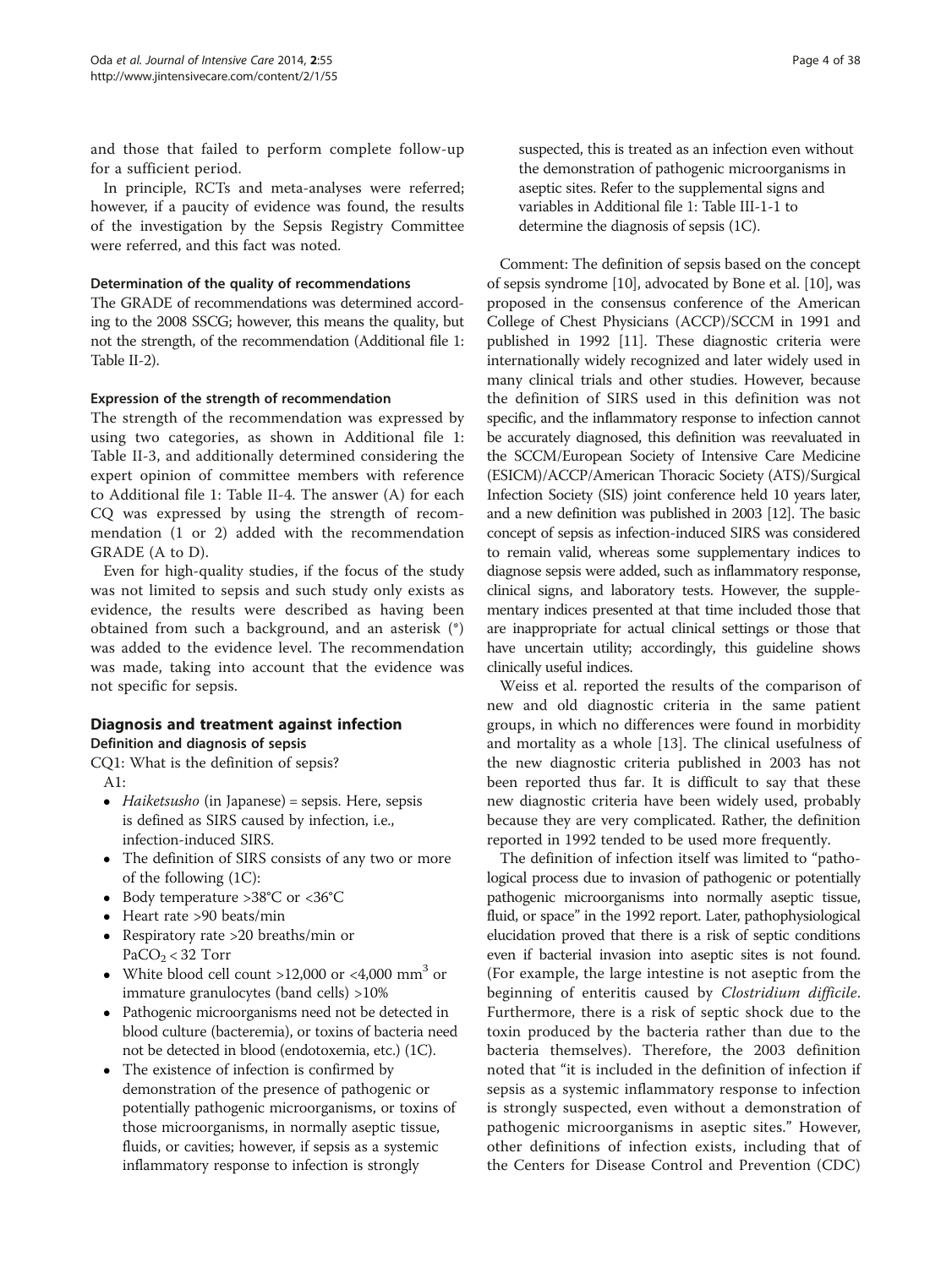and those that failed to perform complete follow-up for a sufficient period.

In principle, RCTs and meta-analyses were referred; however, if a paucity of evidence was found, the results of the investigation by the Sepsis Registry Committee were referred, and this fact was noted.

#### Determination of the quality of recommendations

The GRADE of recommendations was determined according to the 2008 SSCG; however, this means the quality, but not the strength, of the recommendation (Additional file 1: Table II-2).

#### Expression of the strength of recommendation

The strength of the recommendation was expressed by using two categories, as shown in Additional file 1: Table II-3, and additionally determined considering the expert opinion of committee members with reference to Additional file 1: Table II-4. The answer (A) for each CQ was expressed by using the strength of recommendation (1 or 2) added with the recommendation GRADE (A to D).

Even for high-quality studies, if the focus of the study was not limited to sepsis and such study only exists as evidence, the results were described as having been obtained from such a background, and an asterisk (*) was added to the evidence level. The recommendation was made, taking into account that the evidence was not specific for sepsis.

## Diagnosis and treatment against infection

### Definition and diagnosis of sepsis

CQ1: What is the definition of sepsis?

A1:

- *Haiketsusho* (in Japanese) = sepsis. Here, sepsis is defined as SIRS caused by infection, i.e., infection-induced SIRS.
- The definition of SIRS consists of any two or more of the following (1C):
- Body temperature >38°C or <36°C
- Heart rate >90 beats/min
- Respiratory rate >20 breaths/min or $PaCO_2 < 32$ Torr
- White blood cell count >12,000 or <4,000 $mm^3$ or immature granulocytes (band cells) >10%
- Pathogenic microorganisms need not be detected in blood culture (bacteremia), or toxins of bacteria need not be detected in blood (endotoxemia, etc.) (1C).
- The existence of infection is confirmed by demonstration of the presence of pathogenic or potentially pathogenic microorganisms, or toxins of those microorganisms, in normally aseptic tissue, fluids, or cavities; however, if sepsis as a systemic inflammatory response to infection is strongly suspected, this is treated as an infection even without the demonstration of pathogenic microorganisms in aseptic sites. Refer to the supplemental signs and variables in Additional file 1: Table III-1-1 to determine the diagnosis of sepsis (1C).

Comment: The definition of sepsis based on the concept of sepsis syndrome [10], advocated by Bone et al. [10], was proposed in the consensus conference of the American College of Chest Physicians (ACCP)/SCCM in 1991 and published in 1992 [11]. These diagnostic criteria were internationally widely recognized and later widely used in many clinical trials and other studies. However, because the definition of SIRS used in this definition was not specific, and the inflammatory response to infection cannot be accurately diagnosed, this definition was reevaluated in the SCCM/European Society of Intensive Care Medicine (ESICM)/ACCP/American Thoracic Society (ATS)/Surgical Infection Society (SIS) joint conference held 10 years later, and a new definition was published in 2003 [12]. The basic concept of sepsis as infection-induced SIRS was considered to remain valid, whereas some supplementary indices to diagnose sepsis were added, such as inflammatory response, clinical signs, and laboratory tests. However, the supplementary indices presented at that time included those that are inappropriate for actual clinical settings or those that have uncertain utility; accordingly, this guideline shows clinically useful indices.

Weiss et al. reported the results of the comparison of new and old diagnostic criteria in the same patient groups, in which no differences were found in morbidity and mortality as a whole [13]. The clinical usefulness of the new diagnostic criteria published in 2003 has not been reported thus far. It is difficult to say that these new diagnostic criteria have been widely used, probably because they are very complicated. Rather, the definition reported in 1992 tended to be used more frequently.

The definition of infection itself was limited to "pathological process due to invasion of pathogenic or potentially pathogenic microorganisms into normally aseptic tissue, fluid, or space" in the 1992 report. Later, pathophysiological elucidation proved that there is a risk of septic conditions even if bacterial invasion into aseptic sites is not found. (For example, the large intestine is not aseptic from the beginning of enteritis caused by *Clostridium difficile*. Furthermore, there is a risk of septic shock due to the toxin produced by the bacteria rather than due to the bacteria themselves). Therefore, the 2003 definition noted that "it is included in the definition of infection if sepsis as a systemic inflammatory response to infection is strongly suspected, even without a demonstration of pathogenic microorganisms in aseptic sites." However, other definitions of infection exists, including that of the Centers for Disease Control and Prevention (CDC)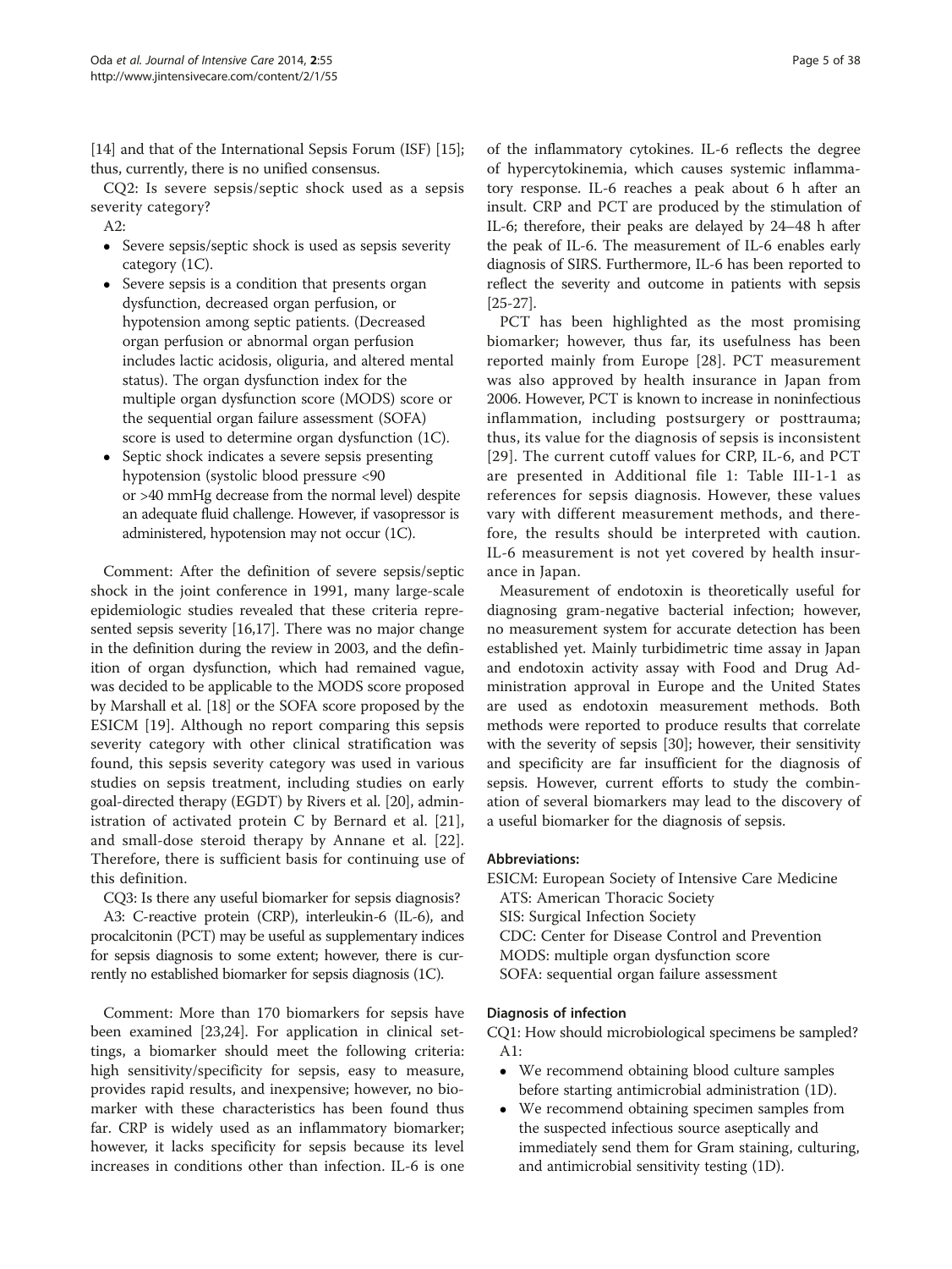[14] and that of the International Sepsis Forum (ISF) [15]; thus, currently, there is no unified consensus.

CQ2: Is severe sepsis/septic shock used as a sepsis severity category?

A2:

- Severe sepsis/septic shock is used as sepsis severity category (1C).
- Severe sepsis is a condition that presents organ dysfunction, decreased organ perfusion, or hypotension among septic patients. (Decreased organ perfusion or abnormal organ perfusion includes lactic acidosis, oliguria, and altered mental status). The organ dysfunction index for the multiple organ dysfunction score (MODS) score or the sequential organ failure assessment (SOFA) score is used to determine organ dysfunction (1C).
- Septic shock indicates a severe sepsis presenting hypotension (systolic blood pressure <90 or >40 mmHg decrease from the normal level) despite an adequate fluid challenge. However, if vasopressor is administered, hypotension may not occur (1C).

Comment: After the definition of severe sepsis/septic shock in the joint conference in 1991, many large-scale epidemiologic studies revealed that these criteria represented sepsis severity [16,17]. There was no major change in the definition during the review in 2003, and the definition of organ dysfunction, which had remained vague, was decided to be applicable to the MODS score proposed by Marshall et al. [18] or the SOFA score proposed by the ESICM [19]. Although no report comparing this sepsis severity category with other clinical stratification was found, this sepsis severity category was used in various studies on sepsis treatment, including studies on early goal-directed therapy (EGDT) by Rivers et al. [20], administration of activated protein C by Bernard et al. [21], and small-dose steroid therapy by Annane et al. [22]. Therefore, there is sufficient basis for continuing use of this definition.

CQ3: Is there any useful biomarker for sepsis diagnosis?

A3: C-reactive protein (CRP), interleukin-6 (IL-6), and procalcitonin (PCT) may be useful as supplementary indices for sepsis diagnosis to some extent; however, there is currently no established biomarker for sepsis diagnosis (1C).

Comment: More than 170 biomarkers for sepsis have been examined [23,24]. For application in clinical settings, a biomarker should meet the following criteria: high sensitivity/specificity for sepsis, easy to measure, provides rapid results, and inexpensive; however, no biomarker with these characteristics has been found thus far. CRP is widely used as an inflammatory biomarker; however, it lacks specificity for sepsis because its level increases in conditions other than infection. IL-6 is one of the inflammatory cytokines. IL-6 reflects the degree of hypercytokinemia, which causes systemic inflammatory response. IL-6 reaches a peak about 6 h after an insult. CRP and PCT are produced by the stimulation of IL-6; therefore, their peaks are delayed by 24–48 h after the peak of IL-6. The measurement of IL-6 enables early diagnosis of SIRS. Furthermore, IL-6 has been reported to reflect the severity and outcome in patients with sepsis [25-27].

PCT has been highlighted as the most promising biomarker; however, thus far, its usefulness has been reported mainly from Europe [28]. PCT measurement was also approved by health insurance in Japan from 2006. However, PCT is known to increase in noninfectious inflammation, including postsurgery or posttrauma; thus, its value for the diagnosis of sepsis is inconsistent [29]. The current cutoff values for CRP, IL-6, and PCT are presented in Additional file 1: Table III-1-1 as references for sepsis diagnosis. However, these values vary with different measurement methods, and therefore, the results should be interpreted with caution. IL-6 measurement is not yet covered by health insurance in Japan.

Measurement of endotoxin is theoretically useful for diagnosing gram-negative bacterial infection; however, no measurement system for accurate detection has been established yet. Mainly turbidimetric time assay in Japan and endotoxin activity assay with Food and Drug Administration approval in Europe and the United States are used as endotoxin measurement methods. Both methods were reported to produce results that correlate with the severity of sepsis [30]; however, their sensitivity and specificity are far insufficient for the diagnosis of sepsis. However, current efforts to study the combination of several biomarkers may lead to the discovery of a useful biomarker for the diagnosis of sepsis.

#### Abbreviations:

ESICM: European Society of Intensive Care Medicine
ATS: American Thoracic Society
SIS: Surgical Infection Society
CDC: Center for Disease Control and Prevention
MODS: multiple organ dysfunction score
SOFA: sequential organ failure assessment

### Diagnosis of infection

CQ1: How should microbiological specimens be sampled?

A1:

- We recommend obtaining blood culture samples before starting antimicrobial administration (1D).
- We recommend obtaining specimen samples from the suspected infectious source aseptically and immediately send them for Gram staining, culturing, and antimicrobial sensitivity testing (1D).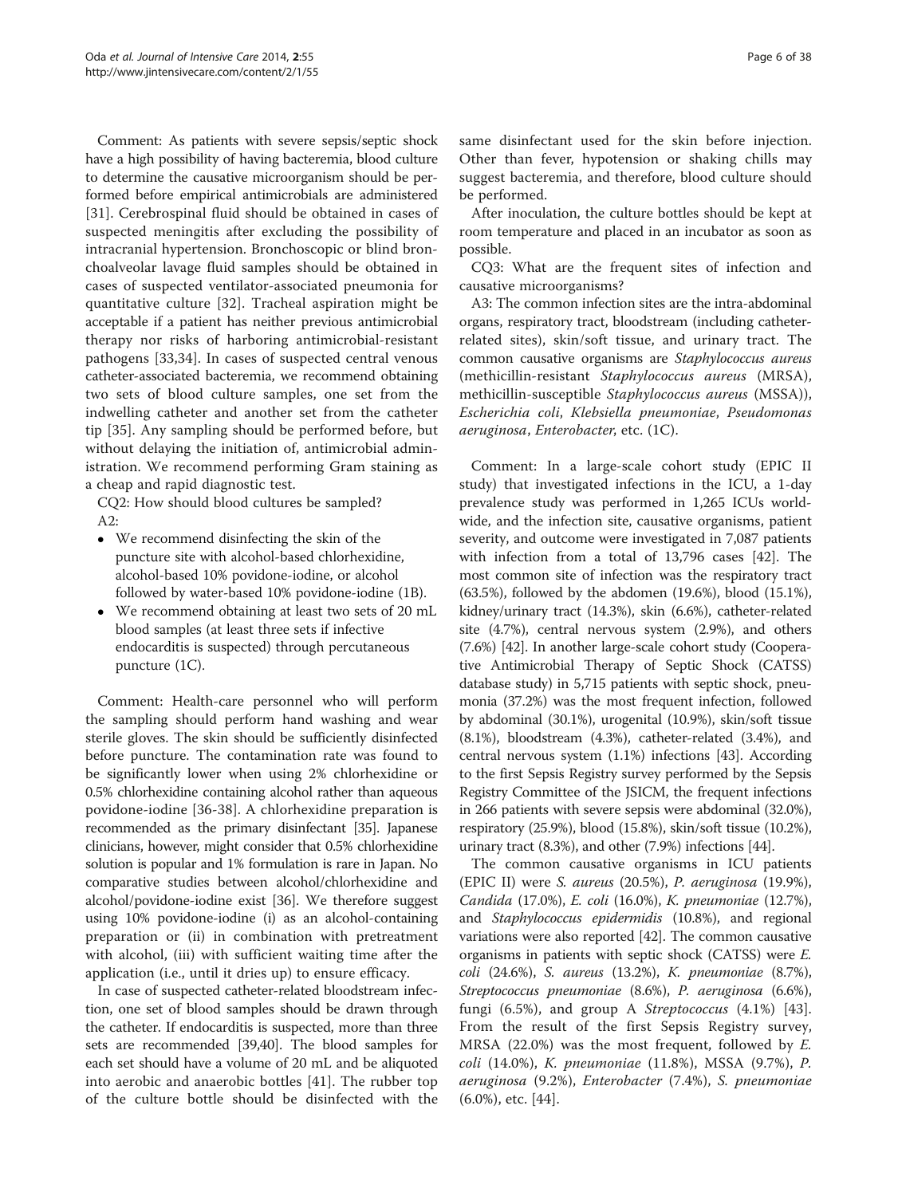Comment: As patients with severe sepsis/septic shock have a high possibility of having bacteremia, blood culture to determine the causative microorganism should be performed before empirical antimicrobials are administered [31]. Cerebrospinal fluid should be obtained in cases of suspected meningitis after excluding the possibility of intracranial hypertension. Bronchoscopic or blind bronchoalveolar lavage fluid samples should be obtained in cases of suspected ventilator-associated pneumonia for quantitative culture [32]. Tracheal aspiration might be acceptable if a patient has neither previous antimicrobial therapy nor risks of harboring antimicrobial-resistant pathogens [33,34]. In cases of suspected central venous catheter-associated bacteremia, we recommend obtaining two sets of blood culture samples, one set from the indwelling catheter and another set from the catheter tip [35]. Any sampling should be performed before, but without delaying the initiation of, antimicrobial administration. We recommend performing Gram staining as a cheap and rapid diagnostic test.

CQ2: How should blood cultures be sampled?

A2:

- We recommend disinfecting the skin of the puncture site with alcohol-based chlorhexidine, alcohol-based 10% povidone-iodine, or alcohol followed by water-based 10% povidone-iodine (1B).
- We recommend obtaining at least two sets of 20 mL blood samples (at least three sets if infective endocarditis is suspected) through percutaneous puncture (1C).

Comment: Health-care personnel who will perform the sampling should perform hand washing and wear sterile gloves. The skin should be sufficiently disinfected before puncture. The contamination rate was found to be significantly lower when using 2% chlorhexidine or 0.5% chlorhexidine containing alcohol rather than aqueous povidone-iodine [36-38]. A chlorhexidine preparation is recommended as the primary disinfectant [35]. Japanese clinicians, however, might consider that 0.5% chlorhexidine solution is popular and 1% formulation is rare in Japan. No comparative studies between alcohol/chlorhexidine and alcohol/povidone-iodine exist [36]. We therefore suggest using 10% povidone-iodine (i) as an alcohol-containing preparation or (ii) in combination with pretreatment with alcohol, (iii) with sufficient waiting time after the application (i.e., until it dries up) to ensure efficacy.

In case of suspected catheter-related bloodstream infection, one set of blood samples should be drawn through the catheter. If endocarditis is suspected, more than three sets are recommended [39,40]. The blood samples for each set should have a volume of 20 mL and be aliquoted into aerobic and anaerobic bottles [41]. The rubber top of the culture bottle should be disinfected with the same disinfectant used for the skin before injection. Other than fever, hypotension or shaking chills may suggest bacteremia, and therefore, blood culture should be performed.

After inoculation, the culture bottles should be kept at room temperature and placed in an incubator as soon as possible.

CQ3: What are the frequent sites of infection and causative microorganisms?

A3: The common infection sites are the intra-abdominal organs, respiratory tract, bloodstream (including catheter-related sites), skin/soft tissue, and urinary tract. The common causative organisms are *Staphylococcus aureus* (methicillin-resistant *Staphylococcus aureus* (MRSA), methicillin-susceptible *Staphylococcus aureus* (MSSA)), *Escherichia coli*, *Klebsiella pneumoniae*, *Pseudomonas aeruginosa*, *Enterobacter*, etc. (1C).

Comment: In a large-scale cohort study (EPIC II study) that investigated infections in the ICU, a 1-day prevalence study was performed in 1,265 ICUs worldwide, and the infection site, causative organisms, patient severity, and outcome were investigated in 7,087 patients with infection from a total of 13,796 cases [42]. The most common site of infection was the respiratory tract (63.5%), followed by the abdomen (19.6%), blood (15.1%), kidney/urinary tract (14.3%), skin (6.6%), catheter-related site (4.7%), central nervous system (2.9%), and others (7.6%) [42]. In another large-scale cohort study (Cooperative Antimicrobial Therapy of Septic Shock (CATSS) database study) in 5,715 patients with septic shock, pneumonia (37.2%) was the most frequent infection, followed by abdominal (30.1%), urogenital (10.9%), skin/soft tissue (8.1%), bloodstream (4.3%), catheter-related (3.4%), and central nervous system (1.1%) infections [43]. According to the first Sepsis Registry survey performed by the Sepsis Registry Committee of the JSICM, the frequent infections in 266 patients with severe sepsis were abdominal (32.0%), respiratory (25.9%), blood (15.8%), skin/soft tissue (10.2%), urinary tract (8.3%), and other (7.9%) infections [44].

The common causative organisms in ICU patients (EPIC II) were *S. aureus* (20.5%), *P. aeruginosa* (19.9%), *Candida* (17.0%), *E. coli* (16.0%), *K. pneumoniae* (12.7%), and *Staphylococcus epidermidis* (10.8%), and regional variations were also reported [42]. The common causative organisms in patients with septic shock (CATSS) were *E. coli* (24.6%), *S. aureus* (13.2%), *K. pneumoniae* (8.7%), *Streptococcus pneumoniae* (8.6%), *P. aeruginosa* (6.6%), fungi (6.5%), and group A *Streptococcus* (4.1%) [43]. From the result of the first Sepsis Registry survey, MRSA (22.0%) was the most frequent, followed by *E. coli* (14.0%), *K. pneumoniae* (11.8%), MSSA (9.7%), *P. aeruginosa* (9.2%), *Enterobacter* (7.4%), *S. pneumoniae* (6.0%), etc. [44].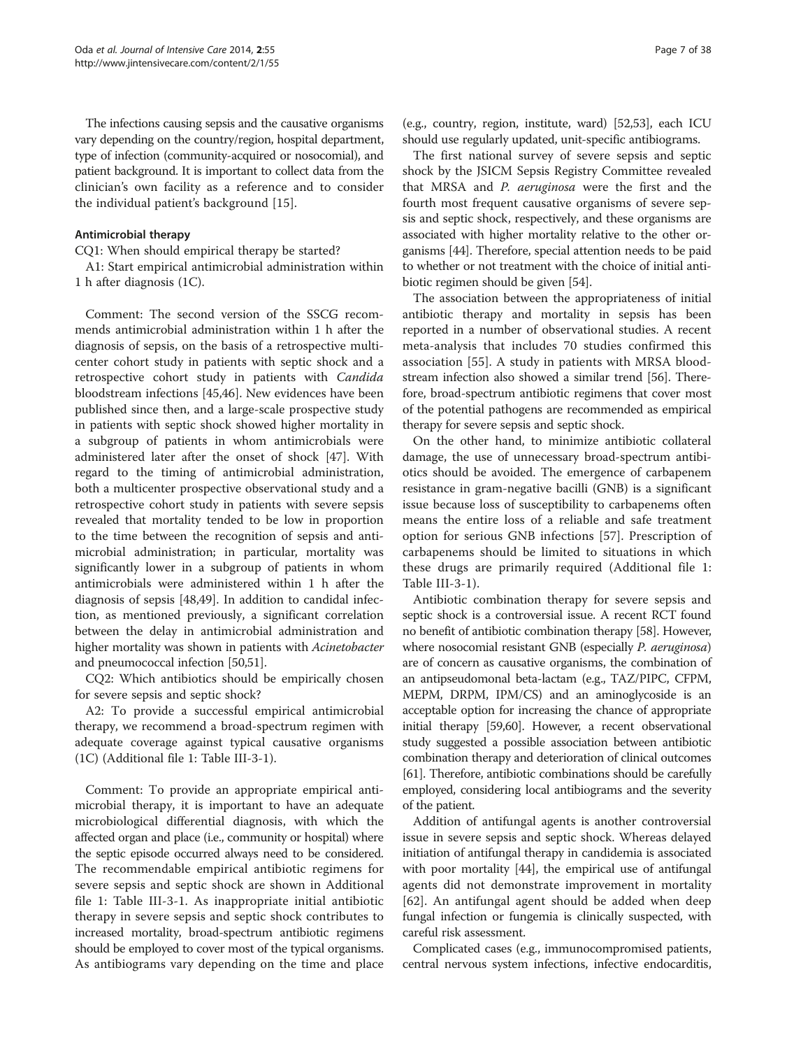The infections causing sepsis and the causative organisms vary depending on the country/region, hospital department, type of infection (community-acquired or nosocomial), and patient background. It is important to collect data from the clinician's own facility as a reference and to consider the individual patient's background [15].

#### Antimicrobial therapy

CQ1: When should empirical therapy be started?

A1: Start empirical antimicrobial administration within 1 h after diagnosis (1C).

Comment: The second version of the SSCG recommends antimicrobial administration within 1 h after the diagnosis of sepsis, on the basis of a retrospective multicenter cohort study in patients with septic shock and a retrospective cohort study in patients with *Candida* bloodstream infections [45,46]. New evidences have been published since then, and a large-scale prospective study in patients with septic shock showed higher mortality in a subgroup of patients in whom antimicrobials were administered later after the onset of shock [47]. With regard to the timing of antimicrobial administration, both a multicenter prospective observational study and a retrospective cohort study in patients with severe sepsis revealed that mortality tended to be low in proportion to the time between the recognition of sepsis and antimicrobial administration; in particular, mortality was significantly lower in a subgroup of patients in whom antimicrobials were administered within 1 h after the diagnosis of sepsis [48,49]. In addition to candidal infection, as mentioned previously, a significant correlation between the delay in antimicrobial administration and higher mortality was shown in patients with *Acinetobacter* and pneumococcal infection [50,51].

CQ2: Which antibiotics should be empirically chosen for severe sepsis and septic shock?

A2: To provide a successful empirical antimicrobial therapy, we recommend a broad-spectrum regimen with adequate coverage against typical causative organisms (1C) (Additional file 1: Table III-3-1).

Comment: To provide an appropriate empirical antimicrobial therapy, it is important to have an adequate microbiological differential diagnosis, with which the affected organ and place (i.e., community or hospital) where the septic episode occurred always need to be considered. The recommendable empirical antibiotic regimens for severe sepsis and septic shock are shown in Additional file 1: Table III-3-1. As inappropriate initial antibiotic therapy in severe sepsis and septic shock contributes to increased mortality, broad-spectrum antibiotic regimens should be employed to cover most of the typical organisms. As antibiograms vary depending on the time and place (e.g., country, region, institute, ward) [52,53], each ICU should use regularly updated, unit-specific antibiograms.

The first national survey of severe sepsis and septic shock by the JSICM Sepsis Registry Committee revealed that MRSA and *P. aeruginosa* were the first and the fourth most frequent causative organisms of severe sepsis and septic shock, respectively, and these organisms are associated with higher mortality relative to the other organisms [44]. Therefore, special attention needs to be paid to whether or not treatment with the choice of initial antibiotic regimen should be given [54].

The association between the appropriateness of initial antibiotic therapy and mortality in sepsis has been reported in a number of observational studies. A recent meta-analysis that includes 70 studies confirmed this association [55]. A study in patients with MRSA bloodstream infection also showed a similar trend [56]. Therefore, broad-spectrum antibiotic regimens that cover most of the potential pathogens are recommended as empirical therapy for severe sepsis and septic shock.

On the other hand, to minimize antibiotic collateral damage, the use of unnecessary broad-spectrum antibiotics should be avoided. The emergence of carbapenem resistance in gram-negative bacilli (GNB) is a significant issue because loss of susceptibility to carbapenems often means the entire loss of a reliable and safe treatment option for serious GNB infections [57]. Prescription of carbapenems should be limited to situations in which these drugs are primarily required (Additional file 1: Table III-3-1).

Antibiotic combination therapy for severe sepsis and septic shock is a controversial issue. A recent RCT found no benefit of antibiotic combination therapy [58]. However, where nosocomial resistant GNB (especially *P. aeruginosa*) are of concern as causative organisms, the combination of an antipseudomonal beta-lactam (e.g., TAZ/PIPC, CFPM, MEPM, DRPM, IPM/CS) and an aminoglycoside is an acceptable option for increasing the chance of appropriate initial therapy [59,60]. However, a recent observational study suggested a possible association between antibiotic combination therapy and deterioration of clinical outcomes [61]. Therefore, antibiotic combinations should be carefully employed, considering local antibiograms and the severity of the patient.

Addition of antifungal agents is another controversial issue in severe sepsis and septic shock. Whereas delayed initiation of antifungal therapy in candidemia is associated with poor mortality [44], the empirical use of antifungal agents did not demonstrate improvement in mortality [62]. An antifungal agent should be added when deep fungal infection or fungemia is clinically suspected, with careful risk assessment.

Complicated cases (e.g., immunocompromised patients, central nervous system infections, infective endocarditis,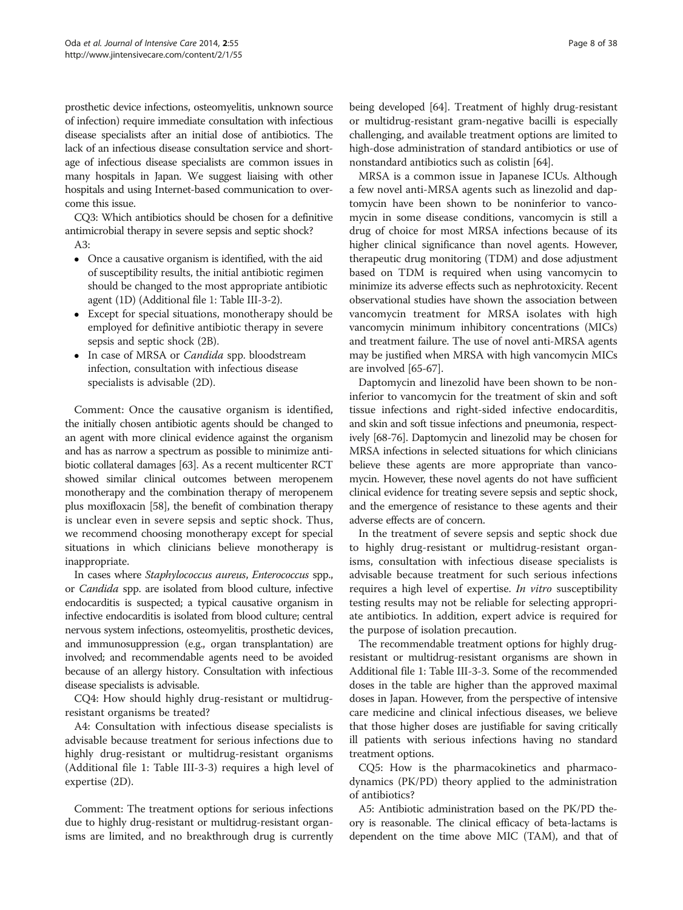prosthetic device infections, osteomyelitis, unknown source of infection) require immediate consultation with infectious disease specialists after an initial dose of antibiotics. The lack of an infectious disease consultation service and shortage of infectious disease specialists are common issues in many hospitals in Japan. We suggest liaising with other hospitals and using Internet-based communication to overcome this issue.

CQ3: Which antibiotics should be chosen for a definitive antimicrobial therapy in severe sepsis and septic shock?

A3:

- Once a causative organism is identified, with the aid of susceptibility results, the initial antibiotic regimen should be changed to the most appropriate antibiotic agent (1D) (Additional file 1: Table III-3-2).
- Except for special situations, monotherapy should be employed for definitive antibiotic therapy in severe sepsis and septic shock (2B).
- In case of MRSA or *Candida* spp. bloodstream infection, consultation with infectious disease specialists is advisable (2D).

Comment: Once the causative organism is identified, the initially chosen antibiotic agents should be changed to an agent with more clinical evidence against the organism and has as narrow a spectrum as possible to minimize antibiotic collateral damages [63]. As a recent multicenter RCT showed similar clinical outcomes between meropenem monotherapy and the combination therapy of meropenem plus moxifloxacin [58], the benefit of combination therapy is unclear even in severe sepsis and septic shock. Thus, we recommend choosing monotherapy except for special situations in which clinicians believe monotherapy is inappropriate.

In cases where *Staphylococcus aureus*, *Enterococcus* spp., or *Candida* spp. are isolated from blood culture, infective endocarditis is suspected; a typical causative organism in infective endocarditis is isolated from blood culture; central nervous system infections, osteomyelitis, prosthetic devices, and immunosuppression (e.g., organ transplantation) are involved; and recommendable agents need to be avoided because of an allergy history. Consultation with infectious disease specialists is advisable.

CQ4: How should highly drug-resistant or multidrug-resistant organisms be treated?

A4: Consultation with infectious disease specialists is advisable because treatment for serious infections due to highly drug-resistant or multidrug-resistant organisms (Additional file 1: Table III-3-3) requires a high level of expertise (2D).

Comment: The treatment options for serious infections due to highly drug-resistant or multidrug-resistant organisms are limited, and no breakthrough drug is currently being developed [64]. Treatment of highly drug-resistant or multidrug-resistant gram-negative bacilli is especially challenging, and available treatment options are limited to high-dose administration of standard antibiotics or use of nonstandard antibiotics such as colistin [64].

MRSA is a common issue in Japanese ICUs. Although a few novel anti-MRSA agents such as linezolid and daptomycin have been shown to be noninferior to vancomycin in some disease conditions, vancomycin is still a drug of choice for most MRSA infections because of its higher clinical significance than novel agents. However, therapeutic drug monitoring (TDM) and dose adjustment based on TDM is required when using vancomycin to minimize its adverse effects such as nephrotoxicity. Recent observational studies have shown the association between vancomycin treatment for MRSA isolates with high vancomycin minimum inhibitory concentrations (MICs) and treatment failure. The use of novel anti-MRSA agents may be justified when MRSA with high vancomycin MICs are involved [65-67].

Daptomycin and linezolid have been shown to be noninferior to vancomycin for the treatment of skin and soft tissue infections and right-sided infective endocarditis, and skin and soft tissue infections and pneumonia, respectively [68-76]. Daptomycin and linezolid may be chosen for MRSA infections in selected situations for which clinicians believe these agents are more appropriate than vancomycin. However, these novel agents do not have sufficient clinical evidence for treating severe sepsis and septic shock, and the emergence of resistance to these agents and their adverse effects are of concern.

In the treatment of severe sepsis and septic shock due to highly drug-resistant or multidrug-resistant organisms, consultation with infectious disease specialists is advisable because treatment for such serious infections requires a high level of expertise. *In vitro* susceptibility testing results may not be reliable for selecting appropriate antibiotics. In addition, expert advice is required for the purpose of isolation precaution.

The recommendable treatment options for highly drug-resistant or multidrug-resistant organisms are shown in Additional file 1: Table III-3-3. Some of the recommended doses in the table are higher than the approved maximal doses in Japan. However, from the perspective of intensive care medicine and clinical infectious diseases, we believe that those higher doses are justifiable for saving critically ill patients with serious infections having no standard treatment options.

CQ5: How is the pharmacokinetics and pharmacodynamics (PK/PD) theory applied to the administration of antibiotics?

A5: Antibiotic administration based on the PK/PD theory is reasonable. The clinical efficacy of beta-lactams is dependent on the time above MIC (TAM), and that of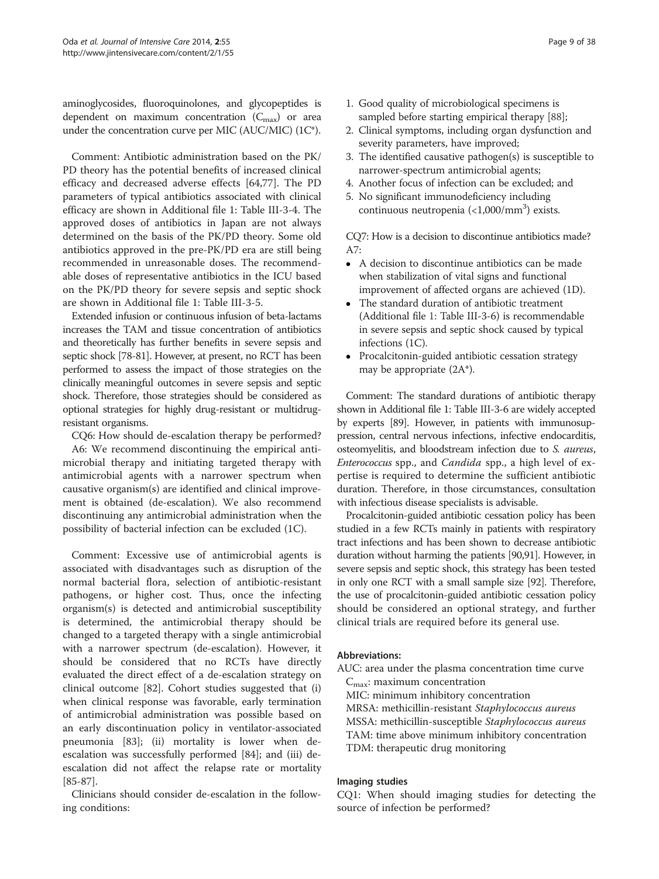aminoglycosides, fluoroquinolones, and glycopeptides is dependent on maximum concentration ($C_{max}$) or area under the concentration curve per MIC (AUC/MIC) (1C*).

Comment: Antibiotic administration based on the PK/PD theory has the potential benefits of increased clinical efficacy and decreased adverse effects [64,77]. The PD parameters of typical antibiotics associated with clinical efficacy are shown in Additional file 1: Table III-3-4. The approved doses of antibiotics in Japan are not always determined on the basis of the PK/PD theory. Some old antibiotics approved in the pre-PK/PD era are still being recommended in unreasonable doses. The recommendable doses of representative antibiotics in the ICU based on the PK/PD theory for severe sepsis and septic shock are shown in Additional file 1: Table III-3-5.

Extended infusion or continuous infusion of beta-lactams increases the TAM and tissue concentration of antibiotics and theoretically has further benefits in severe sepsis and septic shock [78-81]. However, at present, no RCT has been performed to assess the impact of those strategies on the clinically meaningful outcomes in severe sepsis and septic shock. Therefore, those strategies should be considered as optional strategies for highly drug-resistant or multidrug-resistant organisms.

CQ6: How should de-escalation therapy be performed?

A6: We recommend discontinuing the empirical antimicrobial therapy and initiating targeted therapy with antimicrobial agents with a narrower spectrum when causative organism(s) are identified and clinical improvement is obtained (de-escalation). We also recommend discontinuing any antimicrobial administration when the possibility of bacterial infection can be excluded (1C).

Comment: Excessive use of antimicrobial agents is associated with disadvantages such as disruption of the normal bacterial flora, selection of antibiotic-resistant pathogens, or higher cost. Thus, once the infecting organism(s) is detected and antimicrobial susceptibility is determined, the antimicrobial therapy should be changed to a targeted therapy with a single antimicrobial with a narrower spectrum (de-escalation). However, it should be considered that no RCTs have directly evaluated the direct effect of a de-escalation strategy on clinical outcome [82]. Cohort studies suggested that (i) when clinical response was favorable, early termination of antimicrobial administration was possible based on an early discontinuation policy in ventilator-associated pneumonia [83]; (ii) mortality is lower when de-escalation was successfully performed [84]; and (iii) de-escalation did not affect the relapse rate or mortality [85-87].

Clinicians should consider de-escalation in the following conditions:

1. Good quality of microbiological specimens is sampled before starting empirical therapy [88];
2. Clinical symptoms, including organ dysfunction and severity parameters, have improved;
3. The identified causative pathogen(s) is susceptible to narrower-spectrum antimicrobial agents;
4. Another focus of infection can be excluded; and
5. No significant immunodeficiency including continuous neutropenia (<1,000/mm$^3$) exists.

CQ7: How is a decision to discontinue antibiotics made?

A7:

- A decision to discontinue antibiotics can be made when stabilization of vital signs and functional improvement of affected organs are achieved (1D).
- The standard duration of antibiotic treatment (Additional file 1: Table III-3-6) is recommendable in severe sepsis and septic shock caused by typical infections (1C).
- Procalcitonin-guided antibiotic cessation strategy may be appropriate (2A*).

Comment: The standard durations of antibiotic therapy shown in Additional file 1: Table III-3-6 are widely accepted by experts [89]. However, in patients with immunosuppression, central nervous infections, infective endocarditis, osteomyelitis, and bloodstream infection due to *S. aureus*, *Enterococcus* spp., and *Candida* spp., a high level of expertise is required to determine the sufficient antibiotic duration. Therefore, in those circumstances, consultation with infectious disease specialists is advisable.

Procalcitonin-guided antibiotic cessation policy has been studied in a few RCTs mainly in patients with respiratory tract infections and has been shown to decrease antibiotic duration without harming the patients [90,91]. However, in severe sepsis and septic shock, this strategy has been tested in only one RCT with a small sample size [92]. Therefore, the use of procalcitonin-guided antibiotic cessation policy should be considered an optional strategy, and further clinical trials are required before its general use.

#### Abbreviations:

AUC: area under the plasma concentration time curve
$C_{max}$: maximum concentration
MIC: minimum inhibitory concentration
MRSA: methicillin-resistant *Staphylococcus aureus*
MSSA: methicillin-susceptible *Staphylococcus aureus*
TAM: time above minimum inhibitory concentration
TDM: therapeutic drug monitoring

### Imaging studies

CQ1: When should imaging studies for detecting the source of infection be performed?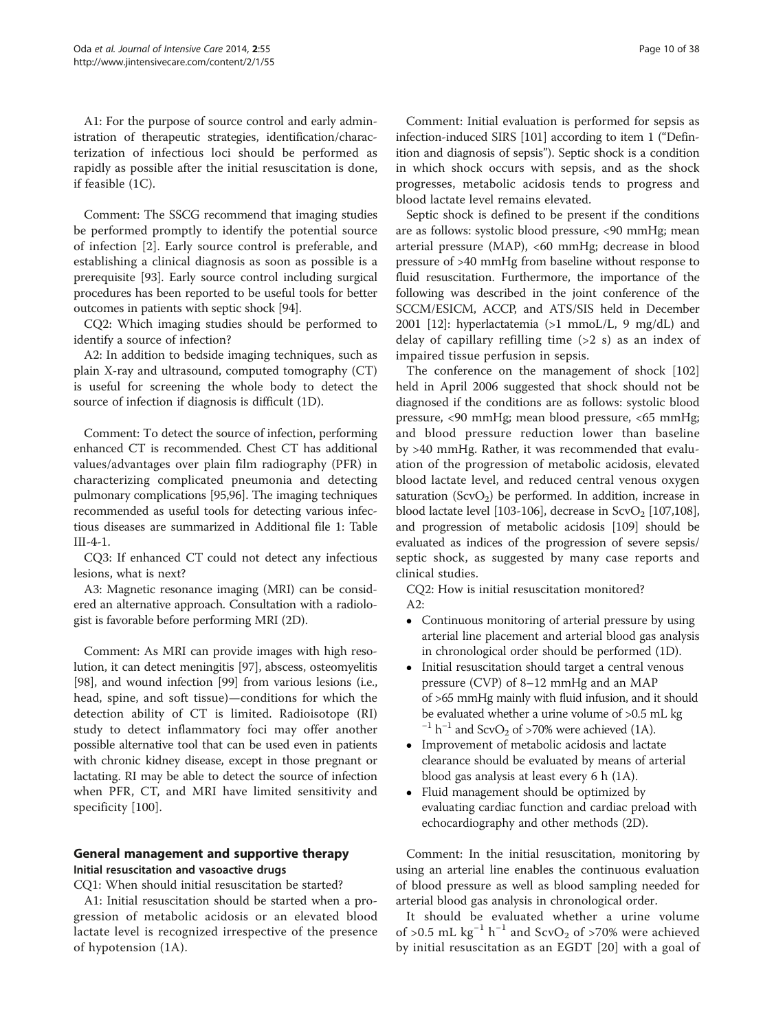A1: For the purpose of source control and early administration of therapeutic strategies, identification/characterization of infectious loci should be performed as rapidly as possible after the initial resuscitation is done, if feasible (1C).

Comment: The SSCG recommend that imaging studies be performed promptly to identify the potential source of infection [2]. Early source control is preferable, and establishing a clinical diagnosis as soon as possible is a prerequisite [93]. Early source control including surgical procedures has been reported to be useful tools for better outcomes in patients with septic shock [94].

CQ2: Which imaging studies should be performed to identify a source of infection?

A2: In addition to bedside imaging techniques, such as plain X-ray and ultrasound, computed tomography (CT) is useful for screening the whole body to detect the source of infection if diagnosis is difficult (1D).

Comment: To detect the source of infection, performing enhanced CT is recommended. Chest CT has additional values/advantages over plain film radiography (PFR) in characterizing complicated pneumonia and detecting pulmonary complications [95,96]. The imaging techniques recommended as useful tools for detecting various infectious diseases are summarized in Additional file 1: Table III-4-1.

CQ3: If enhanced CT could not detect any infectious lesions, what is next?

A3: Magnetic resonance imaging (MRI) can be considered an alternative approach. Consultation with a radiologist is favorable before performing MRI (2D).

Comment: As MRI can provide images with high resolution, it can detect meningitis [97], abscess, osteomyelitis [98], and wound infection [99] from various lesions (i.e., head, spine, and soft tissue)—conditions for which the detection ability of CT is limited. Radioisotope (RI) study to detect inflammatory foci may offer another possible alternative tool that can be used even in patients with chronic kidney disease, except in those pregnant or lactating. RI may be able to detect the source of infection when PFR, CT, and MRI have limited sensitivity and specificity [100].

## General management and supportive therapy

### Initial resuscitation and vasoactive drugs

CQ1: When should initial resuscitation be started?

A1: Initial resuscitation should be started when a progression of metabolic acidosis or an elevated blood lactate level is recognized irrespective of the presence of hypotension (1A).

Comment: Initial evaluation is performed for sepsis as infection-induced SIRS [101] according to item 1 ("Definition and diagnosis of sepsis"). Septic shock is a condition in which shock occurs with sepsis, and as the shock progresses, metabolic acidosis tends to progress and blood lactate level remains elevated.

Septic shock is defined to be present if the conditions are as follows: systolic blood pressure, <90 mmHg; mean arterial pressure (MAP), <60 mmHg; decrease in blood pressure of >40 mmHg from baseline without response to fluid resuscitation. Furthermore, the importance of the following was described in the joint conference of the SCCM/ESICM, ACCP, and ATS/SIS held in December 2001 [12]: hyperlactatemia (>1 mmol/L, 9 mg/dL) and delay of capillary refilling time (>2 s) as an index of impaired tissue perfusion in sepsis.

The conference on the management of shock [102] held in April 2006 suggested that shock should not be diagnosed if the conditions are as follows: systolic blood pressure, <90 mmHg; mean blood pressure, <65 mmHg; and blood pressure reduction lower than baseline by >40 mmHg. Rather, it was recommended that evaluation of the progression of metabolic acidosis, elevated blood lactate level, and reduced central venous oxygen saturation ($ScvO_2$) be performed. In addition, increase in blood lactate level [103-106], decrease in $ScvO_2$ [107,108], and progression of metabolic acidosis [109] should be evaluated as indices of the progression of severe sepsis/septic shock, as suggested by many case reports and clinical studies.

CQ2: How is initial resuscitation monitored?

A2:

- Continuous monitoring of arterial pressure by using arterial line placement and arterial blood gas analysis in chronological order should be performed (1D).
- Initial resuscitation should target a central venous pressure (CVP) of 8–12 mmHg and an MAP of >65 mmHg mainly with fluid infusion, and it should be evaluated whether a urine volume of >0.5 mL $kg^{-1}$ $h^{-1}$ and $ScvO_2$ of >70% were achieved (1A).
- Improvement of metabolic acidosis and lactate clearance should be evaluated by means of arterial blood gas analysis at least every 6 h (1A).
- Fluid management should be optimized by evaluating cardiac function and cardiac preload with echocardiography and other methods (2D).

Comment: In the initial resuscitation, monitoring by using an arterial line enables the continuous evaluation of blood pressure as well as blood sampling needed for arterial blood gas analysis in chronological order.

It should be evaluated whether a urine volume of >0.5 mL $kg^{-1}$ $h^{-1}$ and $ScvO_2$ of >70% were achieved by initial resuscitation as an EGDT [20] with a goal of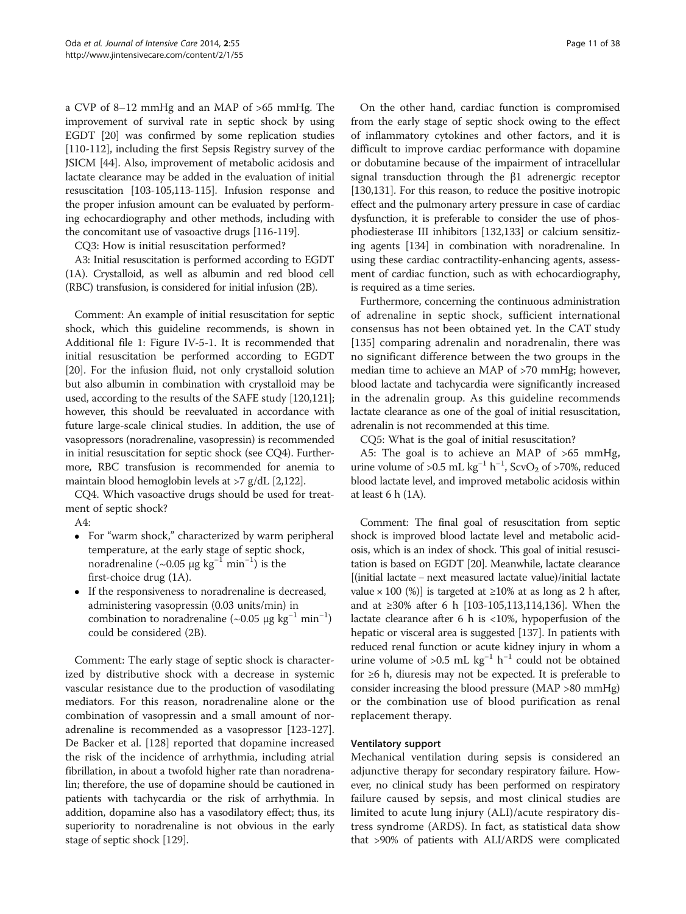a CVP of 8–12 mmHg and an MAP of >65 mmHg. The improvement of survival rate in septic shock by using EGDT [20] was confirmed by some replication studies [110-112], including the first Sepsis Registry survey of the JSICM [44]. Also, improvement of metabolic acidosis and lactate clearance may be added in the evaluation of initial resuscitation [103-105,113-115]. Infusion response and the proper infusion amount can be evaluated by performing echocardiography and other methods, including with the concomitant use of vasoactive drugs [116-119].

CQ3: How is initial resuscitation performed?

A3: Initial resuscitation is performed according to EGDT (1A). Crystalloid, as well as albumin and red blood cell (RBC) transfusion, is considered for initial infusion (2B).

Comment: An example of initial resuscitation for septic shock, which this guideline recommends, is shown in Additional file 1: Figure IV-5-1. It is recommended that initial resuscitation be performed according to EGDT [20]. For the infusion fluid, not only crystalloid solution but also albumin in combination with crystalloid may be used, according to the results of the SAFE study [120,121]; however, this should be reevaluated in accordance with future large-scale clinical studies. In addition, the use of vasopressors (noradrenaline, vasopressin) is recommended in initial resuscitation for septic shock (see CQ4). Furthermore, RBC transfusion is recommended for anemia to maintain blood hemoglobin levels at >7 g/dL [2,122].

CQ4. Which vasoactive drugs should be used for treatment of septic shock?

A4:

- For "warm shock," characterized by warm peripheral temperature, at the early stage of septic shock, noradrenaline (~0.05 μg $kg^{-1}$ $min^{-1}$) is the first-choice drug (1A).
- If the responsiveness to noradrenaline is decreased, administering vasopressin (0.03 units/min) in combination to noradrenaline (~0.05 μg $kg^{-1}$ $min^{-1}$) could be considered (2B).

Comment: The early stage of septic shock is characterized by distributive shock with a decrease in systemic vascular resistance due to the production of vasodilating mediators. For this reason, noradrenaline alone or the combination of vasopressin and a small amount of noradrenaline is recommended as a vasopressor [123-127]. De Backer et al. [128] reported that dopamine increased the risk of the incidence of arrhythmia, including atrial fibrillation, in about a twofold higher rate than noradrenalin; therefore, the use of dopamine should be cautioned in patients with tachycardia or the risk of arrhythmia. In addition, dopamine also has a vasodilatory effect; thus, its superiority to noradrenaline is not obvious in the early stage of septic shock [129].

On the other hand, cardiac function is compromised from the early stage of septic shock owing to the effect of inflammatory cytokines and other factors, and it is difficult to improve cardiac performance with dopamine or dobutamine because of the impairment of intracellular signal transduction through the β1 adrenergic receptor [130,131]. For this reason, to reduce the positive inotropic effect and the pulmonary artery pressure in case of cardiac dysfunction, it is preferable to consider the use of phosphodiesterase III inhibitors [132,133] or calcium sensitizing agents [134] in combination with noradrenaline. In using these cardiac contractility-enhancing agents, assessment of cardiac function, such as with echocardiography, is required as a time series.

Furthermore, concerning the continuous administration of adrenaline in septic shock, sufficient international consensus has not been obtained yet. In the CAT study [135] comparing adrenalin and noradrenalin, there was no significant difference between the two groups in the median time to achieve an MAP of >70 mmHg; however, blood lactate and tachycardia were significantly increased in the adrenalin group. As this guideline recommends lactate clearance as one of the goal of initial resuscitation, adrenalin is not recommended at this time.

CQ5: What is the goal of initial resuscitation?

A5: The goal is to achieve an MAP of >65 mmHg, urine volume of >0.5 mL $kg^{-1}$ $h^{-1}$, $ScvO_2$ of >70%, reduced blood lactate level, and improved metabolic acidosis within at least 6 h (1A).

Comment: The final goal of resuscitation from septic shock is improved blood lactate level and metabolic acidosis, which is an index of shock. This goal of initial resuscitation is based on EGDT [20]. Meanwhile, lactate clearance [(initial lactate – next measured lactate value)/initial lactate value × 100 (%)] is targeted at ≥10% at as long as 2 h after, and at ≥30% after 6 h [103-105,113,114,136]. When the lactate clearance after 6 h is <10%, hypoperfusion of the hepatic or visceral area is suggested [137]. In patients with reduced renal function or acute kidney injury in whom a urine volume of >0.5 mL $kg^{-1}$ $h^{-1}$ could not be obtained for ≥6 h, diuresis may not be expected. It is preferable to consider increasing the blood pressure (MAP >80 mmHg) or the combination use of blood purification as renal replacement therapy.

### Ventilatory support

Mechanical ventilation during sepsis is considered an adjunctive therapy for secondary respiratory failure. However, no clinical study has been performed on respiratory failure caused by sepsis, and most clinical studies are limited to acute lung injury (ALI)/acute respiratory distress syndrome (ARDS). In fact, as statistical data show that >90% of patients with ALI/ARDS were complicated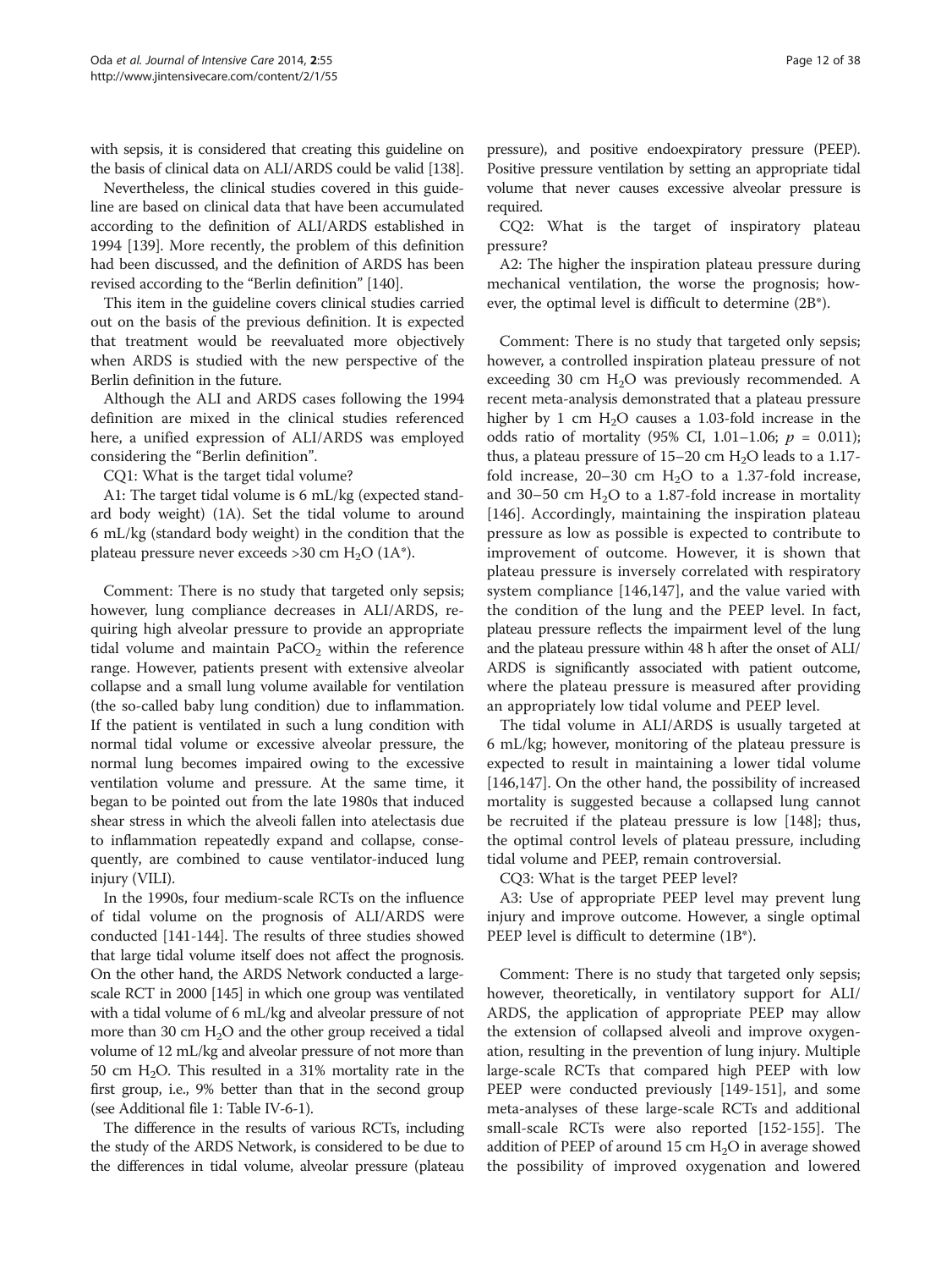with sepsis, it is considered that creating this guideline on the basis of clinical data on ALI/ARDS could be valid [138].

Nevertheless, the clinical studies covered in this guideline are based on clinical data that have been accumulated according to the definition of ALI/ARDS established in 1994 [139]. More recently, the problem of this definition had been discussed, and the definition of ARDS has been revised according to the "Berlin definition" [140].

This item in the guideline covers clinical studies carried out on the basis of the previous definition. It is expected that treatment would be reevaluated more objectively when ARDS is studied with the new perspective of the Berlin definition in the future.

Although the ALI and ARDS cases following the 1994 definition are mixed in the clinical studies referenced here, a unified expression of ALI/ARDS was employed considering the "Berlin definition".

CQ1: What is the target tidal volume?

A1: The target tidal volume is 6 mL/kg (expected standard body weight) (1A). Set the tidal volume to around 6 mL/kg (standard body weight) in the condition that the plateau pressure never exceeds >30 cm $H_2O$ (1A*).

Comment: There is no study that targeted only sepsis; however, lung compliance decreases in ALI/ARDS, requiring high alveolar pressure to provide an appropriate tidal volume and maintain $PaCO_2$ within the reference range. However, patients present with extensive alveolar collapse and a small lung volume available for ventilation (the so-called baby lung condition) due to inflammation. If the patient is ventilated in such a lung condition with normal tidal volume or excessive alveolar pressure, the normal lung becomes impaired owing to the excessive ventilation volume and pressure. At the same time, it began to be pointed out from the late 1980s that induced shear stress in which the alveoli fallen into atelectasis due to inflammation repeatedly expand and collapse, consequently, are combined to cause ventilator-induced lung injury (VILI).

In the 1990s, four medium-scale RCTs on the influence of tidal volume on the prognosis of ALI/ARDS were conducted [141-144]. The results of three studies showed that large tidal volume itself does not affect the prognosis. On the other hand, the ARDS Network conducted a large-scale RCT in 2000 [145] in which one group was ventilated with a tidal volume of 6 mL/kg and alveolar pressure of not more than 30 cm $H_2O$ and the other group received a tidal volume of 12 mL/kg and alveolar pressure of not more than 50 cm $H_2O$. This resulted in a 31% mortality rate in the first group, i.e., 9% better than that in the second group (see Additional file 1: Table IV-6-1).

The difference in the results of various RCTs, including the study of the ARDS Network, is considered to be due to the differences in tidal volume, alveolar pressure (plateau pressure), and positive endoexpiratory pressure (PEEP). Positive pressure ventilation by setting an appropriate tidal volume that never causes excessive alveolar pressure is required.

CQ2: What is the target of inspiratory plateau pressure?

A2: The higher the inspiration plateau pressure during mechanical ventilation, the worse the prognosis; however, the optimal level is difficult to determine (2B*).

Comment: There is no study that targeted only sepsis; however, a controlled inspiration plateau pressure of not exceeding 30 cm $H_2O$ was previously recommended. A recent meta-analysis demonstrated that a plateau pressure higher by 1 cm $H_2O$ causes a 1.03-fold increase in the odds ratio of mortality (95% CI, 1.01–1.06; $p$ = 0.011); thus, a plateau pressure of 15–20 cm $H_2O$ leads to a 1.17-fold increase, 20–30 cm $H_2O$ to a 1.37-fold increase, and 30–50 cm $H_2O$ to a 1.87-fold increase in mortality [146]. Accordingly, maintaining the inspiration plateau pressure as low as possible is expected to contribute to improvement of outcome. However, it is shown that plateau pressure is inversely correlated with respiratory system compliance [146,147], and the value varied with the condition of the lung and the PEEP level. In fact, plateau pressure reflects the impairment level of the lung and the plateau pressure within 48 h after the onset of ALI/ARDS is significantly associated with patient outcome, where the plateau pressure is measured after providing an appropriately low tidal volume and PEEP level.

The tidal volume in ALI/ARDS is usually targeted at 6 mL/kg; however, monitoring of the plateau pressure is expected to result in maintaining a lower tidal volume [146,147]. On the other hand, the possibility of increased mortality is suggested because a collapsed lung cannot be recruited if the plateau pressure is low [148]; thus, the optimal control levels of plateau pressure, including tidal volume and PEEP, remain controversial.

CQ3: What is the target PEEP level?

A3: Use of appropriate PEEP level may prevent lung injury and improve outcome. However, a single optimal PEEP level is difficult to determine (1B*).

Comment: There is no study that targeted only sepsis; however, theoretically, in ventilatory support for ALI/ARDS, the application of appropriate PEEP may allow the extension of collapsed alveoli and improve oxygenation, resulting in the prevention of lung injury. Multiple large-scale RCTs that compared high PEEP with low PEEP were conducted previously [149-151], and some meta-analyses of these large-scale RCTs and additional small-scale RCTs were also reported [152-155]. The addition of PEEP of around 15 cm $H_2O$ in average showed the possibility of improved oxygenation and lowered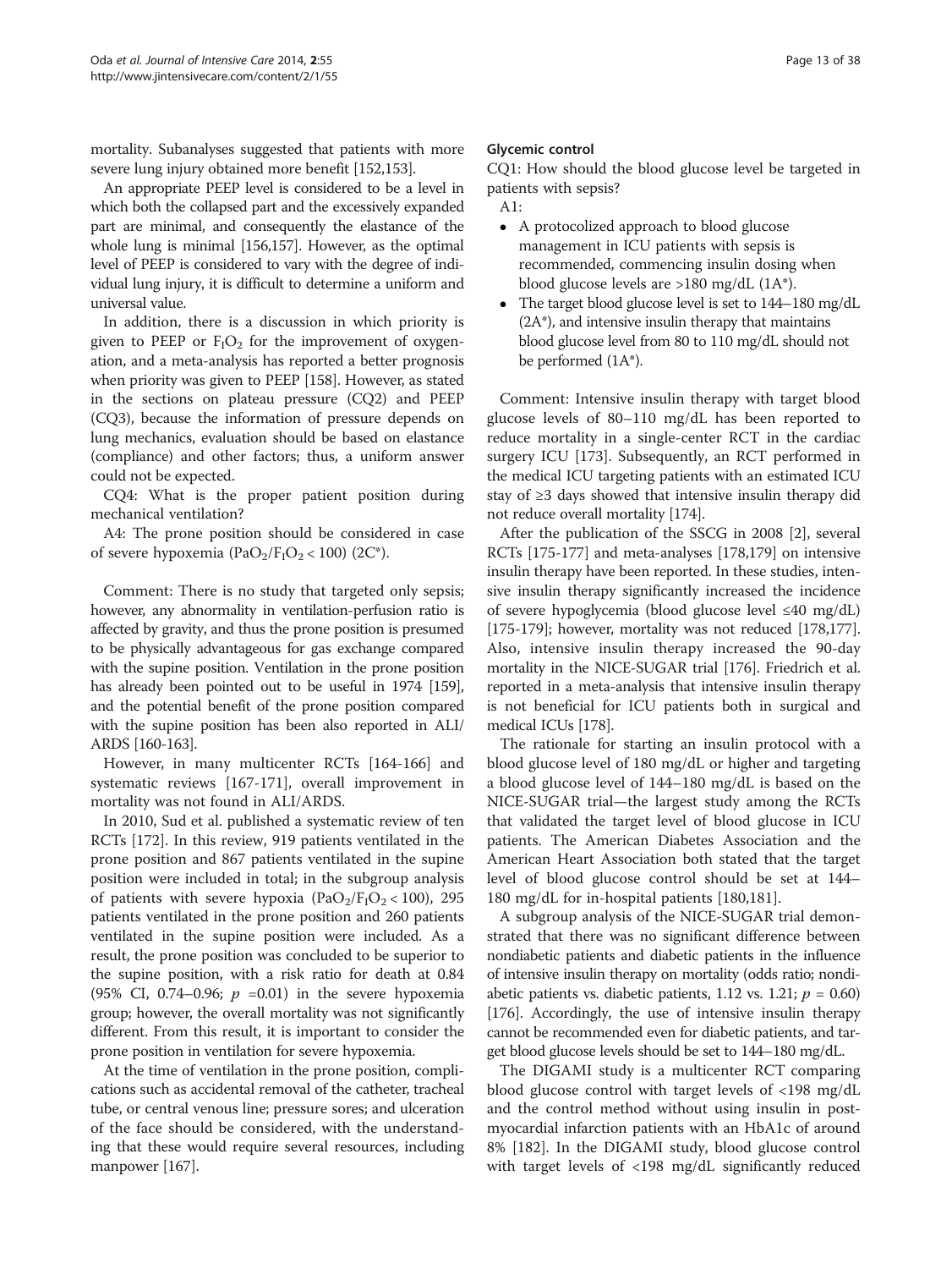mortality. Subanalyses suggested that patients with more severe lung injury obtained more benefit [152,153].

An appropriate PEEP level is considered to be a level in which both the collapsed part and the excessively expanded part are minimal, and consequently the elastance of the whole lung is minimal [156,157]. However, as the optimal level of PEEP is considered to vary with the degree of individual lung injury, it is difficult to determine a uniform and universal value.

In addition, there is a discussion in which priority is given to PEEP or $F_IO_2$ for the improvement of oxygenation, and a meta-analysis has reported a better prognosis when priority was given to PEEP [158]. However, as stated in the sections on plateau pressure (CQ2) and PEEP (CQ3), because the information of pressure depends on lung mechanics, evaluation should be based on elastance (compliance) and other factors; thus, a uniform answer could not be expected.

CQ4: What is the proper patient position during mechanical ventilation?

A4: The prone position should be considered in case of severe hypoxemia ($PaO_2/F_IO_2 < 100$) (2C*).

Comment: There is no study that targeted only sepsis; however, any abnormality in ventilation-perfusion ratio is affected by gravity, and thus the prone position is presumed to be physically advantageous for gas exchange compared with the supine position. Ventilation in the prone position has already been pointed out to be useful in 1974 [159], and the potential benefit of the prone position compared with the supine position has been also reported in ALI/ARDS [160-163].

However, in many multicenter RCTs [164-166] and systematic reviews [167-171], overall improvement in mortality was not found in ALI/ARDS.

In 2010, Sud et al. published a systematic review of ten RCTs [172]. In this review, 919 patients ventilated in the prone position and 867 patients ventilated in the supine position were included in total; in the subgroup analysis of patients with severe hypoxia ($PaO_2/F_IO_2 < 100$), 295 patients ventilated in the prone position and 260 patients ventilated in the supine position were included. As a result, the prone position was concluded to be superior to the supine position, with a risk ratio for death at 0.84 (95% CI, 0.74–0.96; $p$ =0.01) in the severe hypoxemia group; however, the overall mortality was not significantly different. From this result, it is important to consider the prone position in ventilation for severe hypoxemia.

At the time of ventilation in the prone position, complications such as accidental removal of the catheter, tracheal tube, or central venous line; pressure sores; and ulceration of the face should be considered, with the understanding that these would require several resources, including manpower [167].

### Glycemic control

CQ1: How should the blood glucose level be targeted in patients with sepsis?

A1:

- A protocolized approach to blood glucose management in ICU patients with sepsis is recommended, commencing insulin dosing when blood glucose levels are >180 mg/dL (1A*).
- The target blood glucose level is set to 144–180 mg/dL (2A*), and intensive insulin therapy that maintains blood glucose level from 80 to 110 mg/dL should not be performed (1A*).

Comment: Intensive insulin therapy with target blood glucose levels of 80–110 mg/dL has been reported to reduce mortality in a single-center RCT in the cardiac surgery ICU [173]. Subsequently, an RCT performed in the medical ICU targeting patients with an estimated ICU stay of ≥3 days showed that intensive insulin therapy did not reduce overall mortality [174].

After the publication of the SSCG in 2008 [2], several RCTs [175-177] and meta-analyses [178,179] on intensive insulin therapy have been reported. In these studies, intensive insulin therapy significantly increased the incidence of severe hypoglycemia (blood glucose level ≤40 mg/dL) [175-179]; however, mortality was not reduced [178,177]. Also, intensive insulin therapy increased the 90-day mortality in the NICE-SUGAR trial [176]. Friedrich et al. reported in a meta-analysis that intensive insulin therapy is not beneficial for ICU patients both in surgical and medical ICUs [178].

The rationale for starting an insulin protocol with a blood glucose level of 180 mg/dL or higher and targeting a blood glucose level of 144–180 mg/dL is based on the NICE-SUGAR trial—the largest study among the RCTs that validated the target level of blood glucose in ICU patients. The American Diabetes Association and the American Heart Association both stated that the target level of blood glucose control should be set at 144–180 mg/dL for in-hospital patients [180,181].

A subgroup analysis of the NICE-SUGAR trial demonstrated that there was no significant difference between nondiabetic patients and diabetic patients in the influence of intensive insulin therapy on mortality (odds ratio; nondiabetic patients vs. diabetic patients, 1.12 vs. 1.21; $p$ = 0.60) [176]. Accordingly, the use of intensive insulin therapy cannot be recommended even for diabetic patients, and target blood glucose levels should be set to 144–180 mg/dL.

The DIGAMI study is a multicenter RCT comparing blood glucose control with target levels of <198 mg/dL and the control method without using insulin in post-myocardial infarction patients with an HbA1c of around 8% [182]. In the DIGAMI study, blood glucose control with target levels of <198 mg/dL significantly reduced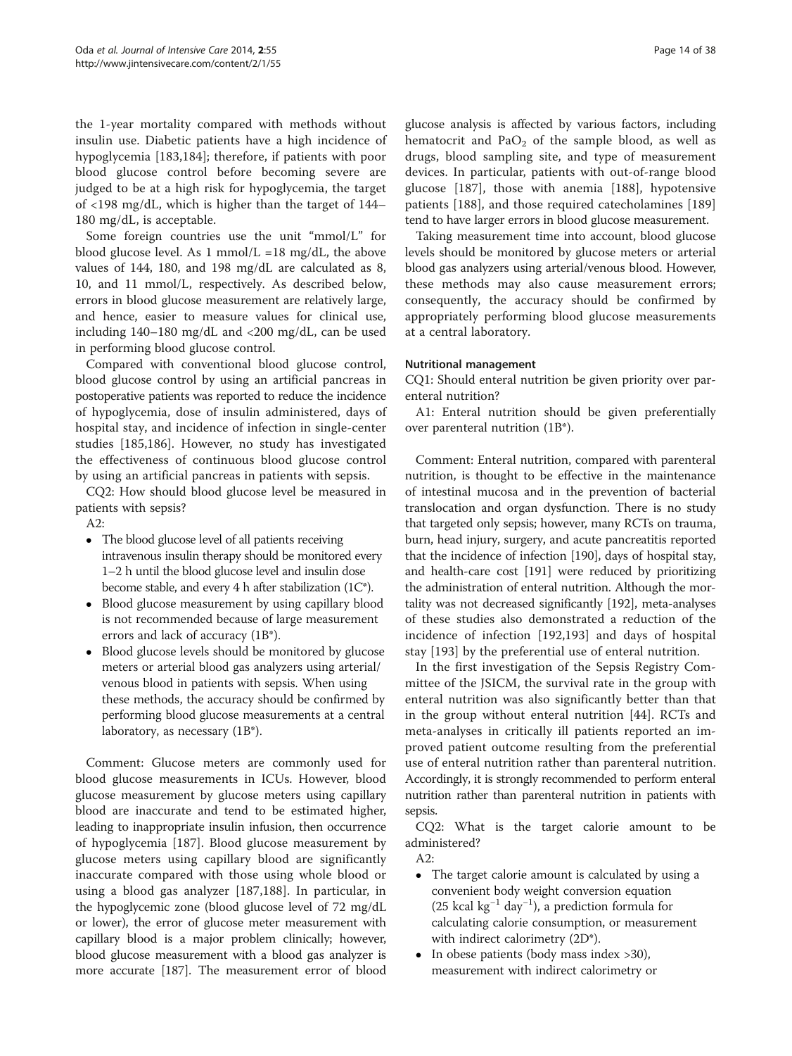the 1-year mortality compared with methods without insulin use. Diabetic patients have a high incidence of hypoglycemia [183,184]; therefore, if patients with poor blood glucose control before becoming severe are judged to be at a high risk for hypoglycemia, the target of <198 mg/dL, which is higher than the target of 144–180 mg/dL, is acceptable.

Some foreign countries use the unit "mmol/L" for blood glucose level. As 1 mmol/L =18 mg/dL, the above values of 144, 180, and 198 mg/dL are calculated as 8, 10, and 11 mmol/L, respectively. As described below, errors in blood glucose measurement are relatively large, and hence, easier to measure values for clinical use, including 140–180 mg/dL and <200 mg/dL, can be used in performing blood glucose control.

Compared with conventional blood glucose control, blood glucose control by using an artificial pancreas in postoperative patients was reported to reduce the incidence of hypoglycemia, dose of insulin administered, days of hospital stay, and incidence of infection in single-center studies [185,186]. However, no study has investigated the effectiveness of continuous blood glucose control by using an artificial pancreas in patients with sepsis.

CQ2: How should blood glucose level be measured in patients with sepsis?

A2:

- The blood glucose level of all patients receiving intravenous insulin therapy should be monitored every 1–2 h until the blood glucose level and insulin dose become stable, and every 4 h after stabilization (1C*).
- Blood glucose measurement by using capillary blood is not recommended because of large measurement errors and lack of accuracy (1B*).
- Blood glucose levels should be monitored by glucose meters or arterial blood gas analyzers using arterial/venous blood in patients with sepsis. When using these methods, the accuracy should be confirmed by performing blood glucose measurements at a central laboratory, as necessary (1B*).

Comment: Glucose meters are commonly used for blood glucose measurements in ICUs. However, blood glucose measurement by glucose meters using capillary blood are inaccurate and tend to be estimated higher, leading to inappropriate insulin infusion, then occurrence of hypoglycemia [187]. Blood glucose measurement by glucose meters using capillary blood are significantly inaccurate compared with those using whole blood or using a blood gas analyzer [187,188]. In particular, in the hypoglycemic zone (blood glucose level of 72 mg/dL or lower), the error of glucose meter measurement with capillary blood is a major problem clinically; however, blood glucose measurement with a blood gas analyzer is more accurate [187]. The measurement error of blood glucose analysis is affected by various factors, including hematocrit and $PaO_2$ of the sample blood, as well as drugs, blood sampling site, and type of measurement devices. In particular, patients with out-of-range blood glucose [187], those with anemia [188], hypotensive patients [188], and those required catecholamines [189] tend to have larger errors in blood glucose measurement.

Taking measurement time into account, blood glucose levels should be monitored by glucose meters or arterial blood gas analyzers using arterial/venous blood. However, these methods may also cause measurement errors; consequently, the accuracy should be confirmed by appropriately performing blood glucose measurements at a central laboratory.

#### Nutritional management

CQ1: Should enteral nutrition be given priority over parenteral nutrition?

A1: Enteral nutrition should be given preferentially over parenteral nutrition (1B*).

Comment: Enteral nutrition, compared with parenteral nutrition, is thought to be effective in the maintenance of intestinal mucosa and in the prevention of bacterial translocation and organ dysfunction. There is no study that targeted only sepsis; however, many RCTs on trauma, burn, head injury, surgery, and acute pancreatitis reported that the incidence of infection [190], days of hospital stay, and health-care cost [191] were reduced by prioritizing the administration of enteral nutrition. Although the mortality was not decreased significantly [192], meta-analyses of these studies also demonstrated a reduction of the incidence of infection [192,193] and days of hospital stay [193] by the preferential use of enteral nutrition.

In the first investigation of the Sepsis Registry Committee of the JSICM, the survival rate in the group with enteral nutrition was also significantly better than that in the group without enteral nutrition [44]. RCTs and meta-analyses in critically ill patients reported an improved patient outcome resulting from the preferential use of enteral nutrition rather than parenteral nutrition. Accordingly, it is strongly recommended to perform enteral nutrition rather than parenteral nutrition in patients with sepsis.

CQ2: What is the target calorie amount to be administered?

A2:

- The target calorie amount is calculated by using a convenient body weight conversion equation (25 kcal $kg^{-1}$ $day^{-1}$), a prediction formula for calculating calorie consumption, or measurement with indirect calorimetry (2D*).
- In obese patients (body mass index >30), measurement with indirect calorimetry or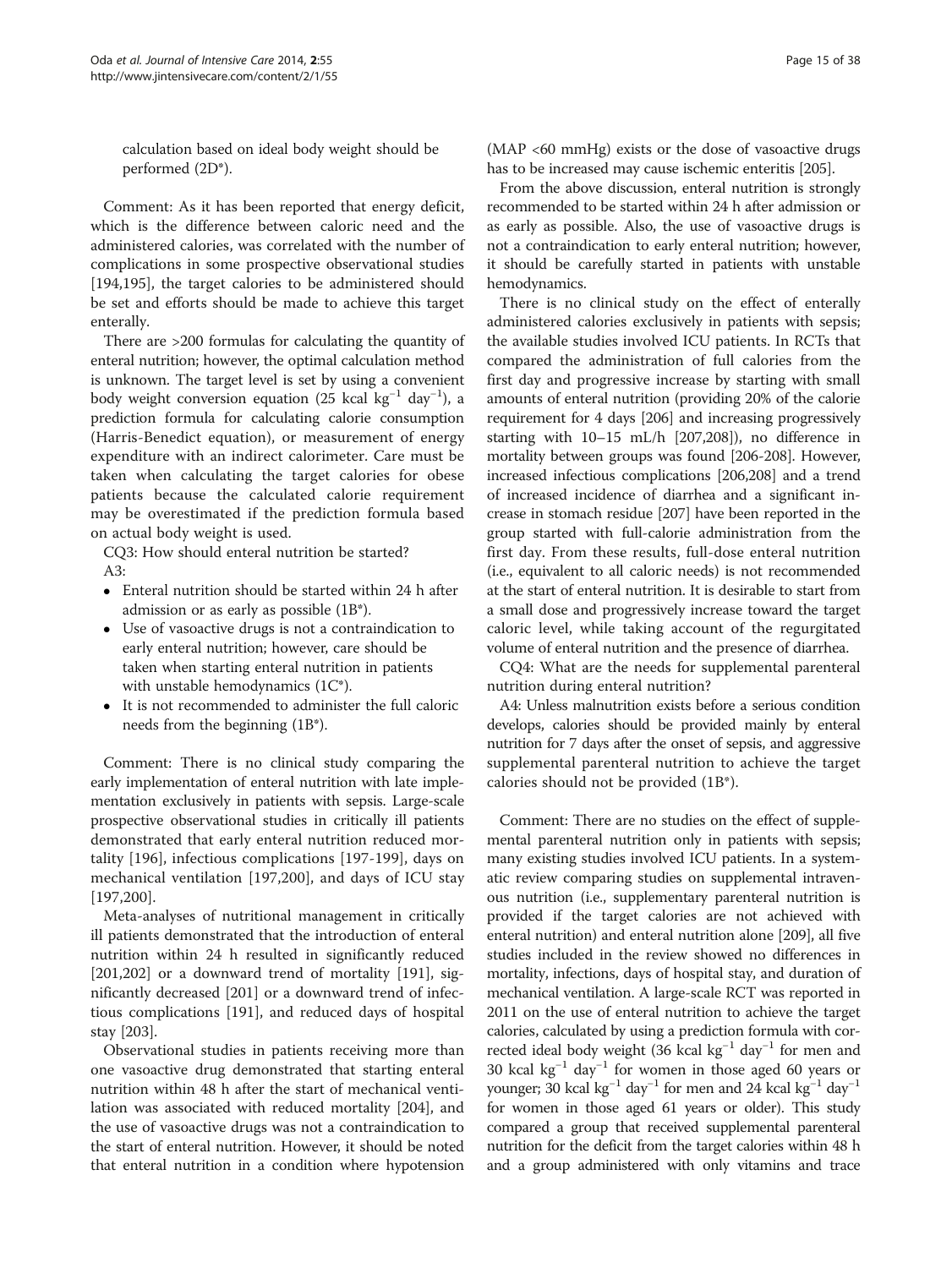calculation based on ideal body weight should be performed (2D*).

Comment: As it has been reported that energy deficit, which is the difference between caloric need and the administered calories, was correlated with the number of complications in some prospective observational studies [194,195], the target calories to be administered should be set and efforts should be made to achieve this target enterally.

There are >200 formulas for calculating the quantity of enteral nutrition; however, the optimal calculation method is unknown. The target level is set by using a convenient body weight conversion equation (25 kcal $kg^{-1}$ $day^{-1}$), a prediction formula for calculating calorie consumption (Harris-Benedict equation), or measurement of energy expenditure with an indirect calorimeter. Care must be taken when calculating the target calories for obese patients because the calculated calorie requirement may be overestimated if the prediction formula based on actual body weight is used.

CQ3: How should enteral nutrition be started?

A3:

- Enteral nutrition should be started within 24 h after admission or as early as possible (1B*).
- Use of vasoactive drugs is not a contraindication to early enteral nutrition; however, care should be taken when starting enteral nutrition in patients with unstable hemodynamics (1C*).
- It is not recommended to administer the full caloric needs from the beginning (1B*).

Comment: There is no clinical study comparing the early implementation of enteral nutrition with late implementation exclusively in patients with sepsis. Large-scale prospective observational studies in critically ill patients demonstrated that early enteral nutrition reduced mortality [196], infectious complications [197-199], days on mechanical ventilation [197,200], and days of ICU stay [197,200].

Meta-analyses of nutritional management in critically ill patients demonstrated that the introduction of enteral nutrition within 24 h resulted in significantly reduced [201,202] or a downward trend of mortality [191], significantly decreased [201] or a downward trend of infectious complications [191], and reduced days of hospital stay [203].

Observational studies in patients receiving more than one vasoactive drug demonstrated that starting enteral nutrition within 48 h after the start of mechanical ventilation was associated with reduced mortality [204], and the use of vasoactive drugs was not a contraindication to the start of enteral nutrition. However, it should be noted that enteral nutrition in a condition where hypotension (MAP <60 mmHg) exists or the dose of vasoactive drugs has to be increased may cause ischemic enteritis [205].

From the above discussion, enteral nutrition is strongly recommended to be started within 24 h after admission or as early as possible. Also, the use of vasoactive drugs is not a contraindication to early enteral nutrition; however, it should be carefully started in patients with unstable hemodynamics.

There is no clinical study on the effect of enterally administered calories exclusively in patients with sepsis; the available studies involved ICU patients. In RCTs that compared the administration of full calories from the first day and progressive increase by starting with small amounts of enteral nutrition (providing 20% of the calorie requirement for 4 days [206] and increasing progressively starting with 10–15 mL/h [207,208]), no difference in mortality between groups was found [206-208]. However, increased infectious complications [206,208] and a trend of increased incidence of diarrhea and a significant increase in stomach residue [207] have been reported in the group started with full-calorie administration from the first day. From these results, full-dose enteral nutrition (i.e., equivalent to all caloric needs) is not recommended at the start of enteral nutrition. It is desirable to start from a small dose and progressively increase toward the target caloric level, while taking account of the regurgitated volume of enteral nutrition and the presence of diarrhea.

CQ4: What are the needs for supplemental parenteral nutrition during enteral nutrition?

A4: Unless malnutrition exists before a serious condition develops, calories should be provided mainly by enteral nutrition for 7 days after the onset of sepsis, and aggressive supplemental parenteral nutrition to achieve the target calories should not be provided (1B*).

Comment: There are no studies on the effect of supplemental parenteral nutrition only in patients with sepsis; many existing studies involved ICU patients. In a systematic review comparing studies on supplemental intravenous nutrition (i.e., supplementary parenteral nutrition is provided if the target calories are not achieved with enteral nutrition) and enteral nutrition alone [209], all five studies included in the review showed no differences in mortality, infections, days of hospital stay, and duration of mechanical ventilation. A large-scale RCT was reported in 2011 on the use of enteral nutrition to achieve the target calories, calculated by using a prediction formula with corrected ideal body weight (36 kcal $kg^{-1}$ $day^{-1}$ for men and 30 kcal $kg^{-1}$ $day^{-1}$ for women in those aged 60 years or younger; 30 kcal $kg^{-1}$ $day^{-1}$ for men and 24 kcal $kg^{-1}$ $day^{-1}$ for women in those aged 61 years or older). This study compared a group that received supplemental parenteral nutrition for the deficit from the target calories within 48 h and a group administered with only vitamins and trace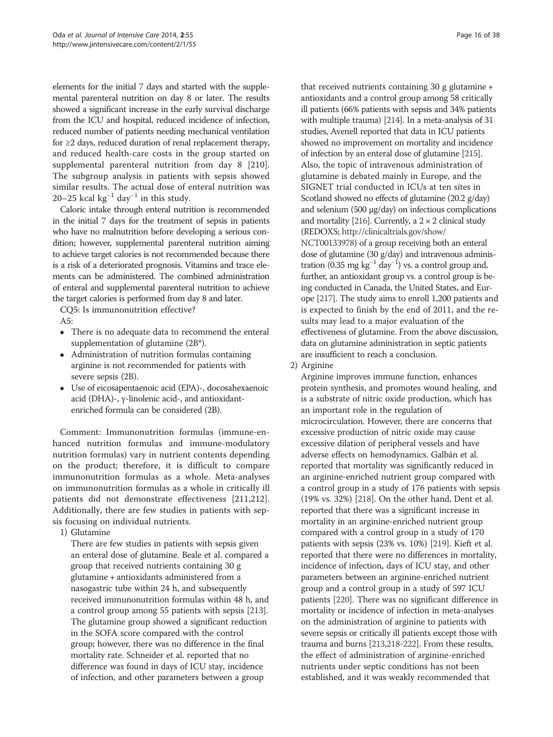elements for the initial 7 days and started with the supplemental parenteral nutrition on day 8 or later. The results showed a significant increase in the early survival discharge from the ICU and hospital, reduced incidence of infection, reduced number of patients needing mechanical ventilation for ≥2 days, reduced duration of renal replacement therapy, and reduced health-care costs in the group started on supplemental parenteral nutrition from day 8 [210]. The subgroup analysis in patients with sepsis showed similar results. The actual dose of enteral nutrition was 20–25 kcal $kg^{-1}$ $day^{-1}$ in this study.

Caloric intake through enteral nutrition is recommended in the initial 7 days for the treatment of sepsis in patients who have no malnutrition before developing a serious condition; however, supplemental parenteral nutrition aiming to achieve target calories is not recommended because there is a risk of a deteriorated prognosis. Vitamins and trace elements can be administered. The combined administration of enteral and supplemental parenteral nutrition to achieve the target calories is performed from day 8 and later.

CQ5: Is immunonutrition effective?

A5:

- There is no adequate data to recommend the enteral supplementation of glutamine (2B*).
- Administration of nutrition formulas containing arginine is not recommended for patients with severe sepsis (2B).
- Use of eicosapentaenoic acid (EPA)-, docosahexaenoic acid (DHA)-, γ-linolenic acid-, and antioxidant-enriched formula can be considered (2B).

Comment: Immunonutrition formulas (immune-enhanced nutrition formulas and immune-modulatory nutrition formulas) vary in nutrient contents depending on the product; therefore, it is difficult to compare immunonutrition formulas as a whole. Meta-analyses on immunonutrition formulas as a whole in critically ill patients did not demonstrate effectiveness [211,212]. Additionally, there are few studies in patients with sepsis focusing on individual nutrients.

1) Glutamine

   There are few studies in patients with sepsis given an enteral dose of glutamine. Beale et al. compared a group that received nutrients containing 30 g glutamine + antioxidants administered from a nasogastric tube within 24 h, and subsequently received immunonutrition formulas within 48 h, and a control group among 55 patients with sepsis [213]. The glutamine group showed a significant reduction in the SOFA score compared with the control group; however, there was no difference in the final mortality rate. Schneider et al. reported that no difference was found in days of ICU stay, incidence of infection, and other parameters between a group that received nutrients containing 30 g glutamine + antioxidants and a control group among 58 critically ill patients (66% patients with sepsis and 34% patients with multiple trauma) [214]. In a meta-analysis of 31 studies, Avenell reported that data in ICU patients showed no improvement on mortality and incidence of infection by an enteral dose of glutamine [215]. Also, the topic of intravenous administration of glutamine is debated mainly in Europe, and the SIGNET trial conducted in ICUs at ten sites in Scotland showed no effects of glutamine (20.2 g/day) and selenium (500 μg/day) on infectious complications and mortality [216]. Currently, a 2 × 2 clinical study (REDOXS; http://clinicaltrials.gov/show/NCT00133978) of a group receiving both an enteral dose of glutamine (30 g/day) and intravenous administration (0.35 mg $kg^{-1}$ $day^{-1}$) vs. a control group and, further, an antioxidant group vs. a control group is being conducted in Canada, the United States, and Europe [217]. The study aims to enroll 1,200 patients and is expected to finish by the end of 2011, and the results may lead to a major evaluation of the effectiveness of glutamine. From the above discussion, data on glutamine administration in septic patients are insufficient to reach a conclusion.

2) Arginine

   Arginine improves immune function, enhances protein synthesis, and promotes wound healing, and is a substrate of nitric oxide production, which has an important role in the regulation of microcirculation. However, there are concerns that excessive production of nitric oxide may cause excessive dilation of peripheral vessels and have adverse effects on hemodynamics. Galbán et al. reported that mortality was significantly reduced in an arginine-enriched nutrient group compared with a control group in a study of 176 patients with sepsis (19% vs. 32%) [218]. On the other hand, Dent et al. reported that there was a significant increase in mortality in an arginine-enriched nutrient group compared with a control group in a study of 170 patients with sepsis (23% vs. 10%) [219]. Kieft et al. reported that there were no differences in mortality, incidence of infection, days of ICU stay, and other parameters between an arginine-enriched nutrient group and a control group in a study of 597 ICU patients [220]. There was no significant difference in mortality or incidence of infection in meta-analyses on the administration of arginine to patients with severe sepsis or critically ill patients except those with trauma and burns [213,218-222]. From these results, the effect of administration of arginine-enriched nutrients under septic conditions has not been established, and it was weakly recommended that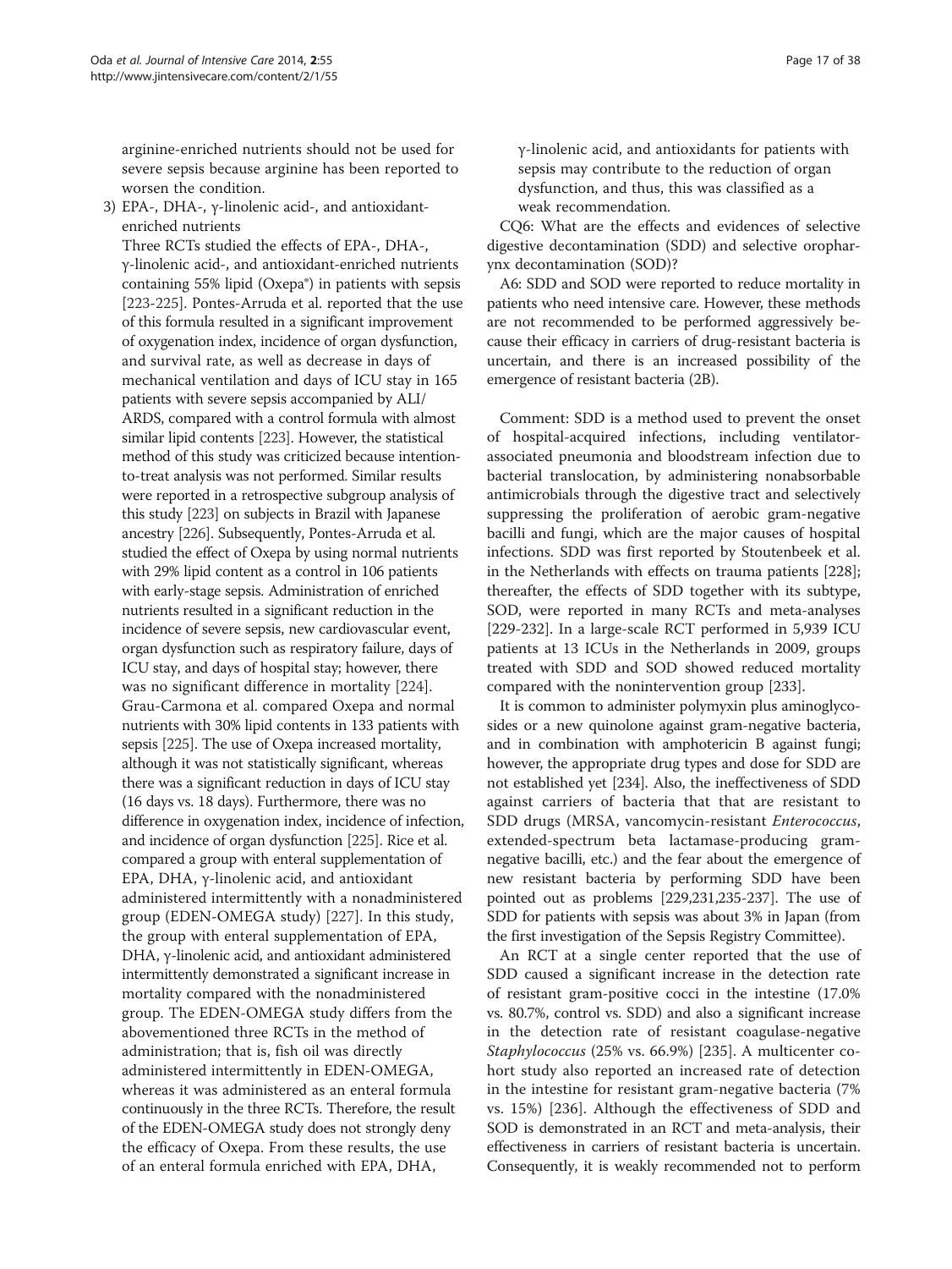arginine-enriched nutrients should not be used for severe sepsis because arginine has been reported to worsen the condition.

3) EPA-, DHA-, γ-linolenic acid-, and antioxidant-enriched nutrients

Three RCTs studied the effects of EPA-, DHA-, γ-linolenic acid-, and antioxidant-enriched nutrients containing 55% lipid (Oxepa®) in patients with sepsis [223-225]. Pontes-Arruda et al. reported that the use of this formula resulted in a significant improvement of oxygenation index, incidence of organ dysfunction, and survival rate, as well as decrease in days of mechanical ventilation and days of ICU stay in 165 patients with severe sepsis accompanied by ALI/ARDS, compared with a control formula with almost similar lipid contents [223]. However, the statistical method of this study was criticized because intention-to-treat analysis was not performed. Similar results were reported in a retrospective subgroup analysis of this study [223] on subjects in Brazil with Japanese ancestry [226]. Subsequently, Pontes-Arruda et al. studied the effect of Oxepa by using normal nutrients with 29% lipid content as a control in 106 patients with early-stage sepsis. Administration of enriched nutrients resulted in a significant reduction in the incidence of severe sepsis, new cardiovascular event, organ dysfunction such as respiratory failure, days of ICU stay, and days of hospital stay; however, there was no significant difference in mortality [224]. Grau-Carmona et al. compared Oxepa and normal nutrients with 30% lipid contents in 133 patients with sepsis [225]. The use of Oxepa increased mortality, although it was not statistically significant, whereas there was a significant reduction in days of ICU stay (16 days vs. 18 days). Furthermore, there was no difference in oxygenation index, incidence of infection, and incidence of organ dysfunction [225]. Rice et al. compared a group with enteral supplementation of EPA, DHA, γ-linolenic acid, and antioxidant administered intermittently with a nonadministered group (EDEN-OMEGA study) [227]. In this study, the group with enteral supplementation of EPA, DHA, γ-linolenic acid, and antioxidant administered intermittently demonstrated a significant increase in mortality compared with the nonadministered group. The EDEN-OMEGA study differs from the abovementioned three RCTs in the method of administration; that is, fish oil was directly administered intermittently in EDEN-OMEGA, whereas it was administered as an enteral formula continuously in the three RCTs. Therefore, the result of the EDEN-OMEGA study does not strongly deny the efficacy of Oxepa. From these results, the use of an enteral formula enriched with EPA, DHA, γ-linolenic acid, and antioxidants for patients with sepsis may contribute to the reduction of organ dysfunction, and thus, this was classified as a weak recommendation.

CQ6: What are the effects and evidences of selective digestive decontamination (SDD) and selective oropharynx decontamination (SOD)?

A6: SDD and SOD were reported to reduce mortality in patients who need intensive care. However, these methods are not recommended to be performed aggressively because their efficacy in carriers of drug-resistant bacteria is uncertain, and there is an increased possibility of the emergence of resistant bacteria (2B).

Comment: SDD is a method used to prevent the onset of hospital-acquired infections, including ventilator-associated pneumonia and bloodstream infection due to bacterial translocation, by administering nonabsorbable antimicrobials through the digestive tract and selectively suppressing the proliferation of aerobic gram-negative bacilli and fungi, which are the major causes of hospital infections. SDD was first reported by Stoutenbeek et al. in the Netherlands with effects on trauma patients [228]; thereafter, the effects of SDD together with its subtype, SOD, were reported in many RCTs and meta-analyses [229-232]. In a large-scale RCT performed in 5,939 ICU patients at 13 ICUs in the Netherlands in 2009, groups treated with SDD and SOD showed reduced mortality compared with the nonintervention group [233].

It is common to administer polymyxin plus aminoglycosides or a new quinolone against gram-negative bacteria, and in combination with amphotericin B against fungi; however, the appropriate drug types and dose for SDD are not established yet [234]. Also, the ineffectiveness of SDD against carriers of bacteria that that are resistant to SDD drugs (MRSA, vancomycin-resistant *Enterococcus*, extended-spectrum beta lactamase-producing gram-negative bacilli, etc.) and the fear about the emergence of new resistant bacteria by performing SDD have been pointed out as problems [229,231,235-237]. The use of SDD for patients with sepsis was about 3% in Japan (from the first investigation of the Sepsis Registry Committee).

An RCT at a single center reported that the use of SDD caused a significant increase in the detection rate of resistant gram-positive cocci in the intestine (17.0% vs. 80.7%, control vs. SDD) and also a significant increase in the detection rate of resistant coagulase-negative *Staphylococcus* (25% vs. 66.9%) [235]. A multicenter cohort study also reported an increased rate of detection in the intestine for resistant gram-negative bacteria (7% vs. 15%) [236]. Although the effectiveness of SDD and SOD is demonstrated in an RCT and meta-analysis, their effectiveness in carriers of resistant bacteria is uncertain. Consequently, it is weakly recommended not to perform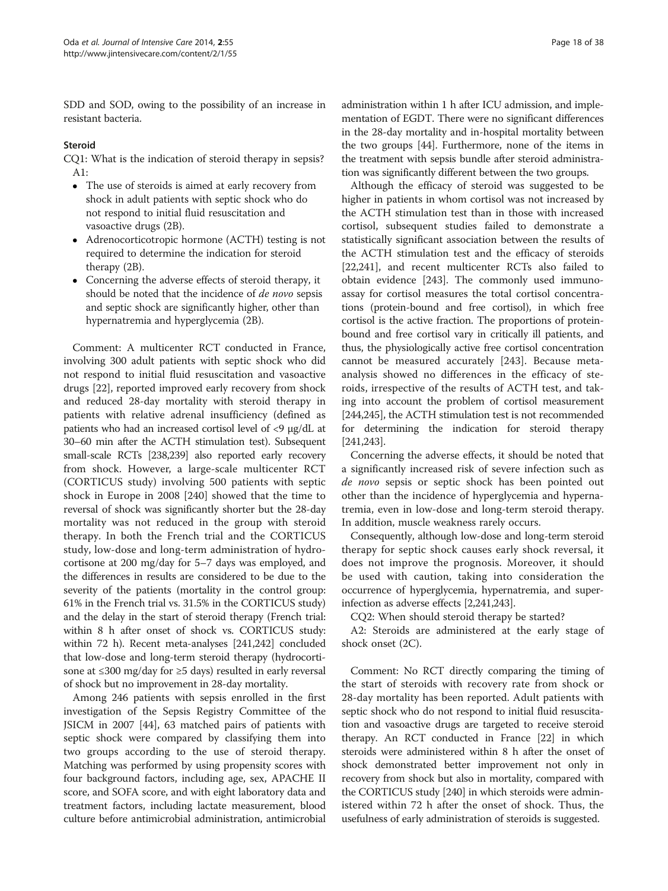SDD and SOD, owing to the possibility of an increase in resistant bacteria.

### Steroid

CQ1: What is the indication of steroid therapy in sepsis?

A1:

- The use of steroids is aimed at early recovery from shock in adult patients with septic shock who do not respond to initial fluid resuscitation and vasoactive drugs (2B).
- Adrenocorticotropic hormone (ACTH) testing is not required to determine the indication for steroid therapy (2B).
- Concerning the adverse effects of steroid therapy, it should be noted that the incidence of *de novo* sepsis and septic shock are significantly higher, other than hypernatremia and hyperglycemia (2B).

Comment: A multicenter RCT conducted in France, involving 300 adult patients with septic shock who did not respond to initial fluid resuscitation and vasoactive drugs [22], reported improved early recovery from shock and reduced 28-day mortality with steroid therapy in patients with relative adrenal insufficiency (defined as patients who had an increased cortisol level of <9 μg/dL at 30–60 min after the ACTH stimulation test). Subsequent small-scale RCTs [238,239] also reported early recovery from shock. However, a large-scale multicenter RCT (CORTICUS study) involving 500 patients with septic shock in Europe in 2008 [240] showed that the time to reversal of shock was significantly shorter but the 28-day mortality was not reduced in the group with steroid therapy. In both the French trial and the CORTICUS study, low-dose and long-term administration of hydrocortisone at 200 mg/day for 5–7 days was employed, and the differences in results are considered to be due to the severity of the patients (mortality in the control group: 61% in the French trial vs. 31.5% in the CORTICUS study) and the delay in the start of steroid therapy (French trial: within 8 h after onset of shock vs. CORTICUS study: within 72 h). Recent meta-analyses [241,242] concluded that low-dose and long-term steroid therapy (hydrocortisone at ≤300 mg/day for ≥5 days) resulted in early reversal of shock but no improvement in 28-day mortality.

Among 246 patients with sepsis enrolled in the first investigation of the Sepsis Registry Committee of the JSICM in 2007 [44], 63 matched pairs of patients with septic shock were compared by classifying them into two groups according to the use of steroid therapy. Matching was performed by using propensity scores with four background factors, including age, sex, APACHE II score, and SOFA score, and with eight laboratory data and treatment factors, including lactate measurement, blood culture before antimicrobial administration, antimicrobial administration within 1 h after ICU admission, and implementation of EGDT. There were no significant differences in the 28-day mortality and in-hospital mortality between the two groups [44]. Furthermore, none of the items in the treatment with sepsis bundle after steroid administration was significantly different between the two groups.

Although the efficacy of steroid was suggested to be higher in patients in whom cortisol was not increased by the ACTH stimulation test than in those with increased cortisol, subsequent studies failed to demonstrate a statistically significant association between the results of the ACTH stimulation test and the efficacy of steroids [22,241], and recent multicenter RCTs also failed to obtain evidence [243]. The commonly used immunoassay for cortisol measures the total cortisol concentrations (protein-bound and free cortisol), in which free cortisol is the active fraction. The proportions of protein-bound and free cortisol vary in critically ill patients, and thus, the physiologically active free cortisol concentration cannot be measured accurately [243]. Because meta-analysis showed no differences in the efficacy of steroids, irrespective of the results of ACTH test, and taking into account the problem of cortisol measurement [244,245], the ACTH stimulation test is not recommended for determining the indication for steroid therapy [241,243].

Concerning the adverse effects, it should be noted that a significantly increased risk of severe infection such as *de novo* sepsis or septic shock has been pointed out other than the incidence of hyperglycemia and hypernatremia, even in low-dose and long-term steroid therapy. In addition, muscle weakness rarely occurs.

Consequently, although low-dose and long-term steroid therapy for septic shock causes early shock reversal, it does not improve the prognosis. Moreover, it should be used with caution, taking into consideration the occurrence of hyperglycemia, hypernatremia, and superinfection as adverse effects [2,241,243].

CQ2: When should steroid therapy be started?

A2: Steroids are administered at the early stage of shock onset (2C).

Comment: No RCT directly comparing the timing of the start of steroids with recovery rate from shock or 28-day mortality has been reported. Adult patients with septic shock who do not respond to initial fluid resuscitation and vasoactive drugs are targeted to receive steroid therapy. An RCT conducted in France [22] in which steroids were administered within 8 h after the onset of shock demonstrated better improvement not only in recovery from shock but also in mortality, compared with the CORTICUS study [240] in which steroids were administered within 72 h after the onset of shock. Thus, the usefulness of early administration of steroids is suggested.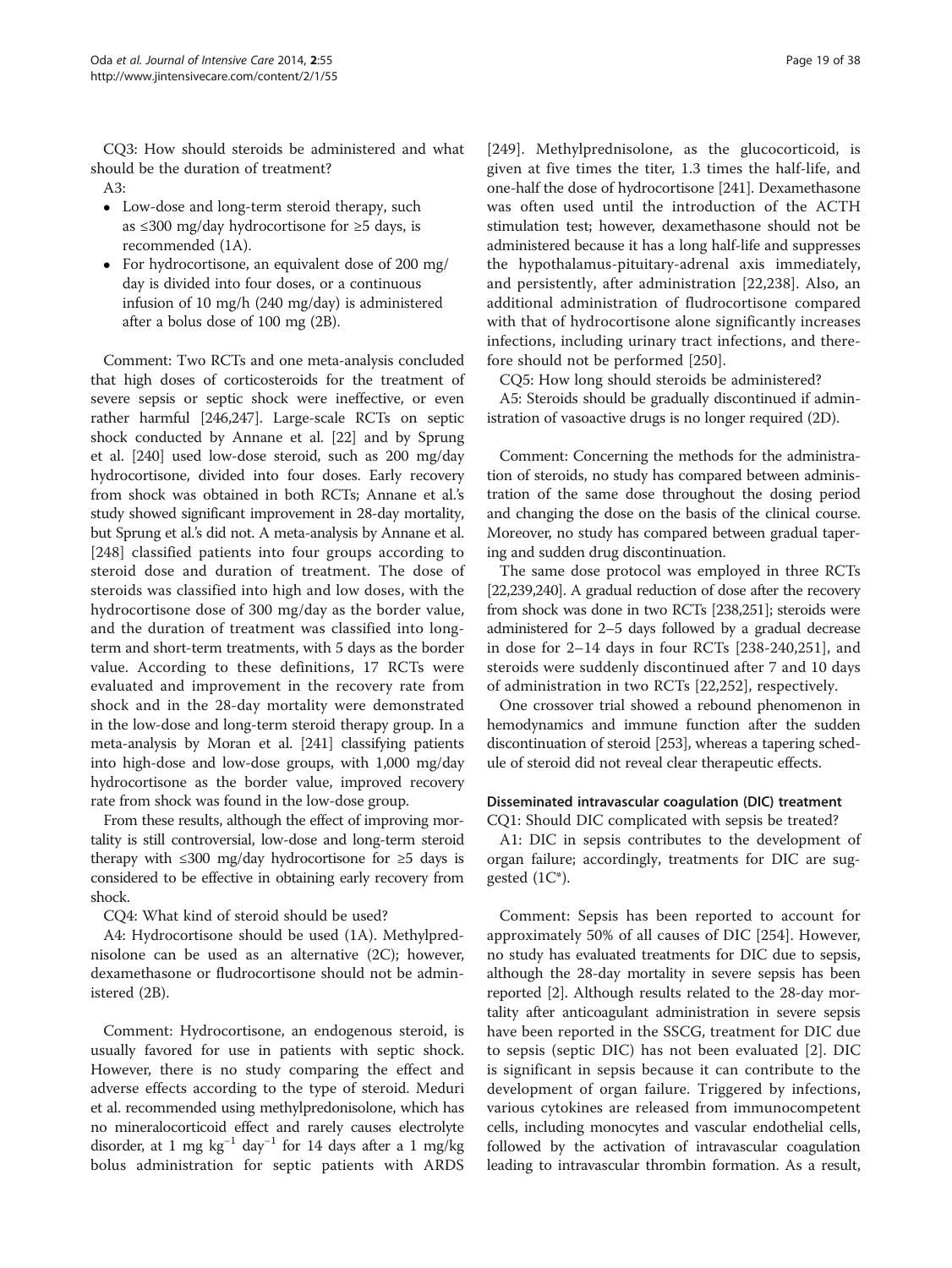CQ3: How should steroids be administered and what should be the duration of treatment?

A3:

- Low-dose and long-term steroid therapy, such as ≤300 mg/day hydrocortisone for ≥5 days, is recommended (1A).
- For hydrocortisone, an equivalent dose of 200 mg/day is divided into four doses, or a continuous infusion of 10 mg/h (240 mg/day) is administered after a bolus dose of 100 mg (2B).

Comment: Two RCTs and one meta-analysis concluded that high doses of corticosteroids for the treatment of severe sepsis or septic shock were ineffective, or even rather harmful [246,247]. Large-scale RCTs on septic shock conducted by Annane et al. [22] and by Sprung et al. [240] used low-dose steroid, such as 200 mg/day hydrocortisone, divided into four doses. Early recovery from shock was obtained in both RCTs; Annane et al.'s study showed significant improvement in 28-day mortality, but Sprung et al.'s did not. A meta-analysis by Annane et al. [248] classified patients into four groups according to steroid dose and duration of treatment. The dose of steroids was classified into high and low doses, with the hydrocortisone dose of 300 mg/day as the border value, and the duration of treatment was classified into long-term and short-term treatments, with 5 days as the border value. According to these definitions, 17 RCTs were evaluated and improvement in the recovery rate from shock and in the 28-day mortality were demonstrated in the low-dose and long-term steroid therapy group. In a meta-analysis by Moran et al. [241] classifying patients into high-dose and low-dose groups, with 1,000 mg/day hydrocortisone as the border value, improved recovery rate from shock was found in the low-dose group.

From these results, although the effect of improving mortality is still controversial, low-dose and long-term steroid therapy with ≤300 mg/day hydrocortisone for ≥5 days is considered to be effective in obtaining early recovery from shock.

CQ4: What kind of steroid should be used?

A4: Hydrocortisone should be used (1A). Methylprednisolone can be used as an alternative (2C); however, dexamethasone or fludrocortisone should not be administered (2B).

Comment: Hydrocortisone, an endogenous steroid, is usually favored for use in patients with septic shock. However, there is no study comparing the effect and adverse effects according to the type of steroid. Meduri et al. recommended using methylpredonisolone, which has no mineralocorticoid effect and rarely causes electrolyte disorder, at 1 mg $kg^{-1}$ $day^{-1}$ for 14 days after a 1 mg/kg bolus administration for septic patients with ARDS [249]. Methylprednisolone, as the glucocorticoid, is given at five times the titer, 1.3 times the half-life, and one-half the dose of hydrocortisone [241]. Dexamethasone was often used until the introduction of the ACTH stimulation test; however, dexamethasone should not be administered because it has a long half-life and suppresses the hypothalamus-pituitary-adrenal axis immediately, and persistently, after administration [22,238]. Also, an additional administration of fludrocortisone compared with that of hydrocortisone alone significantly increases infections, including urinary tract infections, and therefore should not be performed [250].

CQ5: How long should steroids be administered?

A5: Steroids should be gradually discontinued if administration of vasoactive drugs is no longer required (2D).

Comment: Concerning the methods for the administration of steroids, no study has compared between administration of the same dose throughout the dosing period and changing the dose on the basis of the clinical course. Moreover, no study has compared between gradual tapering and sudden drug discontinuation.

The same dose protocol was employed in three RCTs [22,239,240]. A gradual reduction of dose after the recovery from shock was done in two RCTs [238,251]; steroids were administered for 2–5 days followed by a gradual decrease in dose for 2–14 days in four RCTs [238-240,251], and steroids were suddenly discontinued after 7 and 10 days of administration in two RCTs [22,252], respectively.

One crossover trial showed a rebound phenomenon in hemodynamics and immune function after the sudden discontinuation of steroid [253], whereas a tapering schedule of steroid did not reveal clear therapeutic effects.

### Disseminated intravascular coagulation (DIC) treatment

CQ1: Should DIC complicated with sepsis be treated?

A1: DIC in sepsis contributes to the development of organ failure; accordingly, treatments for DIC are suggested (1C*).

Comment: Sepsis has been reported to account for approximately 50% of all causes of DIC [254]. However, no study has evaluated treatments for DIC due to sepsis, although the 28-day mortality in severe sepsis has been reported [2]. Although results related to the 28-day mortality after anticoagulant administration in severe sepsis have been reported in the SSCG, treatment for DIC due to sepsis (septic DIC) has not been evaluated [2]. DIC is significant in sepsis because it can contribute to the development of organ failure. Triggered by infections, various cytokines are released from immunocompetent cells, including monocytes and vascular endothelial cells, followed by the activation of intravascular coagulation leading to intravascular thrombin formation. As a result,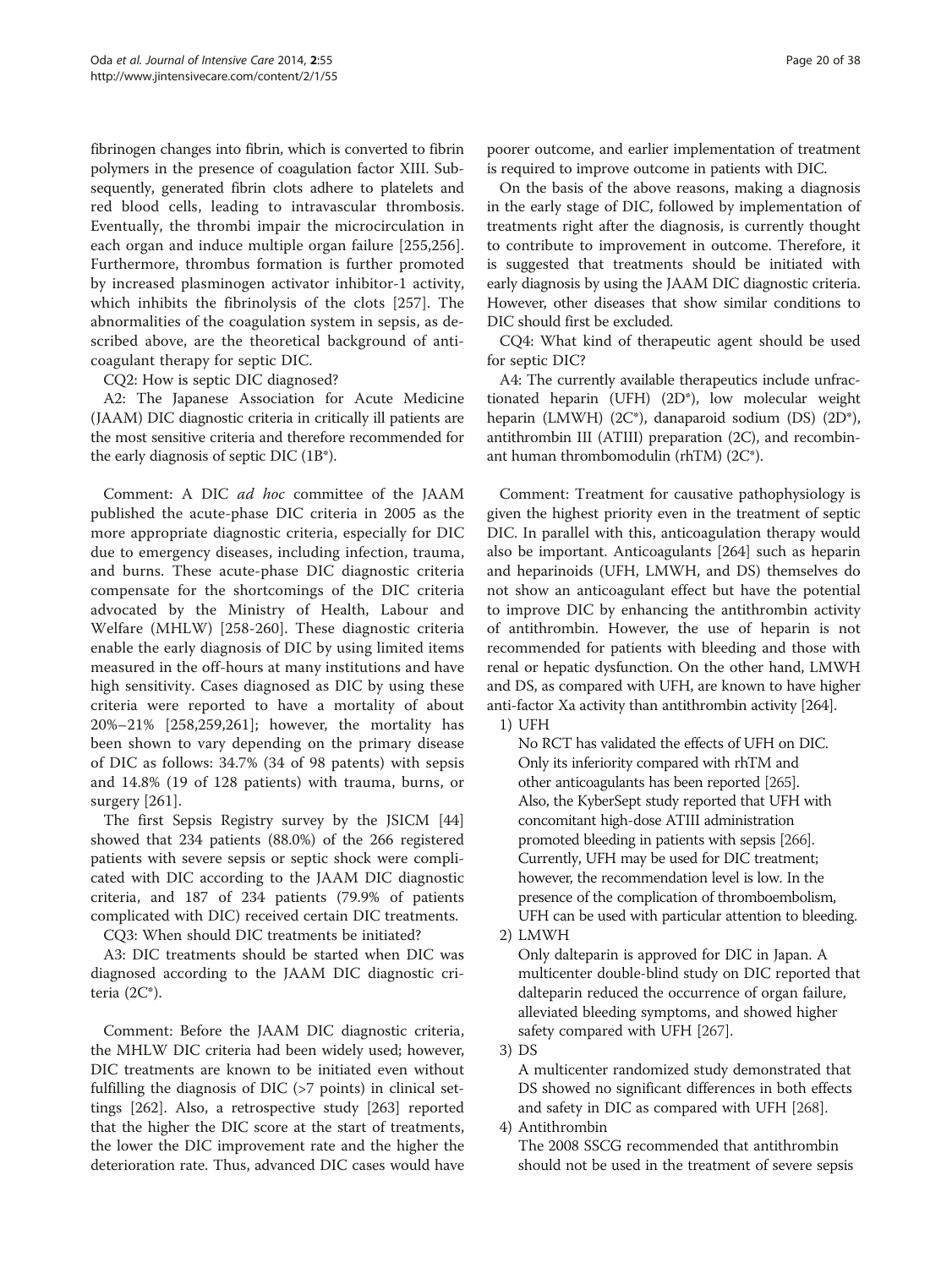fibrinogen changes into fibrin, which is converted to fibrin polymers in the presence of coagulation factor XIII. Subsequently, generated fibrin clots adhere to platelets and red blood cells, leading to intravascular thrombosis. Eventually, the thrombi impair the microcirculation in each organ and induce multiple organ failure [255,256]. Furthermore, thrombus formation is further promoted by increased plasminogen activator inhibitor-1 activity, which inhibits the fibrinolysis of the clots [257]. The abnormalities of the coagulation system in sepsis, as described above, are the theoretical background of anticoagulant therapy for septic DIC.

CQ2: How is septic DIC diagnosed?

A2: The Japanese Association for Acute Medicine (JAAM) DIC diagnostic criteria in critically ill patients are the most sensitive criteria and therefore recommended for the early diagnosis of septic DIC (1B*).

Comment: A DIC *ad hoc* committee of the JAAM published the acute-phase DIC criteria in 2005 as the more appropriate diagnostic criteria, especially for DIC due to emergency diseases, including infection, trauma, and burns. These acute-phase DIC diagnostic criteria compensate for the shortcomings of the DIC criteria advocated by the Ministry of Health, Labour and Welfare (MHLW) [258-260]. These diagnostic criteria enable the early diagnosis of DIC by using limited items measured in the off-hours at many institutions and have high sensitivity. Cases diagnosed as DIC by using these criteria were reported to have a mortality of about 20%–21% [258,259,261]; however, the mortality has been shown to vary depending on the primary disease of DIC as follows: 34.7% (34 of 98 patents) with sepsis and 14.8% (19 of 128 patients) with trauma, burns, or surgery [261].

The first Sepsis Registry survey by the JSICM [44] showed that 234 patients (88.0%) of the 266 registered patients with severe sepsis or septic shock were complicated with DIC according to the JAAM DIC diagnostic criteria, and 187 of 234 patients (79.9% of patients complicated with DIC) received certain DIC treatments.

CQ3: When should DIC treatments be initiated?

A3: DIC treatments should be started when DIC was diagnosed according to the JAAM DIC diagnostic criteria (2C*).

Comment: Before the JAAM DIC diagnostic criteria, the MHLW DIC criteria had been widely used; however, DIC treatments are known to be initiated even without fulfilling the diagnosis of DIC (>7 points) in clinical settings [262]. Also, a retrospective study [263] reported that the higher the DIC score at the start of treatments, the lower the DIC improvement rate and the higher the deterioration rate. Thus, advanced DIC cases would have poorer outcome, and earlier implementation of treatment is required to improve outcome in patients with DIC.

On the basis of the above reasons, making a diagnosis in the early stage of DIC, followed by implementation of treatments right after the diagnosis, is currently thought to contribute to improvement in outcome. Therefore, it is suggested that treatments should be initiated with early diagnosis by using the JAAM DIC diagnostic criteria. However, other diseases that show similar conditions to DIC should first be excluded.

CQ4: What kind of therapeutic agent should be used for septic DIC?

A4: The currently available therapeutics include unfractionated heparin (UFH) (2D*), low molecular weight heparin (LMWH) (2C*), danaparoid sodium (DS) (2D*), antithrombin III (ATIII) preparation (2C), and recombinant human thrombomodulin (rhTM) (2C*).

Comment: Treatment for causative pathophysiology is given the highest priority even in the treatment of septic DIC. In parallel with this, anticoagulation therapy would also be important. Anticoagulants [264] such as heparin and heparinoids (UFH, LMWH, and DS) themselves do not show an anticoagulant effect but have the potential to improve DIC by enhancing the antithrombin activity of antithrombin. However, the use of heparin is not recommended for patients with bleeding and those with renal or hepatic dysfunction. On the other hand, LMWH and DS, as compared with UFH, are known to have higher anti-factor Xa activity than antithrombin activity [264].

1) UFH

   No RCT has validated the effects of UFH on DIC. Only its inferiority compared with rhTM and other anticoagulants has been reported [265]. Also, the KyberSept study reported that UFH with concomitant high-dose ATIII administration promoted bleeding in patients with sepsis [266]. Currently, UFH may be used for DIC treatment; however, the recommendation level is low. In the presence of the complication of thromboembolism, UFH can be used with particular attention to bleeding.

2) LMWH

   Only dalteparin is approved for DIC in Japan. A multicenter double-blind study on DIC reported that dalteparin reduced the occurrence of organ failure, alleviated bleeding symptoms, and showed higher safety compared with UFH [267].

3) DS

   A multicenter randomized study demonstrated that DS showed no significant differences in both effects and safety in DIC as compared with UFH [268].

4) Antithrombin

   The 2008 SSCG recommended that antithrombin should not be used in the treatment of severe sepsis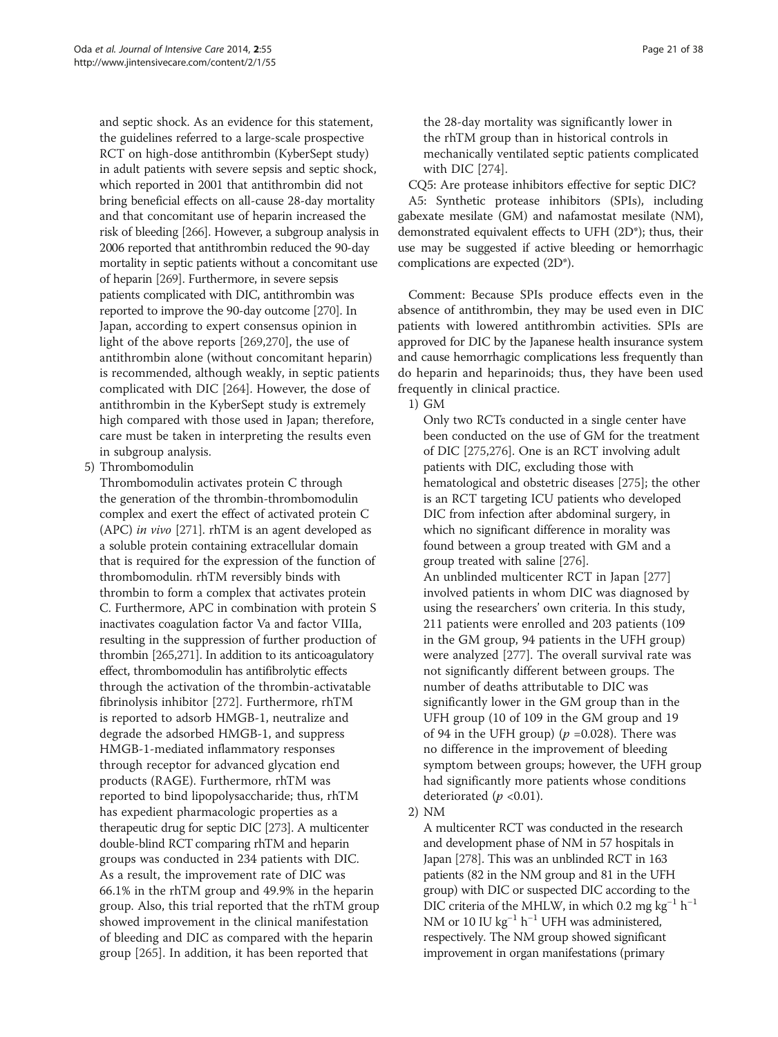and septic shock. As an evidence for this statement, the guidelines referred to a large-scale prospective RCT on high-dose antithrombin (KyberSept study) in adult patients with severe sepsis and septic shock, which reported in 2001 that antithrombin did not bring beneficial effects on all-cause 28-day mortality and that concomitant use of heparin increased the risk of bleeding [266]. However, a subgroup analysis in 2006 reported that antithrombin reduced the 90-day mortality in septic patients without a concomitant use of heparin [269]. Furthermore, in severe sepsis patients complicated with DIC, antithrombin was reported to improve the 90-day outcome [270]. In Japan, according to expert consensus opinion in light of the above reports [269,270], the use of antithrombin alone (without concomitant heparin) is recommended, although weakly, in septic patients complicated with DIC [264]. However, the dose of antithrombin in the KyberSept study is extremely high compared with those used in Japan; therefore, care must be taken in interpreting the results even in subgroup analysis.

5) Thrombomodulin

Thrombomodulin activates protein C through the generation of the thrombin-thrombomodulin complex and exert the effect of activated protein C (APC) *in vivo* [271]. rhTM is an agent developed as a soluble protein containing extracellular domain that is required for the expression of the function of thrombomodulin. rhTM reversibly binds with thrombin to form a complex that activates protein C. Furthermore, APC in combination with protein S inactivates coagulation factor Va and factor VIIIa, resulting in the suppression of further production of thrombin [265,271]. In addition to its anticoagulatory effect, thrombomodulin has antifibrolytic effects through the activation of the thrombin-activatable fibrinolysis inhibitor [272]. Furthermore, rhTM is reported to adsorb HMGB-1, neutralize and degrade the adsorbed HMGB-1, and suppress HMGB-1-mediated inflammatory responses through receptor for advanced glycation end products (RAGE). Furthermore, rhTM was reported to bind lipopolysaccharide; thus, rhTM has expedient pharmacologic properties as a therapeutic drug for septic DIC [273]. A multicenter double-blind RCT comparing rhTM and heparin groups was conducted in 234 patients with DIC. As a result, the improvement rate of DIC was 66.1% in the rhTM group and 49.9% in the heparin group. Also, this trial reported that the rhTM group showed improvement in the clinical manifestation of bleeding and DIC as compared with the heparin group [265]. In addition, it has been reported that the 28-day mortality was significantly lower in the rhTM group than in historical controls in mechanically ventilated septic patients complicated with DIC [274].

CQ5: Are protease inhibitors effective for septic DIC?

A5: Synthetic protease inhibitors (SPIs), including gabexate mesilate (GM) and nafamostat mesilate (NM), demonstrated equivalent effects to UFH (2D*); thus, their use may be suggested if active bleeding or hemorrhagic complications are expected (2D*).

Comment: Because SPIs produce effects even in the absence of antithrombin, they may be used even in DIC patients with lowered antithrombin activities. SPIs are approved for DIC by the Japanese health insurance system and cause hemorrhagic complications less frequently than do heparin and heparinoids; thus, they have been used frequently in clinical practice.

1) GM

Only two RCTs conducted in a single center have been conducted on the use of GM for the treatment of DIC [275,276]. One is an RCT involving adult patients with DIC, excluding those with hematological and obstetric diseases [275]; the other is an RCT targeting ICU patients who developed DIC from infection after abdominal surgery, in which no significant difference in morality was found between a group treated with GM and a group treated with saline [276].

An unblinded multicenter RCT in Japan [277] involved patients in whom DIC was diagnosed by using the researchers' own criteria. In this study, 211 patients were enrolled and 203 patients (109 in the GM group, 94 patients in the UFH group) were analyzed [277]. The overall survival rate was not significantly different between groups. The number of deaths attributable to DIC was significantly lower in the GM group than in the UFH group (10 of 109 in the GM group and 19 of 94 in the UFH group) ($p$ =0.028). There was no difference in the improvement of bleeding symptom between groups; however, the UFH group had significantly more patients whose conditions deteriorated ($p$ <0.01).

2) NM

A multicenter RCT was conducted in the research and development phase of NM in 57 hospitals in Japan [278]. This was an unblinded RCT in 163 patients (82 in the NM group and 81 in the UFH group) with DIC or suspected DIC according to the DIC criteria of the MHLW, in which 0.2 mg $kg^{-1}$ $h^{-1}$ NM or 10 IU $kg^{-1}$ $h^{-1}$ UFH was administered, respectively. The NM group showed significant improvement in organ manifestations (primary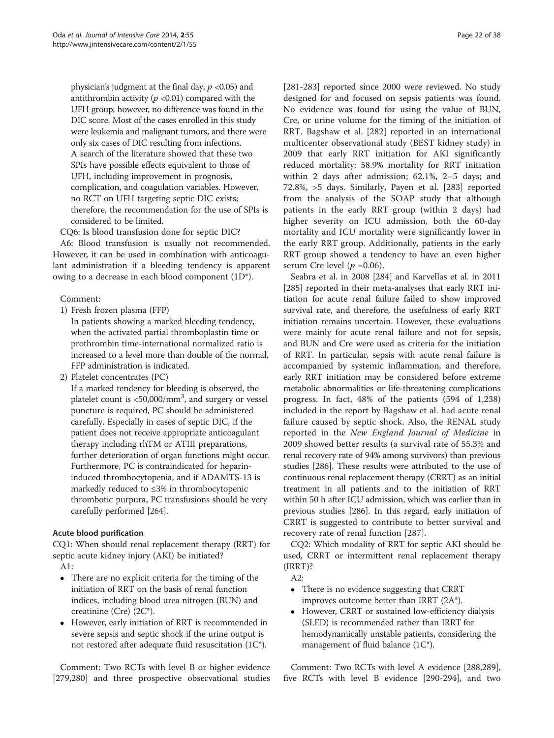physician's judgment at the final day, $p < 0.05$) and antithrombin activity ($p < 0.01$) compared with the UFH group; however, no difference was found in the DIC score. Most of the cases enrolled in this study were leukemia and malignant tumors, and there were only six cases of DIC resulting from infections.

A search of the literature showed that these two SPIs have possible effects equivalent to those of UFH, including improvement in prognosis, complication, and coagulation variables. However, no RCT on UFH targeting septic DIC exists; therefore, the recommendation for the use of SPIs is considered to be limited.

CQ6: Is blood transfusion done for septic DIC?

A6: Blood transfusion is usually not recommended. However, it can be used in combination with anticoagulant administration if a bleeding tendency is apparent owing to a decrease in each blood component (1D*).

Comment:

1) Fresh frozen plasma (FFP)

In patients showing a marked bleeding tendency, when the activated partial thromboplastin time or prothrombin time-international normalized ratio is increased to a level more than double of the normal, FFP administration is indicated.

2) Platelet concentrates (PC)

If a marked tendency for bleeding is observed, the platelet count is <50,000/mm$^3$, and surgery or vessel puncture is required, PC should be administered carefully. Especially in cases of septic DIC, if the patient does not receive appropriate anticoagulant therapy including rhTM or ATIII preparations, further deterioration of organ functions might occur. Furthermore, PC is contraindicated for heparin-induced thrombocytopenia, and if ADAMTS-13 is markedly reduced to ≤3% in thrombocytopenic thrombotic purpura, PC transfusions should be very carefully performed [264].

### Acute blood purification

CQ1: When should renal replacement therapy (RRT) for septic acute kidney injury (AKI) be initiated?

A1:

- There are no explicit criteria for the timing of the initiation of RRT on the basis of renal function indices, including blood urea nitrogen (BUN) and creatinine (Cre) (2C*).
- However, early initiation of RRT is recommended in severe sepsis and septic shock if the urine output is not restored after adequate fluid resuscitation (1C*).

Comment: Two RCTs with level B or higher evidence [279,280] and three prospective observational studies [281-283] reported since 2000 were reviewed. No study designed for and focused on sepsis patients was found. No evidence was found for using the value of BUN, Cre, or urine volume for the timing of the initiation of RRT. Bagshaw et al. [282] reported in an international multicenter observational study (BEST kidney study) in 2009 that early RRT initiation for AKI significantly reduced mortality: 58.9% mortality for RRT initiation within 2 days after admission; 62.1%, 2–5 days; and 72.8%, >5 days. Similarly, Payen et al. [283] reported from the analysis of the SOAP study that although patients in the early RRT group (within 2 days) had higher severity on ICU admission, both the 60-day mortality and ICU mortality were significantly lower in the early RRT group. Additionally, patients in the early RRT group showed a tendency to have an even higher serum Cre level ($p = 0.06$).

Seabra et al. in 2008 [284] and Karvellas et al. in 2011 [285] reported in their meta-analyses that early RRT initiation for acute renal failure failed to show improved survival rate, and therefore, the usefulness of early RRT initiation remains uncertain. However, these evaluations were mainly for acute renal failure and not for sepsis, and BUN and Cre were used as criteria for the initiation of RRT. In particular, sepsis with acute renal failure is accompanied by systemic inflammation, and therefore, early RRT initiation may be considered before extreme metabolic abnormalities or life-threatening complications progress. In fact, 48% of the patients (594 of 1,238) included in the report by Bagshaw et al. had acute renal failure caused by septic shock. Also, the RENAL study reported in the *New England Journal of Medicine* in 2009 showed better results (a survival rate of 55.3% and renal recovery rate of 94% among survivors) than previous studies [286]. These results were attributed to the use of continuous renal replacement therapy (CRRT) as an initial treatment in all patients and to the initiation of RRT within 50 h after ICU admission, which was earlier than in previous studies [286]. In this regard, early initiation of CRRT is suggested to contribute to better survival and recovery rate of renal function [287].

CQ2: Which modality of RRT for septic AKI should be used, CRRT or intermittent renal replacement therapy (IRRT)?

A2:

- There is no evidence suggesting that CRRT improves outcome better than IRRT (2A*).
- However, CRRT or sustained low-efficiency dialysis (SLED) is recommended rather than IRRT for hemodynamically unstable patients, considering the management of fluid balance (1C*).

Comment: Two RCTs with level A evidence [288,289], five RCTs with level B evidence [290-294], and two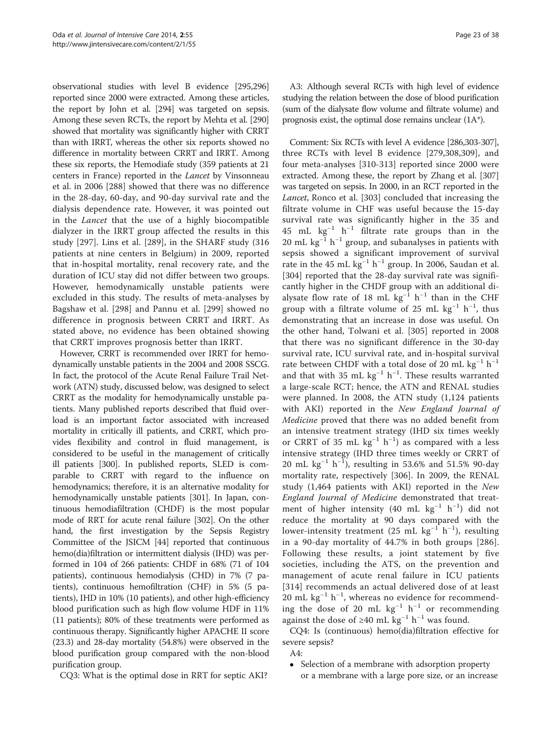observational studies with level B evidence [295,296] reported since 2000 were extracted. Among these articles, the report by John et al. [294] was targeted on sepsis. Among these seven RCTs, the report by Mehta et al. [290] showed that mortality was significantly higher with CRRT than with IRRT, whereas the other six reports showed no difference in mortality between CRRT and IRRT. Among these six reports, the Hemodiafe study (359 patients at 21 centers in France) reported in the *Lancet* by Vinsonneau et al. in 2006 [288] showed that there was no difference in the 28-day, 60-day, and 90-day survival rate and the dialysis dependence rate. However, it was pointed out in the *Lancet* that the use of a highly biocompatible dialyzer in the IRRT group affected the results in this study [297]. Lins et al. [289], in the SHARF study (316 patients at nine centers in Belgium) in 2009, reported that in-hospital mortality, renal recovery rate, and the duration of ICU stay did not differ between two groups. However, hemodynamically unstable patients were excluded in this study. The results of meta-analyses by Bagshaw et al. [298] and Pannu et al. [299] showed no difference in prognosis between CRRT and IRRT. As stated above, no evidence has been obtained showing that CRRT improves prognosis better than IRRT.

However, CRRT is recommended over IRRT for hemodynamically unstable patients in the 2004 and 2008 SSCG. In fact, the protocol of the Acute Renal Failure Trail Network (ATN) study, discussed below, was designed to select CRRT as the modality for hemodynamically unstable patients. Many published reports described that fluid overload is an important factor associated with increased mortality in critically ill patients, and CRRT, which provides flexibility and control in fluid management, is considered to be useful in the management of critically ill patients [300]. In published reports, SLED is comparable to CRRT with regard to the influence on hemodynamics; therefore, it is an alternative modality for hemodynamically unstable patients [301]. In Japan, continuous hemodiafiltration (CHDF) is the most popular mode of RRT for acute renal failure [302]. On the other hand, the first investigation by the Sepsis Registry Committee of the JSICM [44] reported that continuous hemo(dia)filtration or intermittent dialysis (IHD) was performed in 104 of 266 patients: CHDF in 68% (71 of 104 patients), continuous hemodialysis (CHD) in 7% (7 patients), continuous hemofiltration (CHF) in 5% (5 patients), IHD in 10% (10 patients), and other high-efficiency blood purification such as high flow volume HDF in 11% (11 patients); 80% of these treatments were performed as continuous therapy. Significantly higher APACHE II score (23.3) and 28-day mortality (54.8%) were observed in the blood purification group compared with the non-blood purification group.

CQ3: What is the optimal dose in RRT for septic AKI?

A3: Although several RCTs with high level of evidence studying the relation between the dose of blood purification (sum of the dialysate flow volume and filtrate volume) and prognosis exist, the optimal dose remains unclear (1A*).

Comment: Six RCTs with level A evidence [286,303-307], three RCTs with level B evidence [279,308,309], and four meta-analyses [310-313] reported since 2000 were extracted. Among these, the report by Zhang et al. [307] was targeted on sepsis. In 2000, in an RCT reported in the *Lancet*, Ronco et al. [303] concluded that increasing the filtrate volume in CHF was useful because the 15-day survival rate was significantly higher in the 35 and 45 mL $kg^{-1}$ $h^{-1}$ filtrate rate groups than in the 20 mL $kg^{-1}$ $h^{-1}$ group, and subanalyses in patients with sepsis showed a significant improvement of survival rate in the 45 mL $kg^{-1}$ $h^{-1}$ group. In 2006, Saudan et al. [304] reported that the 28-day survival rate was significantly higher in the CHDF group with an additional dialysate flow rate of 18 mL $kg^{-1}$ $h^{-1}$ than in the CHF group with a filtrate volume of 25 mL $kg^{-1}$ $h^{-1}$, thus demonstrating that an increase in dose was useful. On the other hand, Tolwani et al. [305] reported in 2008 that there was no significant difference in the 30-day survival rate, ICU survival rate, and in-hospital survival rate between CHDF with a total dose of 20 mL $kg^{-1}$ $h^{-1}$ and that with 35 mL $kg^{-1}$ $h^{-1}$. These results warranted a large-scale RCT; hence, the ATN and RENAL studies were planned. In 2008, the ATN study (1,124 patients with AKI) reported in the *New England Journal of Medicine* proved that there was no added benefit from an intensive treatment strategy (IHD six times weekly or CRRT of 35 mL $kg^{-1}$ $h^{-1}$) as compared with a less intensive strategy (IHD three times weekly or CRRT of 20 mL $kg^{-1}$ $h^{-1}$), resulting in 53.6% and 51.5% 90-day mortality rate, respectively [306]. In 2009, the RENAL study (1,464 patients with AKI) reported in the *New England Journal of Medicine* demonstrated that treatment of higher intensity (40 mL $kg^{-1}$ $h^{-1}$) did not reduce the mortality at 90 days compared with the lower-intensity treatment (25 mL $kg^{-1}$ $h^{-1}$), resulting in a 90-day mortality of 44.7% in both groups [286]. Following these results, a joint statement by five societies, including the ATS, on the prevention and management of acute renal failure in ICU patients [314] recommends an actual delivered dose of at least 20 mL $kg^{-1}$ $h^{-1}$, whereas no evidence for recommending the dose of 20 mL $kg^{-1}$ $h^{-1}$ or recommending against the dose of ≥40 mL $kg^{-1}$ $h^{-1}$ was found.

CQ4: Is (continuous) hemo(dia)filtration effective for severe sepsis?

A4:

- Selection of a membrane with adsorption property or a membrane with a large pore size, or an increase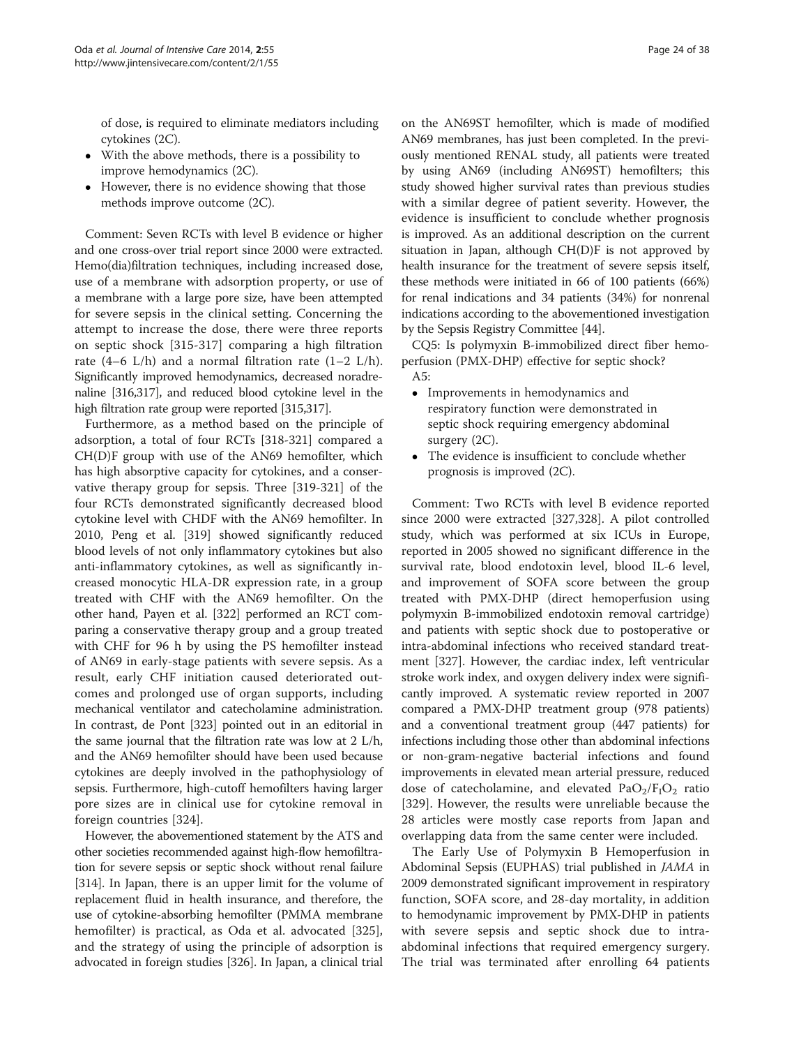of dose, is required to eliminate mediators including cytokines (2C).

- With the above methods, there is a possibility to improve hemodynamics (2C).
- However, there is no evidence showing that those methods improve outcome (2C).

Comment: Seven RCTs with level B evidence or higher and one cross-over trial report since 2000 were extracted. Hemo(dia)filtration techniques, including increased dose, use of a membrane with adsorption property, or use of a membrane with a large pore size, have been attempted for severe sepsis in the clinical setting. Concerning the attempt to increase the dose, there were three reports on septic shock [315-317] comparing a high filtration rate (4–6 L/h) and a normal filtration rate (1–2 L/h). Significantly improved hemodynamics, decreased noradrenaline [316,317], and reduced blood cytokine level in the high filtration rate group were reported [315,317].

Furthermore, as a method based on the principle of adsorption, a total of four RCTs [318-321] compared a CH(D)F group with use of the AN69 hemofilter, which has high absorptive capacity for cytokines, and a conservative therapy group for sepsis. Three [319-321] of the four RCTs demonstrated significantly decreased blood cytokine level with CHDF with the AN69 hemofilter. In 2010, Peng et al. [319] showed significantly reduced blood levels of not only inflammatory cytokines but also anti-inflammatory cytokines, as well as significantly increased monocytic HLA-DR expression rate, in a group treated with CHF with the AN69 hemofilter. On the other hand, Payen et al. [322] performed an RCT comparing a conservative therapy group and a group treated with CHF for 96 h by using the PS hemofilter instead of AN69 in early-stage patients with severe sepsis. As a result, early CHF initiation caused deteriorated outcomes and prolonged use of organ supports, including mechanical ventilator and catecholamine administration. In contrast, de Pont [323] pointed out in an editorial in the same journal that the filtration rate was low at 2 L/h, and the AN69 hemofilter should have been used because cytokines are deeply involved in the pathophysiology of sepsis. Furthermore, high-cutoff hemofilters having larger pore sizes are in clinical use for cytokine removal in foreign countries [324].

However, the abovementioned statement by the ATS and other societies recommended against high-flow hemofiltration for severe sepsis or septic shock without renal failure [314]. In Japan, there is an upper limit for the volume of replacement fluid in health insurance, and therefore, the use of cytokine-absorbing hemofilter (PMMA membrane hemofilter) is practical, as Oda et al. advocated [325], and the strategy of using the principle of adsorption is advocated in foreign studies [326]. In Japan, a clinical trial on the AN69ST hemofilter, which is made of modified AN69 membranes, has just been completed. In the previously mentioned RENAL study, all patients were treated by using AN69 (including AN69ST) hemofilters; this study showed higher survival rates than previous studies with a similar degree of patient severity. However, the evidence is insufficient to conclude whether prognosis is improved. As an additional description on the current situation in Japan, although CH(D)F is not approved by health insurance for the treatment of severe sepsis itself, these methods were initiated in 66 of 100 patients (66%) for renal indications and 34 patients (34%) for nonrenal indications according to the abovementioned investigation by the Sepsis Registry Committee [44].

CQ5: Is polymyxin B-immobilized direct fiber hemoperfusion (PMX-DHP) effective for septic shock?

A5:

- Improvements in hemodynamics and respiratory function were demonstrated in septic shock requiring emergency abdominal surgery (2C).
- The evidence is insufficient to conclude whether prognosis is improved (2C).

Comment: Two RCTs with level B evidence reported since 2000 were extracted [327,328]. A pilot controlled study, which was performed at six ICUs in Europe, reported in 2005 showed no significant difference in the survival rate, blood endotoxin level, blood IL-6 level, and improvement of SOFA score between the group treated with PMX-DHP (direct hemoperfusion using polymyxin B-immobilized endotoxin removal cartridge) and patients with septic shock due to postoperative or intra-abdominal infections who received standard treatment [327]. However, the cardiac index, left ventricular stroke work index, and oxygen delivery index were significantly improved. A systematic review reported in 2007 compared a PMX-DHP treatment group (978 patients) and a conventional treatment group (447 patients) for infections including those other than abdominal infections or non-gram-negative bacterial infections and found improvements in elevated mean arterial pressure, reduced dose of catecholamine, and elevated $PaO_2/F_IO_2$ ratio [329]. However, the results were unreliable because the 28 articles were mostly case reports from Japan and overlapping data from the same center were included.

The Early Use of Polymyxin B Hemoperfusion in Abdominal Sepsis (EUPHAS) trial published in *JAMA* in 2009 demonstrated significant improvement in respiratory function, SOFA score, and 28-day mortality, in addition to hemodynamic improvement by PMX-DHP in patients with severe sepsis and septic shock due to intra-abdominal infections that required emergency surgery. The trial was terminated after enrolling 64 patients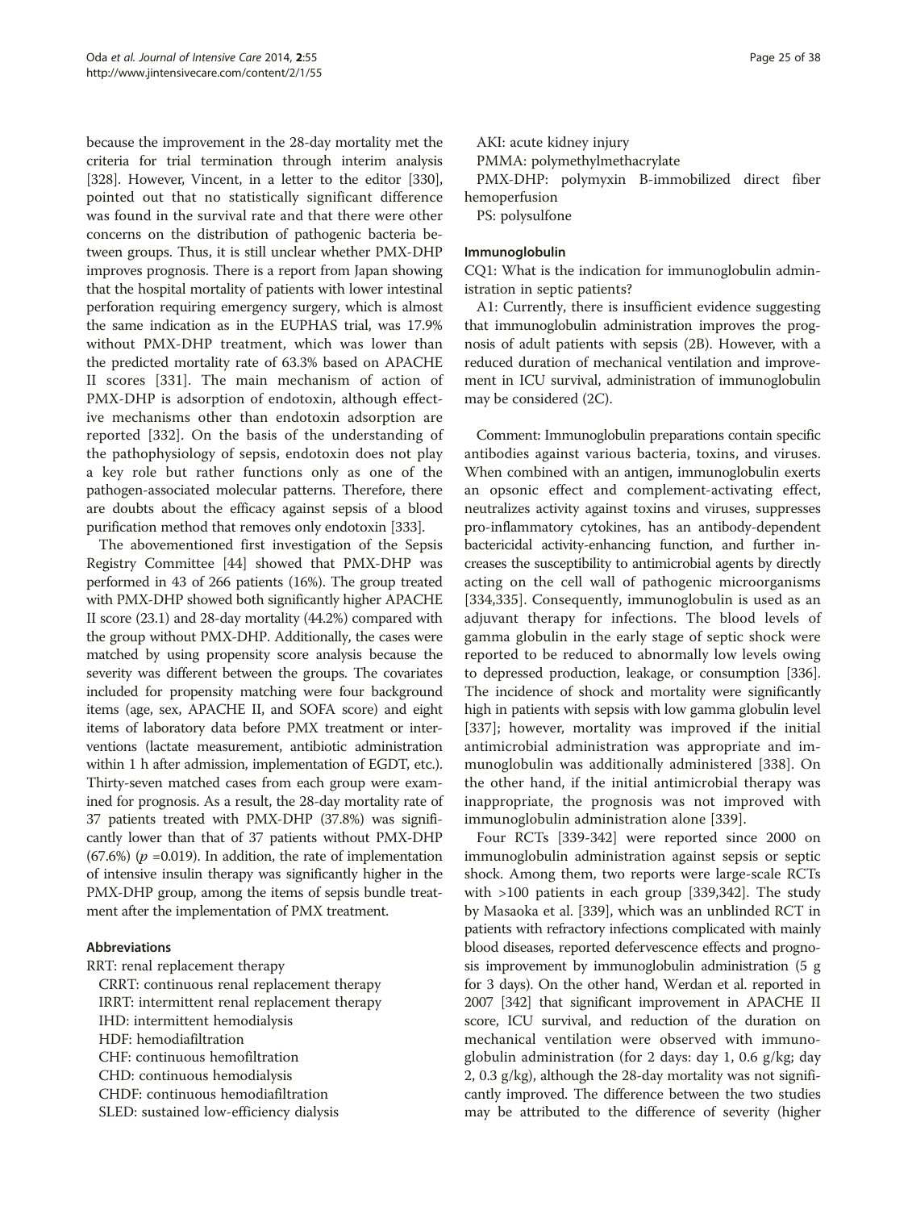because the improvement in the 28-day mortality met the criteria for trial termination through interim analysis [328]. However, Vincent, in a letter to the editor [330], pointed out that no statistically significant difference was found in the survival rate and that there were other concerns on the distribution of pathogenic bacteria between groups. Thus, it is still unclear whether PMX-DHP improves prognosis. There is a report from Japan showing that the hospital mortality of patients with lower intestinal perforation requiring emergency surgery, which is almost the same indication as in the EUPHAS trial, was 17.9% without PMX-DHP treatment, which was lower than the predicted mortality rate of 63.3% based on APACHE II scores [331]. The main mechanism of action of PMX-DHP is adsorption of endotoxin, although effective mechanisms other than endotoxin adsorption are reported [332]. On the basis of the understanding of the pathophysiology of sepsis, endotoxin does not play a key role but rather functions only as one of the pathogen-associated molecular patterns. Therefore, there are doubts about the efficacy against sepsis of a blood purification method that removes only endotoxin [333].

The abovementioned first investigation of the Sepsis Registry Committee [44] showed that PMX-DHP was performed in 43 of 266 patients (16%). The group treated with PMX-DHP showed both significantly higher APACHE II score (23.1) and 28-day mortality (44.2%) compared with the group without PMX-DHP. Additionally, the cases were matched by using propensity score analysis because the severity was different between the groups. The covariates included for propensity matching were four background items (age, sex, APACHE II, and SOFA score) and eight items of laboratory data before PMX treatment or interventions (lactate measurement, antibiotic administration within 1 h after admission, implementation of EGDT, etc.). Thirty-seven matched cases from each group were examined for prognosis. As a result, the 28-day mortality rate of 37 patients treated with PMX-DHP (37.8%) was significantly lower than that of 37 patients without PMX-DHP (67.6%) ($p$ =0.019). In addition, the rate of implementation of intensive insulin therapy was significantly higher in the PMX-DHP group, among the items of sepsis bundle treatment after the implementation of PMX treatment.

#### Abbreviations

RRT: renal replacement therapy
CRRT: continuous renal replacement therapy
IRRT: intermittent renal replacement therapy
IHD: intermittent hemodialysis
HDF: hemodiafiltration
CHF: continuous hemofiltration
CHD: continuous hemodialysis
CHDF: continuous hemodiafiltration
SLED: sustained low-efficiency dialysis
AKI: acute kidney injury
PMMA: polymethylmethacrylate
PMX-DHP: polymyxin B-immobilized direct fiber hemoperfusion
PS: polysulfone

#### Immunoglobulin

CQ1: What is the indication for immunoglobulin administration in septic patients?

A1: Currently, there is insufficient evidence suggesting that immunoglobulin administration improves the prognosis of adult patients with sepsis (2B). However, with a reduced duration of mechanical ventilation and improvement in ICU survival, administration of immunoglobulin may be considered (2C).

Comment: Immunoglobulin preparations contain specific antibodies against various bacteria, toxins, and viruses. When combined with an antigen, immunoglobulin exerts an opsonic effect and complement-activating effect, neutralizes activity against toxins and viruses, suppresses pro-inflammatory cytokines, has an antibody-dependent bactericidal activity-enhancing function, and further increases the susceptibility to antimicrobial agents by directly acting on the cell wall of pathogenic microorganisms [334,335]. Consequently, immunoglobulin is used as an adjuvant therapy for infections. The blood levels of gamma globulin in the early stage of septic shock were reported to be reduced to abnormally low levels owing to depressed production, leakage, or consumption [336]. The incidence of shock and mortality were significantly high in patients with sepsis with low gamma globulin level [337]; however, mortality was improved if the initial antimicrobial administration was appropriate and immunoglobulin was additionally administered [338]. On the other hand, if the initial antimicrobial therapy was inappropriate, the prognosis was not improved with immunoglobulin administration alone [339].

Four RCTs [339-342] were reported since 2000 on immunoglobulin administration against sepsis or septic shock. Among them, two reports were large-scale RCTs with >100 patients in each group [339,342]. The study by Masaoka et al. [339], which was an unblinded RCT in patients with refractory infections complicated with mainly blood diseases, reported defervescence effects and prognosis improvement by immunoglobulin administration (5 g for 3 days). On the other hand, Werdan et al. reported in 2007 [342] that significant improvement in APACHE II score, ICU survival, and reduction of the duration on mechanical ventilation were observed with immunoglobulin administration (for 2 days: day 1, 0.6 g/kg; day 2, 0.3 g/kg), although the 28-day mortality was not significantly improved. The difference between the two studies may be attributed to the difference of severity (higher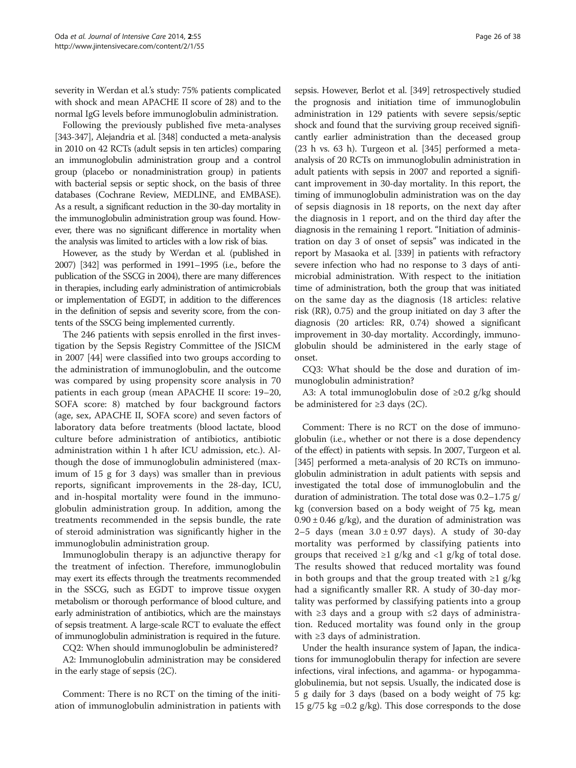severity in Werdan et al.'s study: 75% patients complicated with shock and mean APACHE II score of 28) and to the normal IgG levels before immunoglobulin administration.

Following the previously published five meta-analyses [343-347], Alejandria et al. [348] conducted a meta-analysis in 2010 on 42 RCTs (adult sepsis in ten articles) comparing an immunoglobulin administration group and a control group (placebo or nonadministration group) in patients with bacterial sepsis or septic shock, on the basis of three databases (Cochrane Review, MEDLINE, and EMBASE). As a result, a significant reduction in the 30-day mortality in the immunoglobulin administration group was found. However, there was no significant difference in mortality when the analysis was limited to articles with a low risk of bias.

However, as the study by Werdan et al. (published in 2007) [342] was performed in 1991–1995 (i.e., before the publication of the SSCG in 2004), there are many differences in therapies, including early administration of antimicrobials or implementation of EGDT, in addition to the differences in the definition of sepsis and severity score, from the contents of the SSCG being implemented currently.

The 246 patients with sepsis enrolled in the first investigation by the Sepsis Registry Committee of the JSICM in 2007 [44] were classified into two groups according to the administration of immunoglobulin, and the outcome was compared by using propensity score analysis in 70 patients in each group (mean APACHE II score: 19–20, SOFA score: 8) matched by four background factors (age, sex, APACHE II, SOFA score) and seven factors of laboratory data before treatments (blood lactate, blood culture before administration of antibiotics, antibiotic administration within 1 h after ICU admission, etc.). Although the dose of immunoglobulin administered (maximum of 15 g for 3 days) was smaller than in previous reports, significant improvements in the 28-day, ICU, and in-hospital mortality were found in the immunoglobulin administration group. In addition, among the treatments recommended in the sepsis bundle, the rate of steroid administration was significantly higher in the immunoglobulin administration group.

Immunoglobulin therapy is an adjunctive therapy for the treatment of infection. Therefore, immunoglobulin may exert its effects through the treatments recommended in the SSCG, such as EGDT to improve tissue oxygen metabolism or thorough performance of blood culture, and early administration of antibiotics, which are the mainstays of sepsis treatment. A large-scale RCT to evaluate the effect of immunoglobulin administration is required in the future.

CQ2: When should immunoglobulin be administered?

A2: Immunoglobulin administration may be considered in the early stage of sepsis (2C).

Comment: There is no RCT on the timing of the initiation of immunoglobulin administration in patients with sepsis. However, Berlot et al. [349] retrospectively studied the prognosis and initiation time of immunoglobulin administration in 129 patients with severe sepsis/septic shock and found that the surviving group received significantly earlier administration than the deceased group (23 h vs. 63 h). Turgeon et al. [345] performed a meta-analysis of 20 RCTs on immunoglobulin administration in adult patients with sepsis in 2007 and reported a significant improvement in 30-day mortality. In this report, the timing of immunoglobulin administration was on the day of sepsis diagnosis in 18 reports, on the next day after the diagnosis in 1 report, and on the third day after the diagnosis in the remaining 1 report. "Initiation of administration on day 3 of onset of sepsis" was indicated in the report by Masaoka et al. [339] in patients with refractory severe infection who had no response to 3 days of antimicrobial administration. With respect to the initiation time of administration, both the group that was initiated on the same day as the diagnosis (18 articles: relative risk (RR), 0.75) and the group initiated on day 3 after the diagnosis (20 articles: RR, 0.74) showed a significant improvement in 30-day mortality. Accordingly, immunoglobulin should be administered in the early stage of onset.

CQ3: What should be the dose and duration of immunoglobulin administration?

A3: A total immunoglobulin dose of ≥0.2 g/kg should be administered for ≥3 days (2C).

Comment: There is no RCT on the dose of immunoglobulin (i.e., whether or not there is a dose dependency of the effect) in patients with sepsis. In 2007, Turgeon et al. [345] performed a meta-analysis of 20 RCTs on immunoglobulin administration in adult patients with sepsis and investigated the total dose of immunoglobulin and the duration of administration. The total dose was 0.2–1.75 g/kg (conversion based on a body weight of 75 kg, mean $0.90 \pm 0.46$ g/kg), and the duration of administration was 2–5 days (mean $3.0 \pm 0.97$ days). A study of 30-day mortality was performed by classifying patients into groups that received ≥1 g/kg and <1 g/kg of total dose. The results showed that reduced mortality was found in both groups and that the group treated with ≥1 g/kg had a significantly smaller RR. A study of 30-day mortality was performed by classifying patients into a group with ≥3 days and a group with ≤2 days of administration. Reduced mortality was found only in the group with ≥3 days of administration.

Under the health insurance system of Japan, the indications for immunoglobulin therapy for infection are severe infections, viral infections, and agamma- or hypogammaglobulinemia, but not sepsis. Usually, the indicated dose is 5 g daily for 3 days (based on a body weight of 75 kg: 15 g/75 kg =0.2 g/kg). This dose corresponds to the dose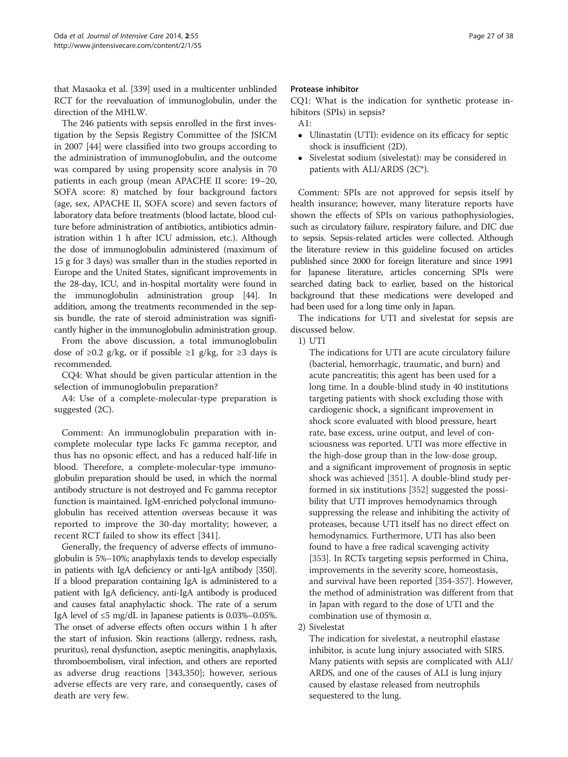that Masaoka et al. [339] used in a multicenter unblinded RCT for the reevaluation of immunoglobulin, under the direction of the MHLW.

The 246 patients with sepsis enrolled in the first investigation by the Sepsis Registry Committee of the JSICM in 2007 [44] were classified into two groups according to the administration of immunoglobulin, and the outcome was compared by using propensity score analysis in 70 patients in each group (mean APACHE II score: 19–20, SOFA score: 8) matched by four background factors (age, sex, APACHE II, SOFA score) and seven factors of laboratory data before treatments (blood lactate, blood culture before administration of antibiotics, antibiotics administration within 1 h after ICU admission, etc.). Although the dose of immunoglobulin administered (maximum of 15 g for 3 days) was smaller than in the studies reported in Europe and the United States, significant improvements in the 28-day, ICU, and in-hospital mortality were found in the immunoglobulin administration group [44]. In addition, among the treatments recommended in the sepsis bundle, the rate of steroid administration was significantly higher in the immunoglobulin administration group.

From the above discussion, a total immunoglobulin dose of ≥0.2 g/kg, or if possible ≥1 g/kg, for ≥3 days is recommended.

CQ4: What should be given particular attention in the selection of immunoglobulin preparation?

A4: Use of a complete-molecular-type preparation is suggested (2C).

Comment: An immunoglobulin preparation with incomplete molecular type lacks Fc gamma receptor, and thus has no opsonic effect, and has a reduced half-life in blood. Therefore, a complete-molecular-type immunoglobulin preparation should be used, in which the normal antibody structure is not destroyed and Fc gamma receptor function is maintained. IgM-enriched polyclonal immunoglobulin has received attention overseas because it was reported to improve the 30-day mortality; however, a recent RCT failed to show its effect [341].

Generally, the frequency of adverse effects of immunoglobulin is 5%–10%; anaphylaxis tends to develop especially in patients with IgA deficiency or anti-IgA antibody [350]. If a blood preparation containing IgA is administered to a patient with IgA deficiency, anti-IgA antibody is produced and causes fatal anaphylactic shock. The rate of a serum IgA level of ≤5 mg/dL in Japanese patients is 0.03%–0.05%. The onset of adverse effects often occurs within 1 h after the start of infusion. Skin reactions (allergy, redness, rash, pruritus), renal dysfunction, aseptic meningitis, anaphylaxis, thromboembolism, viral infection, and others are reported as adverse drug reactions [343,350]; however, serious adverse effects are very rare, and consequently, cases of death are very few.

#### Protease inhibitor

CQ1: What is the indication for synthetic protease inhibitors (SPIs) in sepsis?

A1:

- Ulinastatin (UTI): evidence on its efficacy for septic shock is insufficient (2D).
- Sivelestat sodium (sivelestat): may be considered in patients with ALI/ARDS (2C*).

Comment: SPIs are not approved for sepsis itself by health insurance; however, many literature reports have shown the effects of SPIs on various pathophysiologies, such as circulatory failure, respiratory failure, and DIC due to sepsis. Sepsis-related articles were collected. Although the literature review in this guideline focused on articles published since 2000 for foreign literature and since 1991 for Japanese literature, articles concerning SPIs were searched dating back to earlier, based on the historical background that these medications were developed and had been used for a long time only in Japan.

The indications for UTI and sivelestat for sepsis are discussed below.

1) UTI

   The indications for UTI are acute circulatory failure (bacterial, hemorrhagic, traumatic, and burn) and acute pancreatitis; this agent has been used for a long time. In a double-blind study in 40 institutions targeting patients with shock excluding those with cardiogenic shock, a significant improvement in shock score evaluated with blood pressure, heart rate, base excess, urine output, and level of consciousness was reported. UTI was more effective in the high-dose group than in the low-dose group, and a significant improvement of prognosis in septic shock was achieved [351]. A double-blind study performed in six institutions [352] suggested the possibility that UTI improves hemodynamics through suppressing the release and inhibiting the activity of proteases, because UTI itself has no direct effect on hemodynamics. Furthermore, UTI has also been found to have a free radical scavenging activity [353]. In RCTs targeting sepsis performed in China, improvements in the severity score, homeostasis, and survival have been reported [354-357]. However, the method of administration was different from that in Japan with regard to the dose of UTI and the combination use of thymosin α.

2) Sivelestat

   The indication for sivelestat, a neutrophil elastase inhibitor, is acute lung injury associated with SIRS. Many patients with sepsis are complicated with ALI/ARDS, and one of the causes of ALI is lung injury caused by elastase released from neutrophils sequestered to the lung.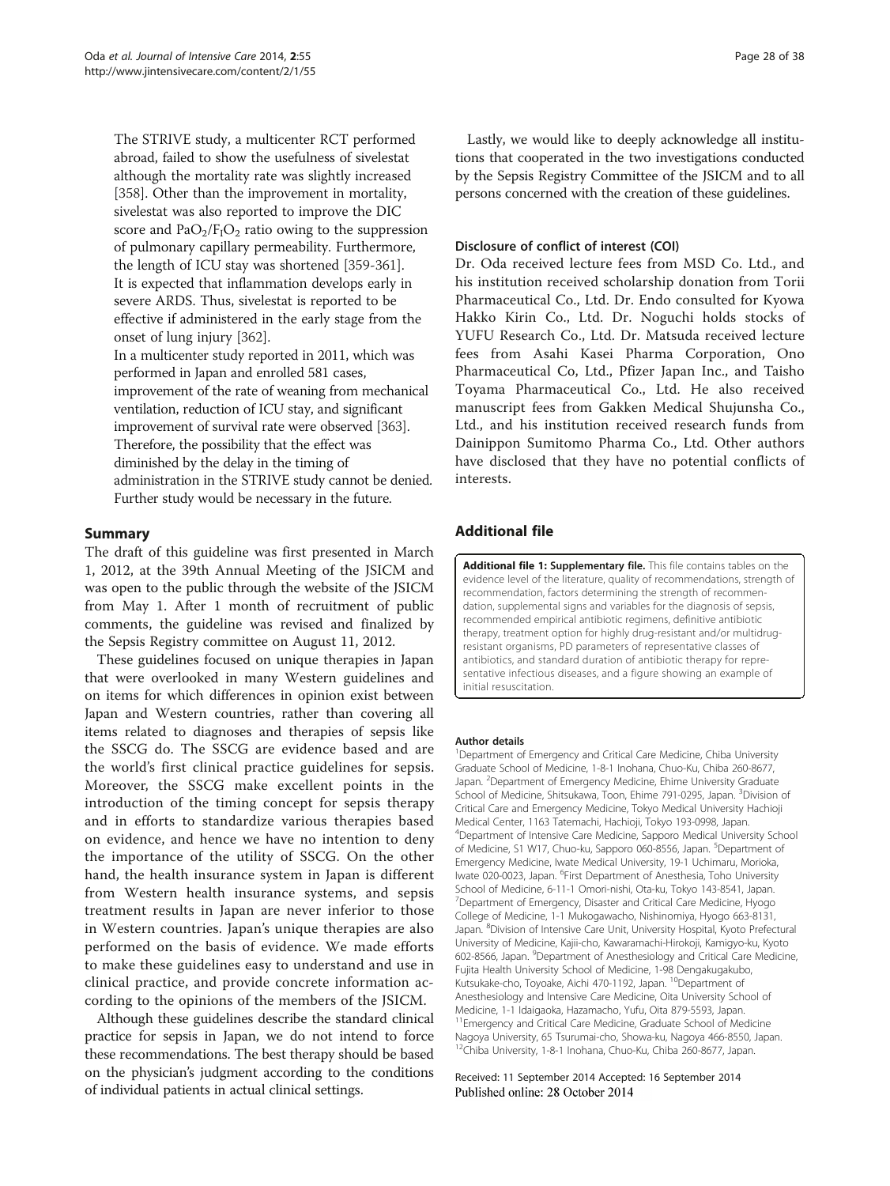The STRIVE study, a multicenter RCT performed abroad, failed to show the usefulness of sivelestat although the mortality rate was slightly increased [358]. Other than the improvement in mortality, sivelestat was also reported to improve the DIC score and $PaO_2/F_IO_2$ ratio owing to the suppression of pulmonary capillary permeability. Furthermore, the length of ICU stay was shortened [359-361]. It is expected that inflammation develops early in severe ARDS. Thus, sivelestat is reported to be effective if administered in the early stage from the onset of lung injury [362].

In a multicenter study reported in 2011, which was performed in Japan and enrolled 581 cases, improvement of the rate of weaning from mechanical ventilation, reduction of ICU stay, and significant improvement of survival rate were observed [363]. Therefore, the possibility that the effect was diminished by the delay in the timing of administration in the STRIVE study cannot be denied. Further study would be necessary in the future.

## Summary

The draft of this guideline was first presented in March 1, 2012, at the 39th Annual Meeting of the JSICM and was open to the public through the website of the JSICM from May 1. After 1 month of recruitment of public comments, the guideline was revised and finalized by the Sepsis Registry committee on August 11, 2012.

These guidelines focused on unique therapies in Japan that were overlooked in many Western guidelines and on items for which differences in opinion exist between Japan and Western countries, rather than covering all items related to diagnoses and therapies of sepsis like the SSCG do. The SSCG are evidence based and are the world's first clinical practice guidelines for sepsis. Moreover, the SSCG make excellent points in the introduction of the timing concept for sepsis therapy and in efforts to standardize various therapies based on evidence, and hence we have no intention to deny the importance of the utility of SSCG. On the other hand, the health insurance system in Japan is different from Western health insurance systems, and sepsis treatment results in Japan are never inferior to those in Western countries. Japan's unique therapies are also performed on the basis of evidence. We made efforts to make these guidelines easy to understand and use in clinical practice, and provide concrete information according to the opinions of the members of the JSICM.

Although these guidelines describe the standard clinical practice for sepsis in Japan, we do not intend to force these recommendations. The best therapy should be based on the physician's judgment according to the conditions of individual patients in actual clinical settings.

Lastly, we would like to deeply acknowledge all institutions that cooperated in the two investigations conducted by the Sepsis Registry Committee of the JSICM and to all persons concerned with the creation of these guidelines.

#### Disclosure of conflict of interest (COI)

Dr. Oda received lecture fees from MSD Co. Ltd., and his institution received scholarship donation from Torii Pharmaceutical Co., Ltd. Dr. Endo consulted for Kyowa Hakko Kirin Co., Ltd. Dr. Noguchi holds stocks of YUFU Research Co., Ltd. Dr. Matsuda received lecture fees from Asahi Kasei Pharma Corporation, Ono Pharmaceutical Co, Ltd., Pfizer Japan Inc., and Taisho Toyama Pharmaceutical Co., Ltd. He also received manuscript fees from Gakken Medical Shujunsha Co., Ltd., and his institution received research funds from Dainippon Sumitomo Pharma Co., Ltd. Other authors have disclosed that they have no potential conflicts of interests.

## Additional file

**Additional file 1: Supplementary file.** This file contains tables on the evidence level of the literature, quality of recommendations, strength of recommendation, factors determining the strength of recommendation, supplemental signs and variables for the diagnosis of sepsis, recommended empirical antibiotic regimens, definitive antibiotic therapy, treatment option for highly drug-resistant and/or multidrug-resistant organisms, PD parameters of representative classes of antibiotics, and standard duration of antibiotic therapy for representative infectious diseases, and a figure showing an example of initial resuscitation.

#### Author details

[1]Department of Emergency and Critical Care Medicine, Chiba University Graduate School of Medicine, 1-8-1 Inohana, Chuo-Ku, Chiba 260-8677, Japan. [2]Department of Emergency Medicine, Ehime University Graduate School of Medicine, Shitsukawa, Toon, Ehime 791-0295, Japan. [3]Division of Critical Care and Emergency Medicine, Tokyo Medical University Hachioji Medical Center, 1163 Tatemachi, Hachioji, Tokyo 193-0998, Japan. [4]Department of Intensive Care Medicine, Sapporo Medical University School of Medicine, S1 W17, Chuo-ku, Sapporo 060-8556, Japan. [5]Department of Emergency Medicine, Iwate Medical University, 19-1 Uchimaru, Morioka, Iwate 020-0023, Japan. [6]First Department of Anesthesia, Toho University School of Medicine, 6-11-1 Omori-nishi, Ota-ku, Tokyo 143-8541, Japan. [7]Department of Emergency, Disaster and Critical Care Medicine, Hyogo College of Medicine, 1-1 Mukogawacho, Nishinomiya, Hyogo 663-8131, Japan. [8]Division of Intensive Care Unit, University Hospital, Kyoto Prefectural University of Medicine, Kajii-cho, Kawaramachi-Hirokoji, Kamigyo-ku, Kyoto 602-8566, Japan. [9]Department of Anesthesiology and Critical Care Medicine, Fujita Health University School of Medicine, 1-98 Dengakugakubo, Kutsukake-cho, Toyoake, Aichi 470-1192, Japan. [10]Department of Anesthesiology and Intensive Care Medicine, Oita University School of Medicine, 1-1 Idaigaoka, Hazamacho, Yufu, Oita 879-5593, Japan. [11]Emergency and Critical Care Medicine, Graduate School of Medicine Nagoya University, 65 Tsurumai-cho, Showa-ku, Nagoya 466-8550, Japan. [12]Chiba University, 1-8-1 Inohana, Chuo-Ku, Chiba 260-8677, Japan.

Received: 11 September 2014 Accepted: 16 September 2014
Published online: 28 October 2014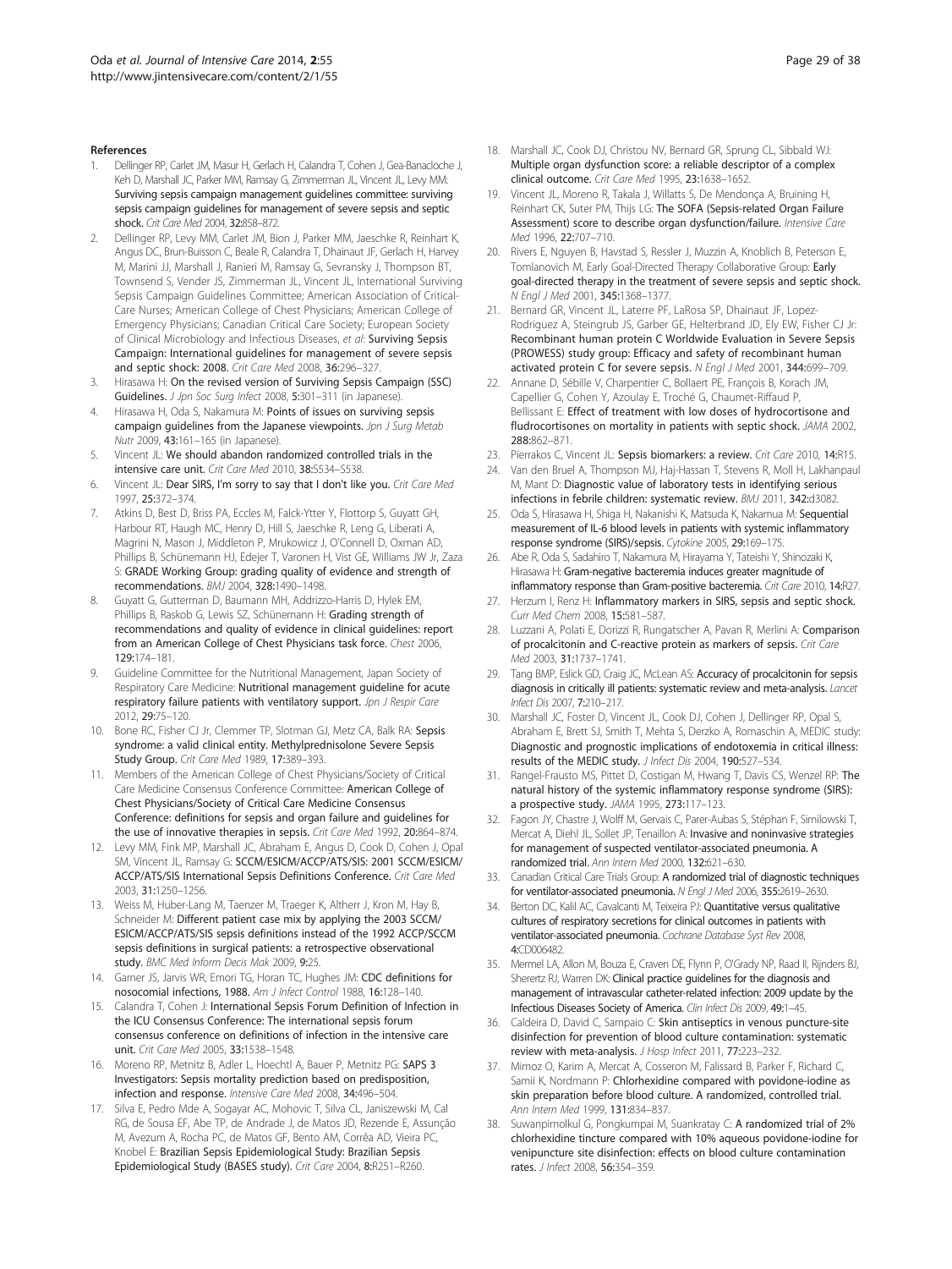**References**

1. Dellinger RP, Carlet JM, Masur H, Gerlach H, Calandra T, Cohen J, Gea-Banacloche J, Keh D, Marshall JC, Parker MM, Ramsay G, Zimmerman JL, Vincent JL, Levy MM: **Surviving sepsis campaign management guidelines committee: surviving sepsis campaign guidelines for management of severe sepsis and septic shock.** *Crit Care Med* 2004, **32:**858–872.
2. Dellinger RP, Levy MM, Carlet JM, Bion J, Parker MM, Jaeschke R, Reinhart K, Angus DC, Brun-Buisson C, Beale R, Calandra T, Dhainaut JF, Gerlach H, Harvey M, Marini JJ, Marshall J, Ranieri M, Ramsay G, Sevransky J, Thompson BT, Townsend S, Vender JS, Zimmerman JL, Vincent JL, International Surviving Sepsis Campaign Guidelines Committee; American Association of Critical-Care Nurses; American College of Chest Physicians; American College of Emergency Physicians; Canadian Critical Care Society; European Society of Clinical Microbiology and Infectious Diseases, *et al*: **Surviving Sepsis Campaign: International guidelines for management of severe sepsis and septic shock: 2008.** *Crit Care Med* 2008, **36:**296–327.
3. Hirasawa H: **On the revised version of Surviving Sepsis Campaign (SSC) Guidelines.** *J Jpn Soc Surg Infect* 2008, **5:**301–311 (in Japanese).
4. Hirasawa H, Oda S, Nakamura M: **Points of issues on surviving sepsis campaign guidelines from the Japanese viewpoints.** *Jpn J Surg Metab Nutr* 2009, **43:**161–165 (in Japanese).
5. Vincent JL: **We should abandon randomized controlled trials in the intensive care unit.** *Crit Care Med* 2010, **38:**S534–S538.
6. Vincent JL: **Dear SIRS, I'm sorry to say that I don't like you.** *Crit Care Med* 1997, **25:**372–374.
7. Atkins D, Best D, Briss PA, Eccles M, Falck-Ytter Y, Flottorp S, Guyatt GH, Harbour RT, Haugh MC, Henry D, Hill S, Jaeschke R, Leng G, Liberati A, Magrini N, Mason J, Middleton P, Mrukowicz J, O'Connell D, Oxman AD, Phillips B, Schünemann HJ, Edejer T, Varonen H, Vist GE, Williams JW Jr, Zaza S: **GRADE Working Group: grading quality of evidence and strength of recommendations.** *BMJ* 2004, **328:**1490–1498.
8. Guyatt G, Gutterman D, Baumann MH, Addrizzo-Harris D, Hylek EM, Phillips B, Raskob G, Lewis SZ, Schünemann H: **Grading strength of recommendations and quality of evidence in clinical guidelines: report from an American College of Chest Physicians task force.** *Chest* 2006, **129:**174–181.
9. Guideline Committee for the Nutritional Management, Japan Society of Respiratory Care Medicine: **Nutritional management guideline for acute respiratory failure patients with ventilatory support.** *Jpn J Respir Care* 2012, **29:**75–120.
10. Bone RC, Fisher CJ Jr, Clemmer TP, Slotman GJ, Metz CA, Balk RA: **Sepsis syndrome: a valid clinical entity. Methylprednisolone Severe Sepsis Study Group.** *Crit Care Med* 1989, **17:**389–393.
11. Members of the American College of Chest Physicians/Society of Critical Care Medicine Consensus Conference Committee: **American College of Chest Physicians/Society of Critical Care Medicine Consensus Conference: definitions for sepsis and organ failure and guidelines for the use of innovative therapies in sepsis.** *Crit Care Med* 1992, **20:**864–874.
12. Levy MM, Fink MP, Marshall JC, Abraham E, Angus D, Cook D, Cohen J, Opal SM, Vincent JL, Ramsay G: **SCCM/ESICM/ACCP/ATS/SIS: 2001 SCCM/ESICM/ACCP/ATS/SIS International Sepsis Definitions Conference.** *Crit Care Med* 2003, **31:**1250–1256.
13. Weiss M, Huber-Lang M, Taenzer M, Traeger K, Altherr J, Kron M, Hay B, Schneider M: **Different patient case mix by applying the 2003 SCCM/ESICM/ACCP/ATS/SIS sepsis definitions instead of the 1992 ACCP/SCCM sepsis definitions in surgical patients: a retrospective observational study.** *BMC Med Inform Decis Mak* 2009, **9:**25.
14. Garner JS, Jarvis WR, Emori TG, Horan TC, Hughes JM: **CDC definitions for nosocomial infections, 1988.** *Am J Infect Control* 1988, **16:**128–140.
15. Calandra T, Cohen J: **International Sepsis Forum Definition of Infection in the ICU Consensus Conference: The international sepsis forum consensus conference on definitions of infection in the intensive care unit.** *Crit Care Med* 2005, **33:**1538–1548.
16. Moreno RP, Metnitz B, Adler L, Hoechtl A, Bauer P, Metnitz PG: **SAPS 3 Investigators: Sepsis mortality prediction based on predisposition, infection and response.** *Intensive Care Med* 2008, **34:**496–504.
17. Silva E, Pedro Mde A, Sogayar AC, Mohovic T, Silva CL, Janiszewski M, Cal RG, de Sousa EF, Abe TP, de Andrade J, de Matos JD, Rezende E, Assunção M, Avezum A, Rocha PC, de Matos GF, Bento AM, Corrêa AD, Vieira PC, Knobel E: **Brazilian Sepsis Epidemiological Study: Brazilian Sepsis Epidemiological Study (BASES study).** *Crit Care* 2004, **8:**R251–R260.
18. Marshall JC, Cook DJ, Christou NV, Bernard GR, Sprung CL, Sibbald WJ: **Multiple organ dysfunction score: a reliable descriptor of a complex clinical outcome.** *Crit Care Med* 1995, **23:**1638–1652.
19. Vincent JL, Moreno R, Takala J, Willatts S, De Mendonça A, Bruining H, Reinhart CK, Suter PM, Thijs LG: **The SOFA (Sepsis-related Organ Failure Assessment) score to describe organ dysfunction/failure.** *Intensive Care Med* 1996, **22:**707–710.
20. Rivers E, Nguyen B, Havstad S, Ressler J, Muzzin A, Knoblich B, Peterson E, Tomlanovich M, Early Goal-Directed Therapy Collaborative Group: **Early goal-directed therapy in the treatment of severe sepsis and septic shock.** *N Engl J Med* 2001, **345:**1368–1377.
21. Bernard GR, Vincent JL, Laterre PF, LaRosa SP, Dhainaut JF, Lopez-Rodriguez A, Steingrub JS, Garber GE, Helterbrand JD, Ely EW, Fisher CJ Jr: **Recombinant human protein C Worldwide Evaluation in Severe Sepsis (PROWESS) study group: Efficacy and safety of recombinant human activated protein C for severe sepsis.** *N Engl J Med* 2001, **344:**699–709.
22. Annane D, Sébille V, Charpentier C, Bollaert PE, François B, Korach JM, Capellier G, Cohen Y, Azoulay E, Troché G, Chaumet-Riffaud P, Bellissant E: **Effect of treatment with low doses of hydrocortisone and fludrocortisones on mortality in patients with septic shock.** *JAMA* 2002, **288:**862–871.
23. Pierrakos C, Vincent JL: **Sepsis biomarkers: a review.** *Crit Care* 2010, **14:**R15.
24. Van den Bruel A, Thompson MJ, Haj-Hassan T, Stevens R, Moll H, Lakhanpaul M, Mant D: **Diagnostic value of laboratory tests in identifying serious infections in febrile children: systematic review.** *BMJ* 2011, **342:**d3082.
25. Oda S, Hirasawa H, Shiga H, Nakanishi K, Matsuda K, Nakamua M: **Sequential measurement of IL-6 blood levels in patients with systemic inflammatory response syndrome (SIRS)/sepsis.** *Cytokine* 2005, **29:**169–175.
26. Abe R, Oda S, Sadahiro T, Nakamura M, Hirayama Y, Tateishi Y, Shinozaki K, Hirasawa H: **Gram-negative bacteremia induces greater magnitude of inflammatory response than Gram-positive bacteremia.** *Crit Care* 2010, **14:**R27.
27. Herzum I, Renz H: **Inflammatory markers in SIRS, sepsis and septic shock.** *Curr Med Chem* 2008, **15:**581–587.
28. Luzzani A, Polati E, Dorizzi R, Rungatscher A, Pavan R, Merlini A: **Comparison of procalcitonin and C-reactive protein as markers of sepsis.** *Crit Care Med* 2003, **31:**1737–1741.
29. Tang BMP, Eslick GD, Craig JC, McLean AS: **Accuracy of procalcitonin for sepsis diagnosis in critically ill patients: systematic review and meta-analysis.** *Lancet Infect Dis* 2007, **7:**210–217.
30. Marshall JC, Foster D, Vincent JL, Cook DJ, Cohen J, Dellinger RP, Opal S, Abraham E, Brett SJ, Smith T, Mehta S, Derzko A, Romaschin A, MEDIC study: **Diagnostic and prognostic implications of endotoxemia in critical illness: results of the MEDIC study.** *J Infect Dis* 2004, **190:**527–534.
31. Rangel-Frausto MS, Pittet D, Costigan M, Hwang T, Davis CS, Wenzel RP: **The natural history of the systemic inflammatory response syndrome (SIRS): a prospective study.** *JAMA* 1995, **273:**117–123.
32. Fagon JY, Chastre J, Wolff M, Gervais C, Parer-Aubas S, Stéphan F, Similowski T, Mercat A, Diehl JL, Sollet JP, Tenaillon A: **Invasive and noninvasive strategies for management of suspected ventilator-associated pneumonia. A randomized trial.** *Ann Intern Med* 2000, **132:**621–630.
33. Canadian Critical Care Trials Group: **A randomized trial of diagnostic techniques for ventilator-associated pneumonia.** *N Engl J Med* 2006, **355:**2619–2630.
34. Berton DC, Kalil AC, Cavalcanti M, Teixeira PJ: **Quantitative versus qualitative cultures of respiratory secretions for clinical outcomes in patients with ventilator-associated pneumonia.** *Cochrane Database Syst Rev* 2008, **4:**CD006482.
35. Mermel LA, Allon M, Bouza E, Craven DE, Flynn P, O'Grady NP, Raad II, Rijnders BJ, Sherertz RJ, Warren DK: **Clinical practice guidelines for the diagnosis and management of intravascular catheter-related infection: 2009 update by the Infectious Diseases Society of America.** *Clin Infect Dis* 2009, **49:**1–45.
36. Caldeira D, David C, Sampaio C: **Skin antiseptics in venous puncture-site disinfection for prevention of blood culture contamination: systematic review with meta-analysis.** *J Hosp Infect* 2011, **77:**223–232.
37. Mimoz O, Karim A, Mercat A, Cosseron M, Falissard B, Parker F, Richard C, Samii K, Nordmann P: **Chlorhexidine compared with povidone-iodine as skin preparation before blood culture. A randomized, controlled trial.** *Ann Intern Med* 1999, **131:**834–837.
38. Suwanpimolkul G, Pongkumpai M, Suankratay C: **A randomized trial of 2% chlorhexidine tincture compared with 10% aqueous povidone-iodine for venipuncture site disinfection: effects on blood culture contamination rates.** *J Infect* 2008, **56:**354–359.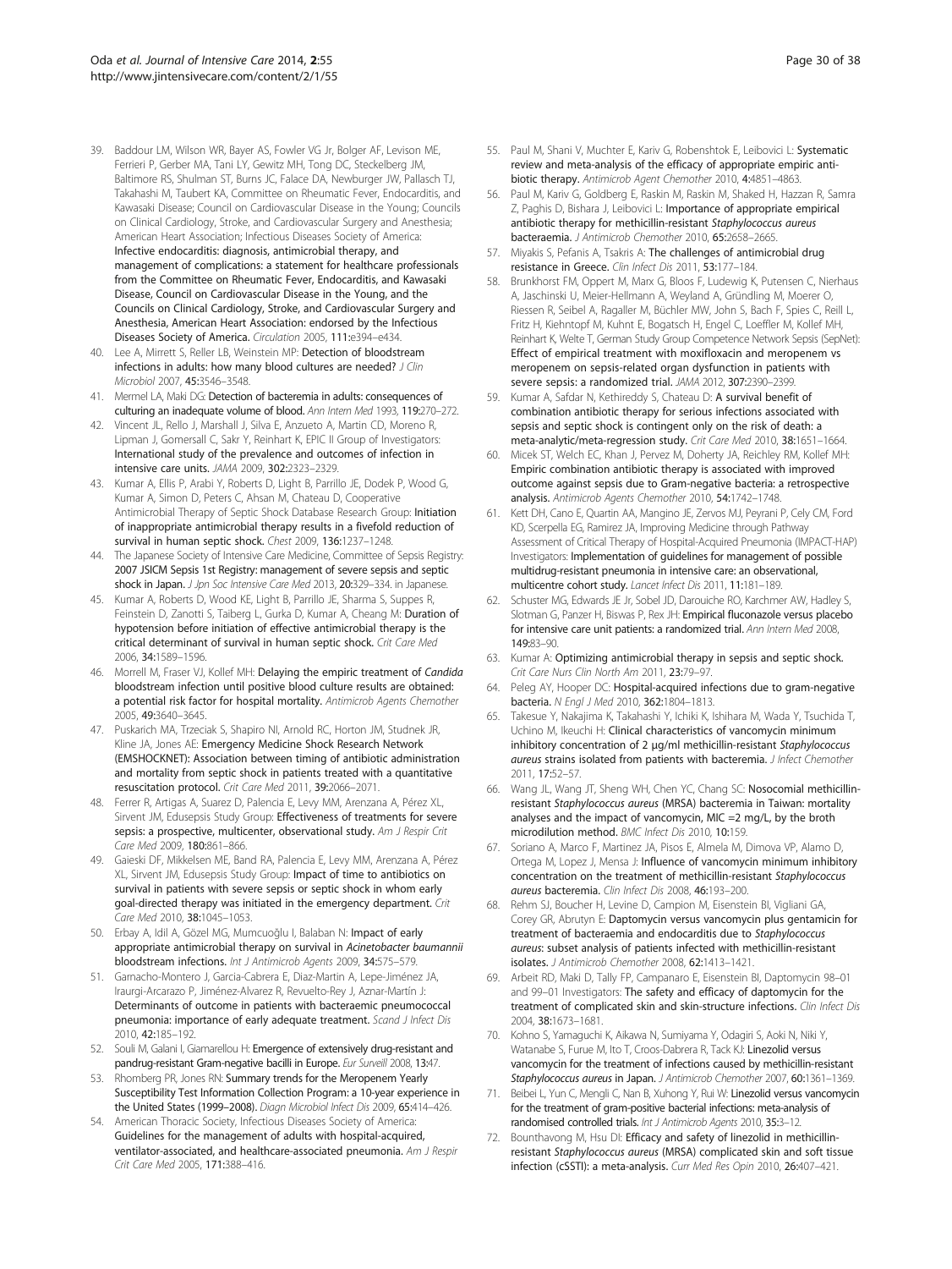39. Baddour LM, Wilson WR, Bayer AS, Fowler VG Jr, Bolger AF, Levison ME, Ferrieri P, Gerber MA, Tani LY, Gewitz MH, Tong DC, Steckelberg JM, Baltimore RS, Shulman ST, Burns JC, Falace DA, Newburger JW, Pallasch TJ, Takahashi M, Taubert KA, Committee on Rheumatic Fever, Endocarditis, and Kawasaki Disease; Council on Cardiovascular Disease in the Young; Councils on Clinical Cardiology, Stroke, and Cardiovascular Surgery and Anesthesia; American Heart Association; Infectious Diseases Society of America: **Infective endocarditis: diagnosis, antimicrobial therapy, and management of complications: a statement for healthcare professionals from the Committee on Rheumatic Fever, Endocarditis, and Kawasaki Disease, Council on Cardiovascular Disease in the Young, and the Councils on Clinical Cardiology, Stroke, and Cardiovascular Surgery and Anesthesia, American Heart Association: endorsed by the Infectious Diseases Society of America.** *Circulation* 2005, **111:**e394–e434.
40. Lee A, Mirrett S, Reller LB, Weinstein MP: **Detection of bloodstream infections in adults: how many blood cultures are needed?** *J Clin Microbiol* 2007, **45:**3546–3548.
41. Mermel LA, Maki DG: **Detection of bacteremia in adults: consequences of culturing an inadequate volume of blood.** *Ann Intern Med* 1993, **119:**270–272.
42. Vincent JL, Rello J, Marshall J, Silva E, Anzueto A, Martin CD, Moreno R, Lipman J, Gomersall C, Sakr Y, Reinhart K, EPIC II Group of Investigators: **International study of the prevalence and outcomes of infection in intensive care units.** *JAMA* 2009, **302:**2323–2329.
43. Kumar A, Ellis P, Arabi Y, Roberts D, Light B, Parrillo JE, Dodek P, Wood G, Kumar A, Simon D, Peters C, Ahsan M, Chateau D, Cooperative Antimicrobial Therapy of Septic Shock Database Research Group: **Initiation of inappropriate antimicrobial therapy results in a fivefold reduction of survival in human septic shock.** *Chest* 2009, **136:**1237–1248.
44. The Japanese Society of Intensive Care Medicine, Committee of Sepsis Registry: **2007 JSICM Sepsis 1st Registry: management of severe sepsis and septic shock in Japan.** *J Jpn Soc Intensive Care Med* 2013, **20:**329–334. in Japanese.
45. Kumar A, Roberts D, Wood KE, Light B, Parrillo JE, Sharma S, Suppes R, Feinstein D, Zanotti S, Taiberg L, Gurka D, Kumar A, Cheang M: **Duration of hypotension before initiation of effective antimicrobial therapy is the critical determinant of survival in human septic shock.** *Crit Care Med* 2006, **34:**1589–1596.
46. Morrell M, Fraser VJ, Kollef MH: **Delaying the empiric treatment of *Candida* bloodstream infection until positive blood culture results are obtained: a potential risk factor for hospital mortality.** *Antimicrob Agents Chemother* 2005, **49:**3640–3645.
47. Puskarich MA, Trzeciak S, Shapiro NI, Arnold RC, Horton JM, Studnek JR, Kline JA, Jones AE: **Emergency Medicine Shock Research Network (EMSHOCKNET): Association between timing of antibiotic administration and mortality from septic shock in patients treated with a quantitative resuscitation protocol.** *Crit Care Med* 2011, **39:**2066–2071.
48. Ferrer R, Artigas A, Suarez D, Palencia E, Levy MM, Arenzana A, Pérez XL, Sirvent JM, Edusepsis Study Group: **Effectiveness of treatments for severe sepsis: a prospective, multicenter, observational study.** *Am J Respir Crit Care Med* 2009, **180:**861–866.
49. Gaieski DF, Mikkelsen ME, Band RA, Palencia E, Levy MM, Arenzana A, Pérez XL, Sirvent JM, Edusepsis Study Group: **Impact of time to antibiotics on survival in patients with severe sepsis or septic shock in whom early goal-directed therapy was initiated in the emergency department.** *Crit Care Med* 2010, **38:**1045–1053.
50. Erbay A, Idil A, Gözel MG, Mumcuoğlu I, Balaban N: **Impact of early appropriate antimicrobial therapy on survival in *Acinetobacter baumannii* bloodstream infections.** *Int J Antimicrob Agents* 2009, **34:**575–579.
51. Garnacho-Montero J, Garcia-Cabrera E, Diaz-Martín A, Lepe-Jiménez JA, Iraurgi-Arcarazo P, Jiménez-Alvarez R, Revuelto-Rey J, Aznar-Martín J: **Determinants of outcome in patients with bacteraemic pneumococcal pneumonia: importance of early adequate treatment.** *Scand J Infect Dis* 2010, **42:**185–192.
52. Souli M, Galani I, Giamarellou H: **Emergence of extensively drug-resistant and pandrug-resistant Gram-negative bacilli in Europe.** *Eur Surveill* 2008, **13:**47.
53. Rhomberg PR, Jones RN: **Summary trends for the Meropenem Yearly Susceptibility Test Information Collection Program: a 10-year experience in the United States (1999–2008).** *Diagn Microbiol Infect Dis* 2009, **65:**414–426.
54. American Thoracic Society, Infectious Diseases Society of America: **Guidelines for the management of adults with hospital-acquired, ventilator-associated, and healthcare-associated pneumonia.** *Am J Respir Crit Care Med* 2005, **171:**388–416.
55. Paul M, Shani V, Muchter E, Kariv G, Robenshtok E, Leibovici L: **Systematic review and meta-analysis of the efficacy of appropriate empiric antibiotic therapy.** *Antimicrob Agent Chemother* 2010, **4:**4851–4863.
56. Paul M, Kariv G, Goldberg E, Raskin M, Raskin M, Shaked H, Hazzan R, Samra Z, Paghis D, Bishara J, Leibovici L: **Importance of appropriate empirical antibiotic therapy for methicillin-resistant *Staphylococcus aureus* bacteraemia.** *J Antimicrob Chemother* 2010, **65:**2658–2665.
57. Miyakis S, Pefanis A, Tsakris A: **The challenges of antimicrobial drug resistance in Greece.** *Clin Infect Dis* 2011, **53:**177–184.
58. Brunkhorst FM, Oppert M, Marx G, Bloos F, Ludewig K, Putensen C, Nierhaus A, Jaschinski U, Meier-Hellmann A, Weyland A, Gründling M, Moerer O, Riessen R, Seibel A, Ragaller M, Büchler MW, John S, Bach F, Spies C, Reill L, Fritz H, Kiehntopf M, Kuhnt E, Bogatsch H, Engel C, Loeffler M, Kollef MH, Reinhart K, Welte T, German Study Group Competence Network Sepsis (SepNet): **Effect of empirical treatment with moxifloxacin and meropenem vs meropenem on sepsis-related organ dysfunction in patients with severe sepsis: a randomized trial.** *JAMA* 2012, **307:**2390–2399.
59. Kumar A, Safdar N, Kethireddy S, Chateau D: **A survival benefit of combination antibiotic therapy for serious infections associated with sepsis and septic shock is contingent only on the risk of death: a meta-analytic/meta-regression study.** *Crit Care Med* 2010, **38:**1651–1664.
60. Micek ST, Welch EC, Khan J, Pervez M, Doherty JA, Reichley RM, Kollef MH: **Empiric combination antibiotic therapy is associated with improved outcome against sepsis due to Gram-negative bacteria: a retrospective analysis.** *Antimicrob Agents Chemother* 2010, **54:**1742–1748.
61. Kett DH, Cano E, Quartin AA, Mangino JE, Zervos MJ, Peyrani P, Cely CM, Ford KD, Scerpella EG, Ramirez JA, Improving Medicine through Pathway Assessment of Critical Therapy of Hospital-Acquired Pneumonia (IMPACT-HAP) Investigators: **Implementation of guidelines for management of possible multidrug-resistant pneumonia in intensive care: an observational, multicentre cohort study.** *Lancet Infect Dis* 2011, **11:**181–189.
62. Schuster MG, Edwards JE Jr, Sobel JD, Darouiche RO, Karchmer AW, Hadley S, Slotman G, Panzer H, Biswas P, Rex JH: **Empirical fluconazole versus placebo for intensive care unit patients: a randomized trial.** *Ann Intern Med* 2008, **149:**83–90.
63. Kumar A: **Optimizing antimicrobial therapy in sepsis and septic shock.** *Crit Care Nurs Clin North Am* 2011, **23:**79–97.
64. Peleg AY, Hooper DC: **Hospital-acquired infections due to gram-negative bacteria.** *N Engl J Med* 2010, **362:**1804–1813.
65. Takesue Y, Nakajima K, Takahashi Y, Ichiki K, Ishihara M, Wada Y, Tsuchida T, Uchino M, Ikeuchi H: **Clinical characteristics of vancomycin minimum inhibitory concentration of 2 μg/ml methicillin-resistant *Staphylococcus aureus* strains isolated from patients with bacteremia.** *J Infect Chemother* 2011, **17:**52–57.
66. Wang JL, Wang JT, Sheng WH, Chen YC, Chang SC: **Nosocomial methicillin-resistant *Staphylococcus aureus* (MRSA) bacteremia in Taiwan: mortality analyses and the impact of vancomycin, MIC =2 mg/L, by the broth microdilution method.** *BMC Infect Dis* 2010, **10:**159.
67. Soriano A, Marco F, Martinez JA, Pisos E, Almela M, Dimova VP, Alamo D, Ortega M, Lopez J, Mensa J: **Influence of vancomycin minimum inhibitory concentration on the treatment of methicillin-resistant *Staphylococcus aureus* bacteremia.** *Clin Infect Dis* 2008, **46:**193–200.
68. Rehm SJ, Boucher H, Levine D, Campion M, Eisenstein BI, Vigliani GA, Corey GR, Abrutyn E: **Daptomycin versus vancomycin plus gentamicin for treatment of bacteraemia and endocarditis due to *Staphylococcus aureus*: subset analysis of patients infected with methicillin-resistant isolates.** *J Antimicrob Chemother* 2008, **62:**1413–1421.
69. Arbeit RD, Maki D, Tally FP, Campanaro E, Eisenstein BI, Daptomycin 98–01 and 99–01 Investigators: **The safety and efficacy of daptomycin for the treatment of complicated skin and skin-structure infections.** *Clin Infect Dis* 2004, **38:**1673–1681.
70. Kohno S, Yamaguchi K, Aikawa N, Sumiyama Y, Odagiri S, Aoki N, Niki Y, Watanabe S, Furue M, Ito T, Croos-Dabrera R, Tack KJ: **Linezolid versus vancomycin for the treatment of infections caused by methicillin-resistant *Staphylococcus aureus* in Japan.** *J Antimicrob Chemother* 2007, **60:**1361–1369.
71. Beibei L, Yun C, Mengli C, Nan B, Xuhong Y, Rui W: **Linezolid versus vancomycin for the treatment of gram-positive bacterial infections: meta-analysis of randomised controlled trials.** *Int J Antimicrob Agents* 2010, **35:**3–12.
72. Bounthavong M, Hsu DI: **Efficacy and safety of linezolid in methicillin-resistant *Staphylococcus aureus* (MRSA) complicated skin and soft tissue infection (cSSTI): a meta-analysis.** *Curr Med Res Opin* 2010, **26:**407–421.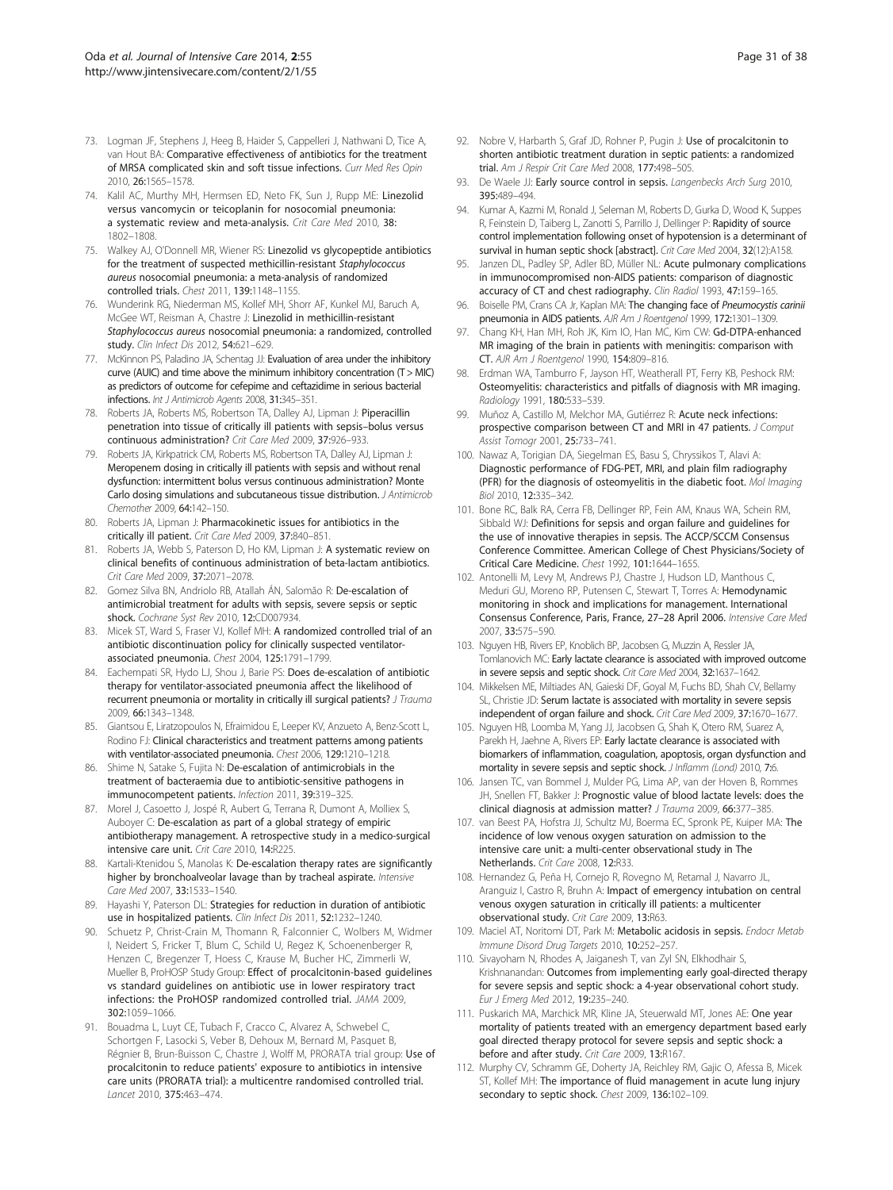73. Logman JF, Stephens J, Heeg B, Haider S, Cappelleri J, Nathwani D, Tice A, van Hout BA: **Comparative effectiveness of antibiotics for the treatment of MRSA complicated skin and soft tissue infections.** *Curr Med Res Opin* 2010, **26:**1565–1578.
74. Kalil AC, Murthy MH, Hermsen ED, Neto FK, Sun J, Rupp ME: **Linezolid versus vancomycin or teicoplanin for nosocomial pneumonia: a systematic review and meta-analysis.** *Crit Care Med* 2010, **38:** 1802–1808.
75. Walkey AJ, O'Donnell MR, Wiener RS: **Linezolid vs glycopeptide antibiotics for the treatment of suspected methicillin-resistant** ***Staphylococcus aureus*** **nosocomial pneumonia: a meta-analysis of randomized controlled trials.** *Chest* 2011, **139:**1148–1155.
76. Wunderink RG, Niederman MS, Kollef MH, Shorr AF, Kunkel MJ, Baruch A, McGee WT, Reisman A, Chastre J: **Linezolid in methicillin-resistant** ***Staphylococcus aureus*** **nosocomial pneumonia: a randomized, controlled study.** *Clin Infect Dis* 2012, **54:**621–629.
77. McKinnon PS, Paladino JA, Schentag JJ: **Evaluation of area under the inhibitory curve (AUIC) and time above the minimum inhibitory concentration (T > MIC) as predictors of outcome for cefepime and ceftazidime in serious bacterial infections.** *Int J Antimicrob Agents* 2008, **31:**345–351.
78. Roberts JA, Roberts MS, Robertson TA, Dalley AJ, Lipman J: **Piperacillin penetration into tissue of critically ill patients with sepsis–bolus versus continuous administration?** *Crit Care Med* 2009, **37:**926–933.
79. Roberts JA, Kirkpatrick CM, Roberts MS, Robertson TA, Dalley AJ, Lipman J: **Meropenem dosing in critically ill patients with sepsis and without renal dysfunction: intermittent bolus versus continuous administration? Monte Carlo dosing simulations and subcutaneous tissue distribution.** *J Antimicrob Chemother* 2009, **64:**142–150.
80. Roberts JA, Lipman J: **Pharmacokinetic issues for antibiotics in the critically ill patient.** *Crit Care Med* 2009, **37:**840–851.
81. Roberts JA, Webb S, Paterson D, Ho KM, Lipman J: **A systematic review on clinical benefits of continuous administration of beta-lactam antibiotics.** *Crit Care Med* 2009, **37:**2071–2078.
82. Gomez Silva BN, Andriolo RB, Atallah ÁN, Salomão R: **De-escalation of antimicrobial treatment for adults with sepsis, severe sepsis or septic shock.** *Cochrane Syst Rev* 2010, **12:**CD007934.
83. Micek ST, Ward S, Fraser VJ, Kollef MH: **A randomized controlled trial of an antibiotic discontinuation policy for clinically suspected ventilator-associated pneumonia.** *Chest* 2004, **125:**1791–1799.
84. Eachempati SR, Hydo LJ, Shou J, Barie PS: **Does de-escalation of antibiotic therapy for ventilator-associated pneumonia affect the likelihood of recurrent pneumonia or mortality in critically ill surgical patients?** *J Trauma* 2009, **66:**1343–1348.
85. Giantsou E, Liratzopoulos N, Efraimidou E, Leeper KV, Anzueto A, Benz-Scott L, Rodino FJ: **Clinical characteristics and treatment patterns among patients with ventilator-associated pneumonia.** *Chest* 2006, **129:**1210–1218.
86. Shime N, Satake S, Fujita N: **De-escalation of antimicrobials in the treatment of bacteraemia due to antibiotic-sensitive pathogens in immunocompetent patients.** *Infection* 2011, **39:**319–325.
87. Morel J, Casoetto J, Jospé R, Aubert G, Terrana R, Dumont A, Molliex S, Auboyer C: **De-escalation as part of a global strategy of empiric antibiotherapy management. A retrospective study in a medico-surgical intensive care unit.** *Crit Care* 2010, **14:**R225.
88. Kartali-Ktenidou S, Manolas K: **De-escalation therapy rates are significantly higher by bronchoalveolar lavage than by tracheal aspirate.** *Intensive Care Med* 2007, **33:**1533–1540.
89. Hayashi Y, Paterson DL: **Strategies for reduction in duration of antibiotic use in hospitalized patients.** *Clin Infect Dis* 2011, **52:**1232–1240.
90. Schuetz P, Christ-Crain M, Thomann R, Falconnier C, Wolbers M, Widmer I, Neidert S, Fricker T, Blum C, Schild U, Regez K, Schoenenberger R, Henzen C, Bregenzer T, Hoess C, Krause M, Bucher HC, Zimmerli W, Mueller B, ProHOSP Study Group: **Effect of procalcitonin-based guidelines vs standard guidelines on antibiotic use in lower respiratory tract infections: the ProHOSP randomized controlled trial.** *JAMA* 2009, **302:**1059–1066.
91. Bouadma L, Luyt CE, Tubach F, Cracco C, Alvarez A, Schwebel C, Schortgen F, Lasocki S, Veber B, Dehoux M, Bernard M, Pasquet B, Régnier B, Brun-Buisson C, Chastre J, Wolff M, PRORATA trial group: **Use of procalcitonin to reduce patients' exposure to antibiotics in intensive care units (PRORATA trial): a multicentre randomised controlled trial.** *Lancet* 2010, **375:**463–474.
92. Nobre V, Harbarth S, Graf JD, Rohner P, Pugin J: **Use of procalcitonin to shorten antibiotic treatment duration in septic patients: a randomized trial.** *Am J Respir Crit Care Med* 2008, **177:**498–505.
93. De Waele JJ: **Early source control in sepsis.** *Langenbecks Arch Surg* 2010, **395:**489–494.
94. Kumar A, Kazmi M, Ronald J, Seleman M, Roberts D, Gurka D, Wood K, Suppes R, Feinstein D, Taiberg L, Zanotti S, Parrillo J, Dellinger P: **Rapidity of source control implementation following onset of hypotension is a determinant of survival in human septic shock [abstract].** *Crit Care Med* 2004, **32**(12)**:**A158.
95. Janzen DL, Padley SP, Adler BD, Müller NL: **Acute pulmonary complications in immunocompromised non-AIDS patients: comparison of diagnostic accuracy of CT and chest radiography.** *Clin Radiol* 1993, **47:**159–165.
96. Boiselle PM, Crans CA Jr, Kaplan MA: **The changing face of** ***Pneumocystis carinii*** **pneumonia in AIDS patients.** *AJR Am J Roentgenol* 1999, **172:**1301–1309.
97. Chang KH, Han MH, Roh JK, Kim IO, Han MC, Kim CW: **Gd-DTPA-enhanced MR imaging of the brain in patients with meningitis: comparison with CT.** *AJR Am J Roentgenol* 1990, **154:**809–816.
98. Erdman WA, Tamburro F, Jayson HT, Weatherall PT, Ferry KB, Peshock RM: **Osteomyelitis: characteristics and pitfalls of diagnosis with MR imaging.** *Radiology* 1991, **180:**533–539.
99. Muñoz A, Castillo M, Melchor MA, Gutiérrez R: **Acute neck infections: prospective comparison between CT and MRI in 47 patients.** *J Comput Assist Tomogr* 2001, **25:**733–741.
100. Nawaz A, Torigian DA, Siegelman ES, Basu S, Chryssikos T, Alavi A: **Diagnostic performance of FDG-PET, MRI, and plain film radiography (PFR) for the diagnosis of osteomyelitis in the diabetic foot.** *Mol Imaging Biol* 2010, **12:**335–342.
101. Bone RC, Balk RA, Cerra FB, Dellinger RP, Fein AM, Knaus WA, Schein RM, Sibbald WJ: **Definitions for sepsis and organ failure and guidelines for the use of innovative therapies in sepsis. The ACCP/SCCM Consensus Conference Committee. American College of Chest Physicians/Society of Critical Care Medicine.** *Chest* 1992, **101:**1644–1655.
102. Antonelli M, Levy M, Andrews PJ, Chastre J, Hudson LD, Manthous C, Meduri GU, Moreno RP, Putensen C, Stewart T, Torres A: **Hemodynamic monitoring in shock and implications for management. International Consensus Conference, Paris, France, 27–28 April 2006.** *Intensive Care Med* 2007, **33:**575–590.
103. Nguyen HB, Rivers EP, Knoblich BP, Jacobsen G, Muzzin A, Ressler JA, Tomlanovich MC: **Early lactate clearance is associated with improved outcome in severe sepsis and septic shock.** *Crit Care Med* 2004, **32:**1637–1642.
104. Mikkelsen ME, Miltiades AN, Gaieski DF, Goyal M, Fuchs BD, Shah CV, Bellamy SL, Christie JD: **Serum lactate is associated with mortality in severe sepsis independent of organ failure and shock.** *Crit Care Med* 2009, **37:**1670–1677.
105. Nguyen HB, Loomba M, Yang JJ, Jacobsen G, Shah K, Otero RM, Suarez A, Parekh H, Jaehne A, Rivers EP: **Early lactate clearance is associated with biomarkers of inflammation, coagulation, apoptosis, organ dysfunction and mortality in severe sepsis and septic shock.** *J Inflamm (Lond)* 2010, **7:**6.
106. Jansen TC, van Bommel J, Mulder PG, Lima AP, van der Hoven B, Rommes JH, Snellen FT, Bakker J: **Prognostic value of blood lactate levels: does the clinical diagnosis at admission matter?** *J Trauma* 2009, **66:**377–385.
107. van Beest PA, Hofstra JJ, Schultz MJ, Boerma EC, Spronk PE, Kuiper MA: **The incidence of low venous oxygen saturation on admission to the intensive care unit: a multi-center observational study in The Netherlands.** *Crit Care* 2008, **12:**R33.
108. Hernandez G, Peña H, Cornejo R, Rovegno M, Retamal J, Navarro JL, Aranguiz I, Castro R, Bruhn A: **Impact of emergency intubation on central venous oxygen saturation in critically ill patients: a multicenter observational study.** *Crit Care* 2009, **13:**R63.
109. Maciel AT, Noritomi DT, Park M: **Metabolic acidosis in sepsis.** *Endocr Metab Immune Disord Drug Targets* 2010, **10:**252–257.
110. Sivayoham N, Rhodes A, Jaiganesh T, van Zyl SN, Elkhodhair S, Krishnanandan: **Outcomes from implementing early goal-directed therapy for severe sepsis and septic shock: a 4-year observational cohort study.** *Eur J Emerg Med* 2012, **19:**235–240.
111. Puskarich MA, Marchick MR, Kline JA, Steuerwald MT, Jones AE: **One year mortality of patients treated with an emergency department based early goal directed therapy protocol for severe sepsis and septic shock: a before and after study.** *Crit Care* 2009, **13:**R167.
112. Murphy CV, Schramm GE, Doherty JA, Reichley RM, Gajic O, Afessa B, Micek ST, Kollef MH: **The importance of fluid management in acute lung injury secondary to septic shock.** *Chest* 2009, **136:**102–109.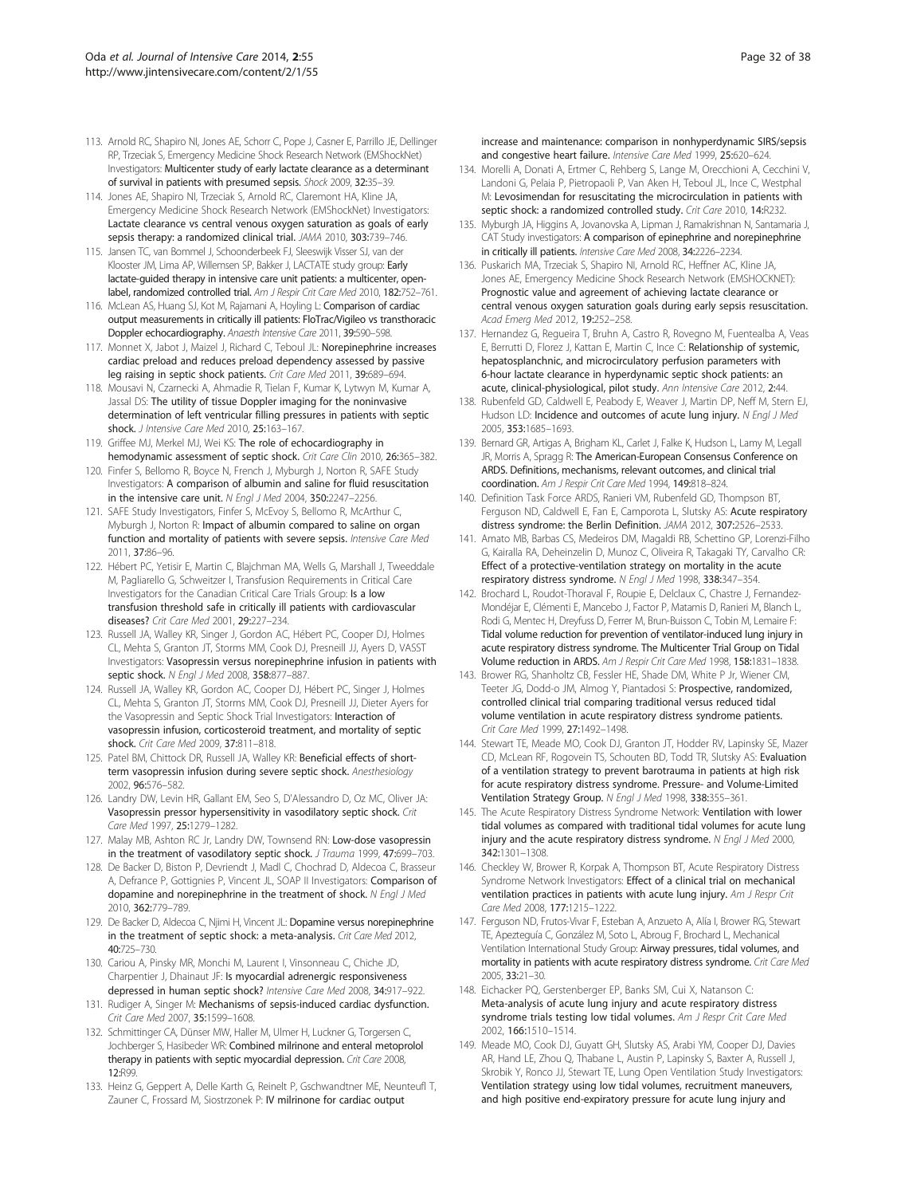113. Arnold RC, Shapiro NI, Jones AE, Schorr C, Pope J, Casner E, Parrillo JE, Dellinger RP, Trzeciak S, Emergency Medicine Shock Research Network (EMShockNet) Investigators: Multicenter study of early lactate clearance as a determinant of survival in patients with presumed sepsis. *Shock* 2009, **32**:35–39.
114. Jones AE, Shapiro NI, Trzeciak S, Arnold RC, Claremont HA, Kline JA, Emergency Medicine Shock Research Network (EMShockNet) Investigators: Lactate clearance vs central venous oxygen saturation as goals of early sepsis therapy: a randomized clinical trial. *JAMA* 2010, **303**:739–746.
115. Jansen TC, van Bommel J, Schoonderbeek FJ, Sleeswijk Visser SJ, van der Klooster JM, Lima AP, Willemsen SP, Bakker J, LACTATE study group: Early lactate-guided therapy in intensive care unit patients: a multicenter, open-label, randomized controlled trial. *Am J Respir Crit Care Med* 2010, **182**:752–761.
116. McLean AS, Huang SJ, Kot M, Rajamani A, Hoyling L: Comparison of cardiac output measurements in critically ill patients: FloTrac/Vigileo vs transthoracic Doppler echocardiography. *Anaesth Intensive Care* 2011, **39**:590–598.
117. Monnet X, Jabot J, Maizel J, Richard C, Teboul JL: Norepinephrine increases cardiac preload and reduces preload dependency assessed by passive leg raising in septic shock patients. *Crit Care Med* 2011, **39**:689–694.
118. Mousavi N, Czarnecki A, Ahmadie R, Tielan F, Kumar K, Lytwyn M, Kumar A, Jassal DS: The utility of tissue Doppler imaging for the noninvasive determination of left ventricular filling pressures in patients with septic shock. *J Intensive Care Med* 2010, **25**:163–167.
119. Griffee MJ, Merkel MJ, Wei KS: The role of echocardiography in hemodynamic assessment of septic shock. *Crit Care Clin* 2010, **26**:365–382.
120. Finfer S, Bellomo R, Boyce N, French J, Myburgh J, Norton R, SAFE Study Investigators: A comparison of albumin and saline for fluid resuscitation in the intensive care unit. *N Engl J Med* 2004, **350**:2247–2256.
121. SAFE Study Investigators, Finfer S, McEvoy S, Bellomo R, McArthur C, Myburgh J, Norton R: Impact of albumin compared to saline on organ function and mortality of patients with severe sepsis. *Intensive Care Med* 2011, **37**:86–96.
122. Hébert PC, Yetisir E, Martin C, Blajchman MA, Wells G, Marshall J, Tweeddale M, Pagliarello G, Schweitzer I, Transfusion Requirements in Critical Care Investigators for the Canadian Critical Care Trials Group: Is a low transfusion threshold safe in critically ill patients with cardiovascular diseases? *Crit Care Med* 2001, **29**:227–234.
123. Russell JA, Walley KR, Singer J, Gordon AC, Hébert PC, Cooper DJ, Holmes CL, Mehta S, Granton JT, Storms MM, Cook DJ, Presneill JJ, Ayers D, VASST Investigators: Vasopressin versus norepinephrine infusion in patients with septic shock. *N Engl J Med* 2008, **358**:877–887.
124. Russell JA, Walley KR, Gordon AC, Cooper DJ, Hébert PC, Singer J, Holmes CL, Mehta S, Granton JT, Storms MM, Cook DJ, Presneill JJ, Dieter Ayers for the Vasopressin and Septic Shock Trial Investigators: Interaction of vasopressin infusion, corticosteroid treatment, and mortality of septic shock. *Crit Care Med* 2009, **37**:811–818.
125. Patel BM, Chittock DR, Russell JA, Walley KR: Beneficial effects of short-term vasopressin infusion during severe septic shock. *Anesthesiology* 2002, **96**:576–582.
126. Landry DW, Levin HR, Gallant EM, Seo S, D'Alessandro D, Oz MC, Oliver JA: Vasopressin pressor hypersensitivity in vasodilatory septic shock. *Crit Care Med* 1997, **25**:1279–1282.
127. Malay MB, Ashton RC Jr, Landry DW, Townsend RN: Low-dose vasopressin in the treatment of vasodilatory septic shock. *J Trauma* 1999, **47**:699–703.
128. De Backer D, Biston P, Devriendt J, Madl C, Chochrad D, Aldecoa C, Brasseur A, Defrance P, Gottignies P, Vincent JL, SOAP II Investigators: Comparison of dopamine and norepinephrine in the treatment of shock. *N Engl J Med* 2010, **362**:779–789.
129. De Backer D, Aldecoa C, Njimi H, Vincent JL: Dopamine versus norepinephrine in the treatment of septic shock: a meta-analysis. *Crit Care Med* 2012, **40**:725–730.
130. Cariou A, Pinsky MR, Monchi M, Laurent I, Vinsonneau C, Chiche JD, Charpentier J, Dhainaut JF: Is myocardial adrenergic responsiveness depressed in human septic shock? *Intensive Care Med* 2008, **34**:917–922.
131. Rudiger A, Singer M: Mechanisms of sepsis-induced cardiac dysfunction. *Crit Care Med* 2007, **35**:1599–1608.
132. Schmittinger CA, Dünser MW, Haller M, Ulmer H, Luckner G, Torgersen C, Jochberger S, Hasibeder WR: Combined milrinone and enteral metoprolol therapy in patients with septic myocardial depression. *Crit Care* 2008, **12**:R99.
133. Heinz G, Geppert A, Delle Karth G, Reinelt P, Gschwandtner ME, Neunteufl T, Zauner C, Frossard M, Siostrzonek P: IV milrinone for cardiac output increase and maintenance: comparison in nonhyperdynamic SIRS/sepsis and congestive heart failure. *Intensive Care Med* 1999, **25**:620–624.
134. Morelli A, Donati A, Ertmer C, Rehberg S, Lange M, Orecchioni A, Cecchini V, Landoni G, Pelaia P, Pietropaoli P, Van Aken H, Teboul JL, Ince C, Westphal M: Levosimendan for resuscitating the microcirculation in patients with septic shock: a randomized controlled study. *Crit Care* 2010, **14**:R232.
135. Myburgh JA, Higgins A, Jovanovska A, Lipman J, Ramakrishnan N, Santamaria J, CAT Study investigators: A comparison of epinephrine and norepinephrine in critically ill patients. *Intensive Care Med* 2008, **34**:2226–2234.
136. Puskarich MA, Trzeciak S, Shapiro NI, Arnold RC, Heffner AC, Kline JA, Jones AE, Emergency Medicine Shock Research Network (EMSHOCKNET): Prognostic value and agreement of achieving lactate clearance or central venous oxygen saturation goals during early sepsis resuscitation. *Acad Emerg Med* 2012, **19**:252–258.
137. Hernandez G, Regueira T, Bruhn A, Castro R, Rovegno M, Fuentealba A, Veas E, Berrutti D, Florez J, Kattan E, Martin C, Ince C: Relationship of systemic, hepatosplanchnic, and microcirculatory perfusion parameters with 6-hour lactate clearance in hyperdynamic septic shock patients: an acute, clinical-physiological, pilot study. *Ann Intensive Care* 2012, **2**:44.
138. Rubenfeld GD, Caldwell E, Peabody E, Weaver J, Martin DP, Neff M, Stern EJ, Hudson LD: Incidence and outcomes of acute lung injury. *N Engl J Med* 2005, **353**:1685–1693.
139. Bernard GR, Artigas A, Brigham KL, Carlet J, Falke K, Hudson L, Lamy M, Legall JR, Morris A, Spragg R: The American-European Consensus Conference on ARDS. Definitions, mechanisms, relevant outcomes, and clinical trial coordination. *Am J Respir Crit Care Med* 1994, **149**:818–824.
140. Definition Task Force ARDS, Ranieri VM, Rubenfeld GD, Thompson BT, Ferguson ND, Caldwell E, Fan E, Camporota L, Slutsky AS: Acute respiratory distress syndrome: the Berlin Definition. *JAMA* 2012, **307**:2526–2533.
141. Amato MB, Barbas CS, Medeiros DM, Magaldi RB, Schettino GP, Lorenzi-Filho G, Kairalla RA, Deheinzelin D, Munoz C, Oliveira R, Takagaki TY, Carvalho CR: Effect of a protective-ventilation strategy on mortality in the acute respiratory distress syndrome. *N Engl J Med* 1998, **338**:347–354.
142. Brochard L, Roudot-Thoraval F, Roupie E, Delclaux C, Chastre J, Fernandez-Mondéjar E, Clémenti E, Mancebo J, Factor P, Matamis D, Ranieri M, Blanch L, Rodi G, Mentec H, Dreyfuss D, Ferrer M, Brun-Buisson C, Tobin M, Lemaire F: Tidal volume reduction for prevention of ventilator-induced lung injury in acute respiratory distress syndrome. The Multicenter Trial Group on Tidal Volume reduction in ARDS. *Am J Respir Crit Care Med* 1998, **158**:1831–1838.
143. Brower RG, Shanholtz CB, Fessler HE, Shade DM, White P Jr, Wiener CM, Teeter JG, Dodd-o JM, Almog Y, Piantadosi S: Prospective, randomized, controlled clinical trial comparing traditional versus reduced tidal volume ventilation in acute respiratory distress syndrome patients. *Crit Care Med* 1999, **27**:1492–1498.
144. Stewart TE, Meade MO, Cook DJ, Granton JT, Hodder RV, Lapinsky SE, Mazer CD, McLean RF, Rogovein TS, Schouten BD, Todd TR, Slutsky AS: Evaluation of a ventilation strategy to prevent barotrauma in patients at high risk for acute respiratory distress syndrome. Pressure- and Volume-Limited Ventilation Strategy Group. *N Engl J Med* 1998, **338**:355–361.
145. The Acute Respiratory Distress Syndrome Network: Ventilation with lower tidal volumes as compared with traditional tidal volumes for acute lung injury and the acute respiratory distress syndrome. *N Engl J Med* 2000, **342**:1301–1308.
146. Checkley W, Brower R, Korpak A, Thompson BT, Acute Respiratory Distress Syndrome Network Investigators: Effect of a clinical trial on mechanical ventilation practices in patients with acute lung injury. *Am J Respr Crit Care Med* 2008, **177**:1215–1222.
147. Ferguson ND, Frutos-Vivar F, Esteban A, Anzueto A, Alía I, Brower RG, Stewart TE, Apezteguía C, González M, Soto L, Abroug F, Brochard L, Mechanical Ventilation International Study Group: Airway pressures, tidal volumes, and mortality in patients with acute respiratory distress syndrome. *Crit Care Med* 2005, **33**:21–30.
148. Eichacker PQ, Gerstenberger EP, Banks SM, Cui X, Natanson C: Meta-analysis of acute lung injury and acute respiratory distress syndrome trials testing low tidal volumes. *Am J Respr Crit Care Med* 2002, **166**:1510–1514.
149. Meade MO, Cook DJ, Guyatt GH, Slutsky AS, Arabi YM, Cooper DJ, Davies AR, Hand LE, Zhou Q, Thabane L, Austin P, Lapinsky S, Baxter A, Russell J, Skrobik Y, Ronco JJ, Stewart TE, Lung Open Ventilation Study Investigators: Ventilation strategy using low tidal volumes, recruitment maneuvers, and high positive end-expiratory pressure for acute lung injury and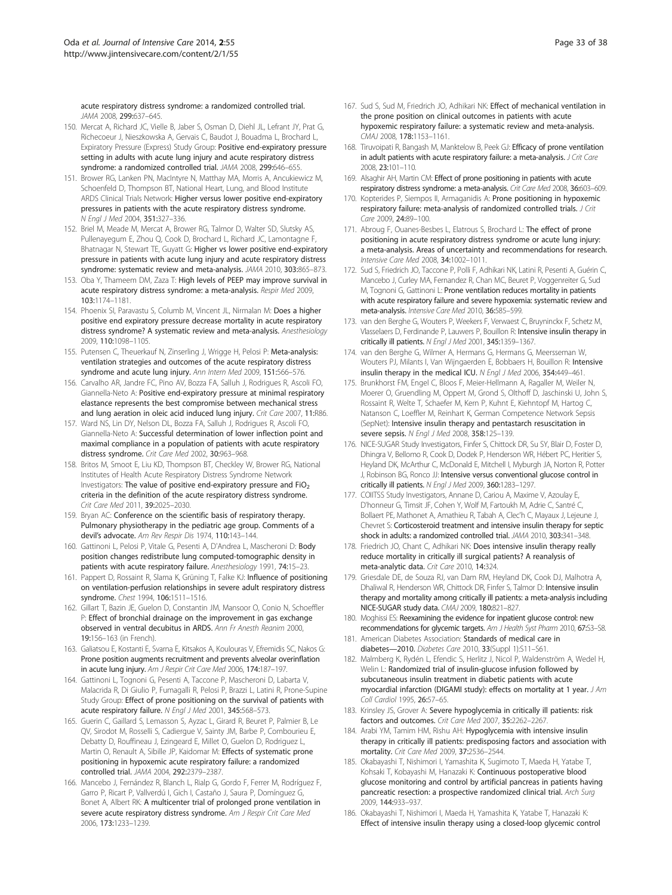acute respiratory distress syndrome: a randomized controlled trial. *JAMA* 2008, **299:**637–645.

150. Mercat A, Richard JC, Vielle B, Jaber S, Osman D, Diehl JL, Lefrant JY, Prat G, Richecoeur J, Nieszkowska A, Gervais C, Baudot J, Bouadma L, Brochard L, Expiratory Pressure (Express) Study Group: **Positive end-expiratory pressure setting in adults with acute lung injury and acute respiratory distress syndrome: a randomized controlled trial.** *JAMA* 2008, **299:**646–655.
151. Brower RG, Lanken PN, MacIntyre N, Matthay MA, Morris A, Ancukiewicz M, Schoenfeld D, Thompson BT, National Heart, Lung, and Blood Institute ARDS Clinical Trials Network: **Higher versus lower positive end-expiratory pressures in patients with the acute respiratory distress syndrome.** *N Engl J Med* 2004, **351:**327–336.
152. Briel M, Meade M, Mercat A, Brower RG, Talmor D, Walter SD, Slutsky AS, Pullenayegum E, Zhou Q, Cook D, Brochard L, Richard JC, Lamontagne F, Bhatnagar N, Stewart TE, Guyatt G: **Higher vs lower positive end-expiratory pressure in patients with acute lung injury and acute respiratory distress syndrome: systematic review and meta-analysis.** *JAMA* 2010, **303:**865–873.
153. Oba Y, Thameem DM, Zaza T: **High levels of PEEP may improve survival in acute respiratory distress syndrome: a meta-analysis.** *Respir Med* 2009, **103:**1174–1181.
154. Phoenix SI, Paravastu S, Columb M, Vincent JL, Nirmalan M: **Does a higher positive end expiratory pressure decrease mortality in acute respiratory distress syndrome? A systematic review and meta-analysis.** *Anesthesiology* 2009, **110:**1098–1105.
155. Putensen C, Theuerkauf N, Zinserling J, Wrigge H, Pelosi P: **Meta-analysis: ventilation strategies and outcomes of the acute respiratory distress syndrome and acute lung injury.** *Ann Intern Med* 2009, **151:**566–576.
156. Carvalho AR, Jandre FC, Pino AV, Bozza FA, Salluh J, Rodrigues R, Ascoli FO, Giannella-Neto A: **Positive end-expiratory pressure at minimal respiratory elastance represents the best compromise between mechanical stress and lung aeration in oleic acid induced lung injury.** *Crit Care* 2007, **11:**R86.
157. Ward NS, Lin DY, Nelson DL, Bozza FA, Salluh J, Rodrigues R, Ascoli FO, Giannella-Neto A: **Successful determination of lower inflection point and maximal compliance in a population of patients with acute respiratory distress syndrome.** *Crit Care Med* 2002, **30:**963–968.
158. Britos M, Smoot E, Liu KD, Thompson BT, Checkley W, Brower RG, National Institutes of Health Acute Respiratory Distress Syndrome Network Investigators: **The value of positive end-expiratory pressure and $FiO_2$ criteria in the definition of the acute respiratory distress syndrome.** *Crit Care Med* 2011, **39:**2025–2030.
159. Bryan AC: **Conference on the scientific basis of respiratory therapy. Pulmonary physiotherapy in the pediatric age group. Comments of a devil's advocate.** *Am Rev Respir Dis* 1974, **110:**143–144.
160. Gattinoni L, Pelosi P, Vitale G, Pesenti A, D'Andrea L, Mascheroni D: **Body position changes redistribute lung computed-tomographic density in patients with acute respiratory failure.** *Anesthesiology* 1991, **74:**15–23.
161. Pappert D, Rossaint R, Slama K, Grüning T, Falke KJ: **Influence of positioning on ventilation-perfusion relationships in severe adult respiratory distress syndrome.** *Chest* 1994, **106:**1511–1516.
162. Gillart T, Bazin JE, Guelon D, Constantin JM, Mansoor O, Conio N, Schoeffler P: **Effect of bronchial drainage on the improvement in gas exchange observed in ventral decubitus in ARDS.** *Ann Fr Anesth Reanim* 2000, **19:**156–163 (in French).
163. Galiatsou E, Kostanti E, Svarna E, Kitsakos A, Koulouras V, Efremidis SC, Nakos G: **Prone position augments recruitment and prevents alveolar overinflation in acute lung injury.** *Am J Respir Crit Care Med* 2006, **174:**187–197.
164. Gattinoni L, Tognoni G, Pesenti A, Taccone P, Mascheroni D, Labarta V, Malacrida R, Di Giulio P, Fumagalli R, Pelosi P, Brazzi L, Latini R, Prone-Supine Study Group: **Effect of prone positioning on the survival of patients with acute respiratory failure.** *N Engl J Med* 2001, **345:**568–573.
165. Guerin C, Gaillard S, Lemasson S, Ayzac L, Girard R, Beuret P, Palmier B, Le QV, Sirodot M, Rosselli S, Cadiergue V, Sainty JM, Barbe P, Combourieu E, Debatty D, Rouffineau J, Ezingeard E, Millet O, Guelon D, Rodriguez L, Martin O, Renault A, Sibille JP, Kaidomar M: **Effects of systematic prone positioning in hypoxemic acute respiratory failure: a randomized controlled trial.** *JAMA* 2004, **292:**2379–2387.
166. Mancebo J, Fernández R, Blanch L, Rialp G, Gordo F, Ferrer M, Rodríguez F, Garro P, Ricart P, Vallverdú I, Gich I, Castaño J, Saura P, Domínguez G, Bonet A, Albert RK: **A multicenter trial of prolonged prone ventilation in severe acute respiratory distress syndrome.** *Am J Respir Crit Care Med* 2006, **173:**1233–1239.
167. Sud S, Sud M, Friedrich JO, Adhikari NK: **Effect of mechanical ventilation in the prone position on clinical outcomes in patients with acute hypoxemic respiratory failure: a systematic review and meta-analysis.** *CMAJ* 2008, **178:**1153–1161.
168. Tiruvoipati R, Bangash M, Manktelow B, Peek GJ: **Efficacy of prone ventilation in adult patients with acute respiratory failure: a meta-analysis.** *J Crit Care* 2008, **23:**101–110.
169. Alsaghir AH, Martin CM: **Effect of prone positioning in patients with acute respiratory distress syndrome: a meta-analysis.** *Crit Care Med* 2008, **36:**603–609.
170. Kopterides P, Siempos II, Armaganidis A: **Prone positioning in hypoxemic respiratory failure: meta-analysis of randomized controlled trials.** *J Crit Care* 2009, **24:**89–100.
171. Abroug F, Ouanes-Besbes L, Elatrous S, Brochard L: **The effect of prone positioning in acute respiratory distress syndrome or acute lung injury: a meta-analysis. Areas of uncertainty and recommendations for research.** *Intensive Care Med* 2008, **34:**1002–1011.
172. Sud S, Friedrich JO, Taccone P, Polli F, Adhikari NK, Latini R, Pesenti A, Guérin C, Mancebo J, Curley MA, Fernandez R, Chan MC, Beuret P, Voggenreiter G, Sud M, Tognoni G, Gattinoni L: **Prone ventilation reduces mortality in patients with acute respiratory failure and severe hypoxemia: systematic review and meta-analysis.** *Intensive Care Med* 2010, **36:**585–599.
173. van den Berghe G, Wouters P, Weekers F, Verwaest C, Bruyninckx F, Schetz M, Vlasselaers D, Ferdinande P, Lauwers P, Bouillon R: **Intensive insulin therapy in critically ill patients.** *N Engl J Med* 2001, **345:**1359–1367.
174. van den Berghe G, Wilmer A, Hermans G, Hermans G, Meersseman W, Wouters PJ, Milants I, Van Wijngaerden E, Bobbaers H, Bouillon R: **Intensive insulin therapy in the medical ICU.** *N Engl J Med* 2006, **354:**449–461.
175. Brunkhorst FM, Engel C, Bloos F, Meier-Hellmann A, Ragaller M, Weiler N, Moerer O, Gruendling M, Oppert M, Grond S, Olthoff D, Jaschinski U, John S, Rossaint R, Welte T, Schaefer M, Kern P, Kuhnt E, Kiehntopf M, Hartog C, Natanson C, Loeffler M, Reinhart K, German Competence Network Sepsis (SepNet): **Intensive insulin therapy and pentastarch resuscitation in severe sepsis.** *N Engl J Med* 2008, **358:**125–139.
176. NICE-SUGAR Study Investigators, Finfer S, Chittock DR, Su SY, Blair D, Foster D, Dhingra V, Bellomo R, Cook D, Dodek P, Henderson WR, Hébert PC, Heritier S, Heyland DK, McArthur C, McDonald E, Mitchell I, Myburgh JA, Norton R, Potter J, Robinson BG, Ronco JJ: **Intensive versus conventional glucose control in critically ill patients.** *N Engl J Med* 2009, **360:**1283–1297.
177. COIITSS Study Investigators, Annane D, Cariou A, Maxime V, Azoulay E, D'honneur G, Timsit JF, Cohen Y, Wolf M, Fartoukh M, Adrie C, Santré C, Bollaert PE, Mathonet A, Amathieu R, Tabah A, Clec'h C, Mayaux J, Lejeune J, Chevret S: **Corticosteroid treatment and intensive insulin therapy for septic shock in adults: a randomized controlled trial.** *JAMA* 2010, **303:**341–348.
178. Friedrich JO, Chant C, Adhikari NK: **Does intensive insulin therapy really reduce mortality in critically ill surgical patients? A reanalysis of meta-analytic data.** *Crit Care* 2010, **14:**324.
179. Griesdale DE, de Souza RJ, van Dam RM, Heyland DK, Cook DJ, Malhotra A, Dhaliwal R, Henderson WR, Chittock DR, Finfer S, Talmor D: **Intensive insulin therapy and mortality among critically ill patients: a meta-analysis including NICE-SUGAR study data.** *CMAJ* 2009, **180:**821–827.
180. Moghissi ES: **Reexamining the evidence for inpatient glucose control: new recommendations for glycemic targets.** *Am J Health Syst Pharm* 2010, **67:**S3–S8.
181. American Diabetes Association: **Standards of medical care in diabetes—2010.** *Diabetes Care* 2010, **33**(Suppl 1)**:**S11–S61.
182. Malmberg K, Rydén L, Efendic S, Herlitz J, Nicol P, Waldenström A, Wedel H, Welin L: **Randomized trial of insulin-glucose infusion followed by subcutaneous insulin treatment in diabetic patients with acute myocardial infarction (DIGAMI study): effects on mortality at 1 year.** *J Am Coll Cardiol* 1995, **26:**57–65.
183. Krinsley JS, Grover A: **Severe hypoglycemia in critically ill patients: risk factors and outcomes.** *Crit Care Med* 2007, **35:**2262–2267.
184. Arabi YM, Tamim HM, Rishu AH: **Hypoglycemia with intensive insulin therapy in critically ill patients: predisposing factors and association with mortality.** *Crit Care Med* 2009, **37:**2536–2544.
185. Okabayashi T, Nishimori I, Yamashita K, Sugimoto T, Maeda H, Yatabe T, Kohsaki T, Kobayashi M, Hanazaki K: **Continuous postoperative blood glucose monitoring and control by artificial pancreas in patients having pancreatic resection: a prospective randomized clinical trial.** *Arch Surg* 2009, **144:**933–937.
186. Okabayashi T, Nishimori I, Maeda H, Yamashita K, Yatabe T, Hanazaki K: **Effect of intensive insulin therapy using a closed-loop glycemic control**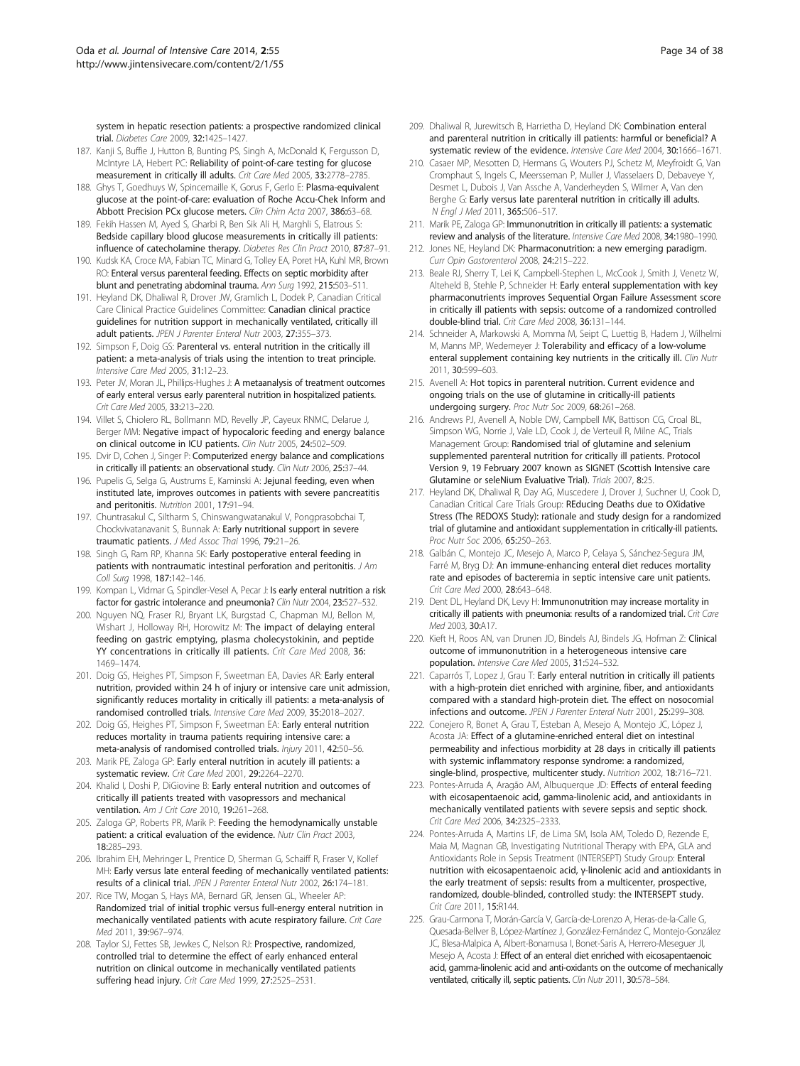system in hepatic resection patients: a prospective randomized clinical trial. *Diabetes Care* 2009, 32:1425–1427.

187. Kanji S, Buffie J, Hutton B, Bunting PS, Singh A, McDonald K, Fergusson D, McIntyre LA, Hebert PC: Reliability of point-of-care testing for glucose measurement in critically ill adults. *Crit Care Med* 2005, 33:2778–2785.
188. Ghys T, Goedhuys W, Spincemaille K, Gorus F, Gerlo E: Plasma-equivalent glucose at the point-of-care: evaluation of Roche Accu-Chek Inform and Abbott Precision PCx glucose meters. *Clin Chim Acta* 2007, 386:63–68.
189. Fekih Hassen M, Ayed S, Gharbi R, Ben Sik Ali H, Marghli S, Elatrous S: Bedside capillary blood glucose measurements in critically ill patients: influence of catecholamine therapy. *Diabetes Res Clin Pract* 2010, 87:87–91.
190. Kudsk KA, Croce MA, Fabian TC, Minard G, Tolley EA, Poret HA, Kuhl MR, Brown RO: Enteral versus parenteral feeding. Effects on septic morbidity after blunt and penetrating abdominal trauma. *Ann Surg* 1992, 215:503–511.
191. Heyland DK, Dhaliwal R, Drover JW, Gramlich L, Dodek P, Canadian Critical Care Clinical Practice Guidelines Committee: Canadian clinical practice guidelines for nutrition support in mechanically ventilated, critically ill adult patients. *JPEN J Parenter Enteral Nutr* 2003, 27:355–373.
192. Simpson F, Doig GS: Parenteral vs. enteral nutrition in the critically ill patient: a meta-analysis of trials using the intention to treat principle. *Intensive Care Med* 2005, 31:12–23.
193. Peter JV, Moran JL, Phillips-Hughes J: A metaanalysis of treatment outcomes of early enteral versus early parenteral nutrition in hospitalized patients. *Crit Care Med* 2005, 33:213–220.
194. Villet S, Chiolero RL, Bollmann MD, Revelly JP, Cayeux RNMC, Delarue J, Berger MM: Negative impact of hypocaloric feeding and energy balance on clinical outcome in ICU patients. *Clin Nutr* 2005, 24:502–509.
195. Dvir D, Cohen J, Singer P: Computerized energy balance and complications in critically ill patients: an observational study. *Clin Nutr* 2006, 25:37–44.
196. Pupelis G, Selga G, Austrums E, Kaminski A: Jejunal feeding, even when instituted late, improves outcomes in patients with severe pancreatitis and peritonitis. *Nutrition* 2001, 17:91–94.
197. Chuntrasakul C, Siltharm S, Chinswangwatanakul V, Pongprasobchai T, Chockvivatanavanit S, Bunnak A: Early nutritional support in severe traumatic patients. *J Med Assoc Thai* 1996, 79:21–26.
198. Singh G, Ram RP, Khanna SK: Early postoperative enteral feeding in patients with nontraumatic intestinal perforation and peritonitis. *J Am Coll Surg* 1998, 187:142–146.
199. Kompan L, Vidmar G, Spindler-Vesel A, Pecar J: Is early enteral nutrition a risk factor for gastric intolerance and pneumonia? *Clin Nutr* 2004, 23:527–532.
200. Nguyen NQ, Fraser RJ, Bryant LK, Burgstad C, Chapman MJ, Bellon M, Wishart J, Holloway RH, Horowitz M: The impact of delaying enteral feeding on gastric emptying, plasma cholecystokinin, and peptide YY concentrations in critically ill patients. *Crit Care Med* 2008, 36: 1469–1474.
201. Doig GS, Heighes PT, Simpson F, Sweetman EA, Davies AR: Early enteral nutrition, provided within 24 h of injury or intensive care unit admission, significantly reduces mortality in critically ill patients: a meta-analysis of randomised controlled trials. *Intensive Care Med* 2009, 35:2018–2027.
202. Doig GS, Heighes PT, Simpson F, Sweetman EA: Early enteral nutrition reduces mortality in trauma patients requiring intensive care: a meta-analysis of randomised controlled trials. *Injury* 2011, 42:50–56.
203. Marik PE, Zaloga GP: Early enteral nutrition in acutely ill patients: a systematic review. *Crit Care Med* 2001, 29:2264–2270.
204. Khalid I, Doshi P, DiGiovine B: Early enteral nutrition and outcomes of critically ill patients treated with vasopressors and mechanical ventilation. *Am J Crit Care* 2010, 19:261–268.
205. Zaloga GP, Roberts PR, Marik P: Feeding the hemodynamically unstable patient: a critical evaluation of the evidence. *Nutr Clin Pract* 2003, 18:285–293.
206. Ibrahim EH, Mehringer L, Prentice D, Sherman G, Schaiff R, Fraser V, Kollef MH: Early versus late enteral feeding of mechanically ventilated patients: results of a clinical trial. *JPEN J Parenter Enteral Nutr* 2002, 26:174–181.
207. Rice TW, Mogan S, Hays MA, Bernard GR, Jensen GL, Wheeler AP: Randomized trial of initial trophic versus full-energy enteral nutrition in mechanically ventilated patients with acute respiratory failure. *Crit Care Med* 2011, 39:967–974.
208. Taylor SJ, Fettes SB, Jewkes C, Nelson RJ: Prospective, randomized, controlled trial to determine the effect of early enhanced enteral nutrition on clinical outcome in mechanically ventilated patients suffering head injury. *Crit Care Med* 1999, 27:2525–2531.
209. Dhaliwal R, Jurewitsch B, Harrietha D, Heyland DK: Combination enteral and parenteral nutrition in critically ill patients: harmful or beneficial? A systematic review of the evidence. *Intensive Care Med* 2004, 30:1666–1671.
210. Casaer MP, Mesotten D, Hermans G, Wouters PJ, Schetz M, Meyfroidt G, Van Cromphaut S, Ingels C, Meersseman P, Muller J, Vlasselaers D, Debaveye Y, Desmet L, Dubois J, Van Assche A, Vanderheyden S, Wilmer A, Van den Berghe G: Early versus late parenteral nutrition in critically ill adults. *N Engl J Med* 2011, 365:506–517.
211. Marik PE, Zaloga GP: Immunonutrition in critically ill patients: a systematic review and analysis of the literature. *Intensive Care Med* 2008, 34:1980–1990.
212. Jones NE, Heyland DK: Pharmaconutrition: a new emerging paradigm. *Curr Opin Gastroenterol* 2008, 24:215–222.
213. Beale RJ, Sherry T, Lei K, Campbell-Stephen L, McCook J, Smith J, Venetz W, Alteheld B, Stehle P, Schneider H: Early enteral supplementation with key pharmaconutrients improves Sequential Organ Failure Assessment score in critically ill patients with sepsis: outcome of a randomized controlled double-blind trial. *Crit Care Med* 2008, 36:131–144.
214. Schneider A, Markowski A, Momma M, Seipt C, Luettig B, Hadem J, Wilhelmi M, Manns MP, Wedemeyer J: Tolerability and efficacy of a low-volume enteral supplement containing key nutrients in the critically ill. *Clin Nutr* 2011, 30:599–603.
215. Avenell A: Hot topics in parenteral nutrition. Current evidence and ongoing trials on the use of glutamine in critically-ill patients undergoing surgery. *Proc Nutr Soc* 2009, 68:261–268.
216. Andrews PJ, Avenell A, Noble DW, Campbell MK, Battison CG, Croal BL, Simpson WG, Norrie J, Vale LD, Cook J, de Verteuil R, Milne AC, Trials Management Group: Randomised trial of glutamine and selenium supplemented parenteral nutrition for critically ill patients. Protocol Version 9, 19 February 2007 known as SIGNET (Scottish Intensive care Glutamine or seleNium Evaluative Trial). *Trials* 2007, 8:25.
217. Heyland DK, Dhaliwal R, Day AG, Muscedere J, Drover J, Suchner U, Cook D, Canadian Critical Care Trials Group: REducing Deaths due to OXidative Stress (The REDOXS Study): rationale and study design for a randomized trial of glutamine and antioxidant supplementation in critically-ill patients. *Proc Nutr Soc* 2006, 65:250–263.
218. Galbán C, Montejo JC, Mesejo A, Marco P, Celaya S, Sánchez-Segura JM, Farré M, Bryg DJ: An immune-enhancing enteral diet reduces mortality rate and episodes of bacteremia in septic intensive care unit patients. *Crit Care Med* 2000, 28:643–648.
219. Dent DL, Heyland DK, Levy H: Immunonutrition may increase mortality in critically ill patients with pneumonia: results of a randomized trial. *Crit Care Med* 2003, 30:A17.
220. Kieft H, Roos AN, van Drunen JD, Bindels AJ, Bindels JG, Hofman Z: Clinical outcome of immunonutrition in a heterogeneous intensive care population. *Intensive Care Med* 2005, 31:524–532.
221. Caparrós T, Lopez J, Grau T: Early enteral nutrition in critically ill patients with a high-protein diet enriched with arginine, fiber, and antioxidants compared with a standard high-protein diet. The effect on nosocomial infections and outcome. *JPEN J Parenter Enteral Nutr* 2001, 25:299–308.
222. Conejero R, Bonet A, Grau T, Esteban A, Mesejo A, Montejo JC, López J, Acosta JA: Effect of a glutamine-enriched enteral diet on intestinal permeability and infectious morbidity at 28 days in critically ill patients with systemic inflammatory response syndrome: a randomized, single-blind, prospective, multicenter study. *Nutrition* 2002, 18:716–721.
223. Pontes-Arruda A, Aragão AM, Albuquerque JD: Effects of enteral feeding with eicosapentaenoic acid, gamma-linolenic acid, and antioxidants in mechanically ventilated patients with severe sepsis and septic shock. *Crit Care Med* 2006, 34:2325–2333.
224. Pontes-Arruda A, Martins LF, de Lima SM, Isola AM, Toledo D, Rezende E, Maia M, Magnan GB, Investigating Nutritional Therapy with EPA, GLA and Antioxidants Role in Sepsis Treatment (INTERSEPT) Study Group: Enteral nutrition with eicosapentaenoic acid, γ-linolenic acid and antioxidants in the early treatment of sepsis: results from a multicenter, prospective, randomized, double-blinded, controlled study: the INTERSEPT study. *Crit Care* 2011, 15:R144.
225. Grau-Carmona T, Morán-García V, García-de-Lorenzo A, Heras-de-la-Calle G, Quesada-Bellver B, López-Martínez J, González-Fernández C, Montejo-González JC, Blesa-Malpica A, Albert-Bonamusa I, Bonet-Saris A, Herrero-Meseguer JI, Mesejo A, Acosta J: Effect of an enteral diet enriched with eicosapentaenoic acid, gamma-linolenic acid and anti-oxidants on the outcome of mechanically ventilated, critically ill, septic patients. *Clin Nutr* 2011, 30:578–584.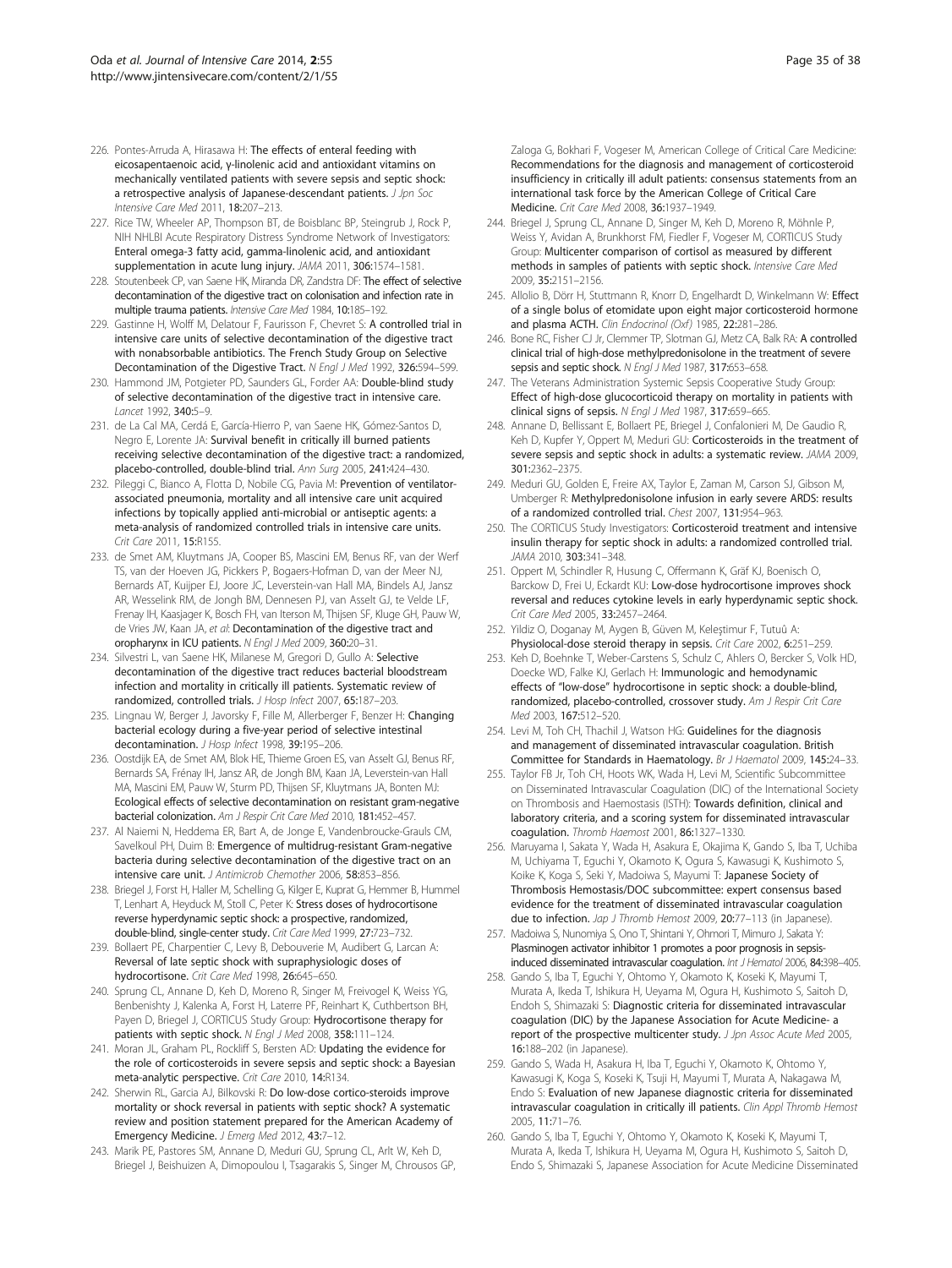226. Pontes-Arruda A, Hirasawa H: The effects of enteral feeding with eicosapentaenoic acid, γ-linolenic acid and antioxidant vitamins on mechanically ventilated patients with severe sepsis and septic shock: a retrospective analysis of Japanese-descendant patients. *J Jpn Soc Intensive Care Med* 2011, 18:207–213.

227. Rice TW, Wheeler AP, Thompson BT, de Boisblanc BP, Steingrub J, Rock P, NIH NHLBI Acute Respiratory Distress Syndrome Network of Investigators: Enteral omega-3 fatty acid, gamma-linolenic acid, and antioxidant supplementation in acute lung injury. *JAMA* 2011, 306:1574–1581.

228. Stoutenbeek CP, van Saene HK, Miranda DR, Zandstra DF: The effect of selective decontamination of the digestive tract on colonisation and infection rate in multiple trauma patients. *Intensive Care Med* 1984, 10:185–192.

229. Gastinne H, Wolff M, Delatour F, Faurisson F, Chevret S: A controlled trial in intensive care units of selective decontamination of the digestive tract with nonabsorbable antibiotics. The French Study Group on Selective Decontamination of the Digestive Tract. *N Engl J Med* 1992, 326:594–599.

230. Hammond JM, Potgieter PD, Saunders GL, Forder AA: Double-blind study of selective decontamination of the digestive tract in intensive care. *Lancet* 1992, 340:5–9.

231. de La Cal MA, Cerdá E, García-Hierro P, van Saene HK, Gómez-Santos D, Negro E, Lorente JA: Survival benefit in critically ill burned patients receiving selective decontamination of the digestive tract: a randomized, placebo-controlled, double-blind trial. *Ann Surg* 2005, 241:424–430.

232. Pileggi C, Bianco A, Flotta D, Nobile CG, Pavia M: Prevention of ventilator-associated pneumonia, mortality and all intensive care unit acquired infections by topically applied anti-microbial or antiseptic agents: a meta-analysis of randomized controlled trials in intensive care units. *Crit Care* 2011, 15:R155.

233. de Smet AM, Kluytmans JA, Cooper BS, Mascini EM, Benus RF, van der Werf TS, van der Hoeven JG, Pickkers P, Bogaers-Hofman D, van der Meer NJ, Bernards AT, Kuijper EJ, Joore JC, Leverstein-van Hall MA, Bindels AJ, Jansz AR, Wesselink RM, de Jongh BM, Dennesen PJ, van Asselt GJ, te Velde LF, Frenay IH, Kaasjager K, Bosch FH, van Iterson M, Thijsen SF, Kluge GH, Pauw W, de Vries JW, Kaan JA, *et al*: Decontamination of the digestive tract and oropharynx in ICU patients. *N Engl J Med* 2009, 360:20–31.

234. Silvestri L, van Saene HK, Milanese M, Gregori D, Gullo A: Selective decontamination of the digestive tract reduces bacterial bloodstream infection and mortality in critically ill patients. Systematic review of randomized, controlled trials. *J Hosp Infect* 2007, 65:187–203.

235. Lingnau W, Berger J, Javorsky F, Fille M, Allerberger F, Benzer H: Changing bacterial ecology during a five-year period of selective intestinal decontamination. *J Hosp Infect* 1998, 39:195–206.

236. Oostdijk EA, de Smet AM, Blok HE, Thieme Groen ES, van Asselt GJ, Benus RF, Bernards SA, Frénay IH, Jansz AR, de Jongh BM, Kaan JA, Leverstein-van Hall MA, Mascini EM, Pauw W, Sturm PD, Thijsen SF, Kluytmans JA, Bonten MJ: Ecological effects of selective decontamination on resistant gram-negative bacterial colonization. *Am J Respir Crit Care Med* 2010, 181:452–457.

237. Al Naiemi N, Heddema ER, Bart A, de Jonge E, Vandenbroucke-Grauls CM, Savelkoul PH, Duim B: Emergence of multidrug-resistant Gram-negative bacteria during selective decontamination of the digestive tract on an intensive care unit. *J Antimicrob Chemother* 2006, 58:853–856.

238. Briegel J, Forst H, Haller M, Schelling G, Kilger E, Kuprat G, Hemmer B, Hummel T, Lenhart A, Heyduck M, Stoll C, Peter K: Stress doses of hydrocortisone reverse hyperdynamic septic shock: a prospective, randomized, double-blind, single-center study. *Crit Care Med* 1999, 27:723–732.

239. Bollaert PE, Charpentier C, Levy B, Debouverie M, Audibert G, Larcan A: Reversal of late septic shock with supraphysiologic doses of hydrocortisone. *Crit Care Med* 1998, 26:645–650.

240. Sprung CL, Annane D, Keh D, Moreno R, Singer M, Freivogel K, Weiss YG, Benbenishty J, Kalenka A, Forst H, Laterre PF, Reinhart K, Cuthbertson BH, Payen D, Briegel J, CORTICUS Study Group: Hydrocortisone therapy for patients with septic shock. *N Engl J Med* 2008, 358:111–124.

241. Moran JL, Graham PL, Rockliff S, Bersten AD: Updating the evidence for the role of corticosteroids in severe sepsis and septic shock: a Bayesian meta-analytic perspective. *Crit Care* 2010, 14:R134.

242. Sherwin RL, Garcia AJ, Bilkovski R: Do low-dose cortico-steroids improve mortality or shock reversal in patients with septic shock? A systematic review and position statement prepared for the American Academy of Emergency Medicine. *J Emerg Med* 2012, 43:7–12.

243. Marik PE, Pastores SM, Annane D, Meduri GU, Sprung CL, Arlt W, Keh D, Briegel J, Beishuizen A, Dimopoulou I, Tsagarakis S, Singer M, Chrousos GP, Zaloga G, Bokhari F, Vogeser M, American College of Critical Care Medicine: Recommendations for the diagnosis and management of corticosteroid insufficiency in critically ill adult patients: consensus statements from an international task force by the American College of Critical Care Medicine. *Crit Care Med* 2008, 36:1937–1949.

244. Briegel J, Sprung CL, Annane D, Singer M, Keh D, Moreno R, Möhnle P, Weiss Y, Avidan A, Brunkhorst FM, Fiedler F, Vogeser M, CORTICUS Study Group: Multicenter comparison of cortisol as measured by different methods in samples of patients with septic shock. *Intensive Care Med* 2009, 35:2151–2156.

245. Allolio B, Dörr H, Stuttmann R, Knorr D, Engelhardt D, Winkelmann W: Effect of a single bolus of etomidate upon eight major corticosteroid hormone and plasma ACTH. *Clin Endocrinol (Oxf)* 1985, 22:281–286.

246. Bone RC, Fisher CJ Jr, Clemmer TP, Slotman GJ, Metz CA, Balk RA: A controlled clinical trial of high-dose methylpredonisolone in the treatment of severe sepsis and septic shock. *N Engl J Med* 1987, 317:653–658.

247. The Veterans Administration Systemic Sepsis Cooperative Study Group: Effect of high-dose glucocorticoid therapy on mortality in patients with clinical signs of sepsis. *N Engl J Med* 1987, 317:659–665.

248. Annane D, Bellissant E, Bollaert PE, Briegel J, Confalonieri M, De Gaudio R, Keh D, Kupfer Y, Oppert M, Meduri GU: Corticosteroids in the treatment of severe sepsis and septic shock in adults: a systematic review. *JAMA* 2009, 301:2362–2375.

249. Meduri GU, Golden E, Freire AX, Taylor E, Zaman M, Carson SJ, Gibson M, Umberger R: Methylpredonisolone infusion in early severe ARDS: results of a randomized controlled trial. *Chest* 2007, 131:954–963.

250. The CORTICUS Study Investigators: Corticosteroid treatment and intensive insulin therapy for septic shock in adults: a randomized controlled trial. *JAMA* 2010, 303:341–348.

251. Oppert M, Schindler R, Husung C, Offermann K, Gräf KJ, Boenisch O, Barckow D, Frei U, Eckardt KU: Low-dose hydrocortisone improves shock reversal and reduces cytokine levels in early hyperdynamic septic shock. *Crit Care Med* 2005, 33:2457–2464.

252. Yildiz O, Doganay M, Aygen B, Güven M, Keleştimur F, Tutuû A: Physiolocal-dose steroid therapy in sepsis. *Crit Care* 2002, 6:251–259.

253. Keh D, Boehnke T, Weber-Carstens S, Schulz C, Ahlers O, Bercker S, Volk HD, Doecke WD, Falke KJ, Gerlach H: Immunologic and hemodynamic effects of "low-dose" hydrocortisone in septic shock: a double-blind, randomized, placebo-controlled, crossover study. *Am J Respir Crit Care Med* 2003, 167:512–520.

254. Levi M, Toh CH, Thachil J, Watson HG: Guidelines for the diagnosis and management of disseminated intravascular coagulation. British Committee for Standards in Haematology. *Br J Haematol* 2009, 145:24–33.

255. Taylor FB Jr, Toh CH, Hoots WK, Wada H, Levi M, Scientific Subcommittee on Disseminated Intravascular Coagulation (DIC) of the International Society on Thrombosis and Haemostasis (ISTH): Towards definition, clinical and laboratory criteria, and a scoring system for disseminated intravascular coagulation. *Thromb Haemost* 2001, 86:1327–1330.

256. Maruyama I, Sakata Y, Wada H, Asakura E, Okajima K, Gando S, Iba T, Uchiba M, Uchiyama T, Eguchi Y, Okamoto K, Ogura S, Kawasugi K, Kushimoto S, Koike K, Koga S, Seki Y, Madoiwa S, Mayumi T: Japanese Society of Thrombosis Hemostasis/DOC subcommittee: expert consensus based evidence for the treatment of disseminated intravascular coagulation due to infection. *Jap J Thromb Hemost* 2009, 20:77–113 (in Japanese).

257. Madoiwa S, Nunomiya S, Ono T, Shintani Y, Ohmori T, Mimuro J, Sakata Y: Plasminogen activator inhibitor 1 promotes a poor prognosis in sepsis-induced disseminated intravascular coagulation. *Int J Hematol* 2006, 84:398–405.

258. Gando S, Iba T, Eguchi Y, Ohtomo Y, Okamoto K, Koseki K, Mayumi T, Murata A, Ikeda T, Ishikura H, Ueyama M, Ogura H, Kushimoto S, Saitoh D, Endoh S, Shimazaki S: Diagnostic criteria for disseminated intravascular coagulation (DIC) by the Japanese Association for Acute Medicine- a report of the prospective multicenter study. *J Jpn Assoc Acute Med* 2005, 16:188–202 (in Japanese).

259. Gando S, Wada H, Asakura H, Iba T, Eguchi Y, Okamoto K, Ohtomo Y, Kawasugi K, Koga S, Koseki K, Tsuji H, Mayumi T, Murata A, Nakagawa M, Endo S: Evaluation of new Japanese diagnostic criteria for disseminated intravascular coagulation in critically ill patients. *Clin Appl Thromb Hemost* 2005, 11:71–76.

260. Gando S, Iba T, Eguchi Y, Ohtomo Y, Okamoto K, Koseki K, Mayumi T, Murata A, Ikeda T, Ishikura H, Ueyama M, Ogura H, Kushimoto S, Saitoh D, Endo S, Shimazaki S, Japanese Association for Acute Medicine Disseminated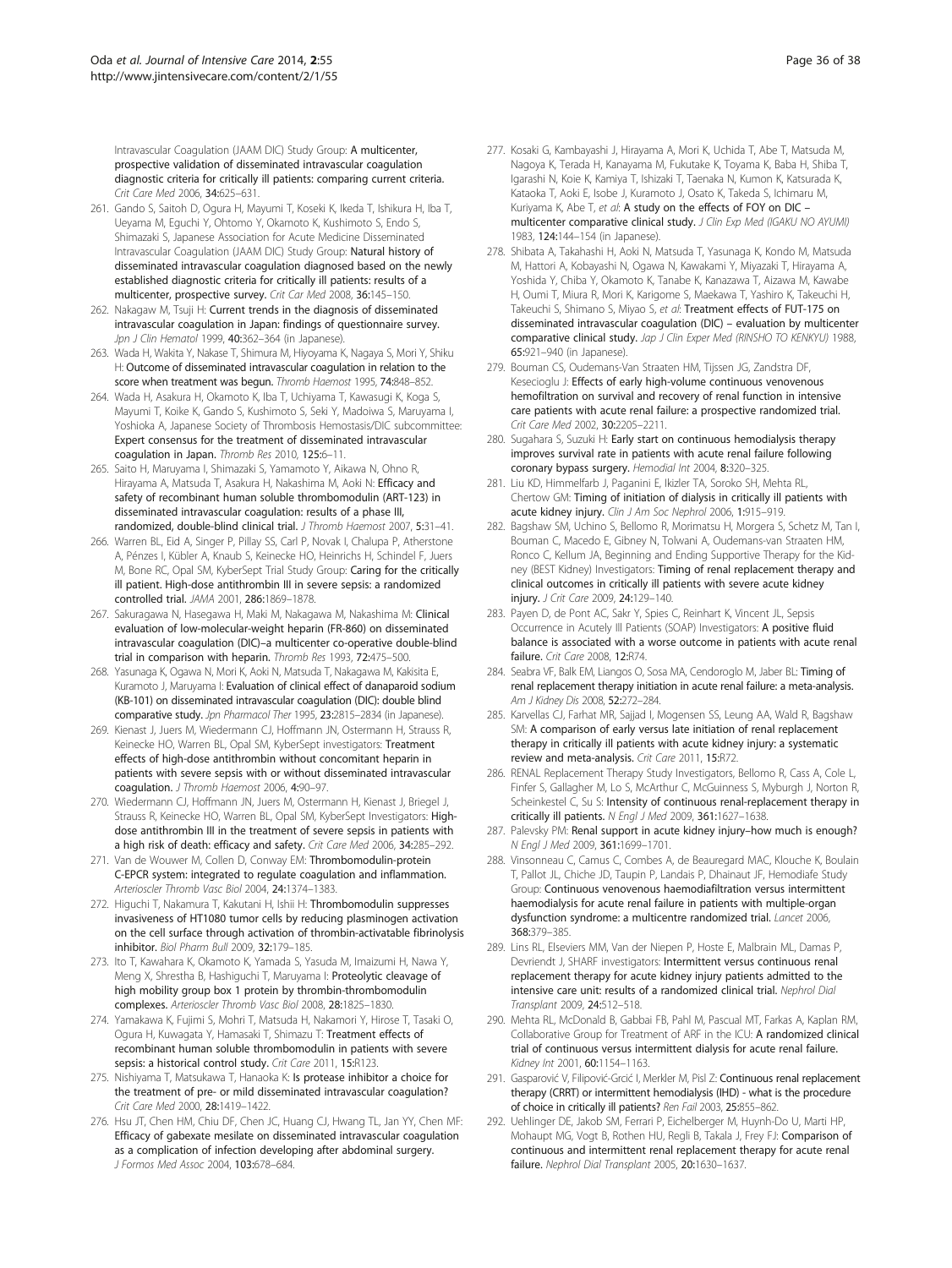Intravascular Coagulation (JAAM DIC) Study Group: **A multicenter, prospective validation of disseminated intravascular coagulation diagnostic criteria for critically ill patients: comparing current criteria.** *Crit Care Med* 2006, **34:**625–631.

261. Gando S, Saitoh D, Ogura H, Mayumi T, Koseki K, Ikeda T, Ishikura H, Iba T, Ueyama M, Eguchi Y, Ohtomo Y, Okamoto K, Kushimoto S, Endo S, Shimazaki S, Japanese Association for Acute Medicine Disseminated Intravascular Coagulation (JAAM DIC) Study Group: **Natural history of disseminated intravascular coagulation diagnosed based on the newly established diagnostic criteria for critically ill patients: results of a multicenter, prospective survey.** *Crit Car Med* 2008, **36:**145–150.
262. Nakagaw M, Tsuji H: **Current trends in the diagnosis of disseminated intravascular coagulation in Japan: findings of questionnaire survey.** *Jpn J Clin Hematol* 1999, **40:**362–364 (in Japanese).
263. Wada H, Wakita Y, Nakase T, Shimura M, Hiyoyama K, Nagaya S, Mori Y, Shiku H: **Outcome of disseminated intravascular coagulation in relation to the score when treatment was begun.** *Thromb Haemost* 1995, **74:**848–852.
264. Wada H, Asakura H, Okamoto K, Iba T, Uchiyama T, Kawasugi K, Koga S, Mayumi T, Koike K, Gando S, Kushimoto S, Seki Y, Madoiwa S, Maruyama I, Yoshioka A, Japanese Society of Thrombosis Hemostasis/DIC subcommittee: **Expert consensus for the treatment of disseminated intravascular coagulation in Japan.** *Thromb Res* 2010, **125:**6–11.
265. Saito H, Maruyama I, Shimazaki S, Yamamoto Y, Aikawa N, Ohno R, Hirayama A, Matsuda T, Asakura H, Nakashima M, Aoki N: **Efficacy and safety of recombinant human soluble thrombomodulin (ART-123) in disseminated intravascular coagulation: results of a phase III, randomized, double-blind clinical trial.** *J Thromb Haemost* 2007, **5:**31–41.
266. Warren BL, Eid A, Singer P, Pillay SS, Carl P, Novak I, Chalupa P, Atherstone A, Pénzes I, Kübler A, Knaub S, Keinecke HO, Heinrichs H, Schindel F, Juers M, Bone RC, Opal SM, KyberSept Trial Study Group: **Caring for the critically ill patient. High-dose antithrombin III in severe sepsis: a randomized controlled trial.** *JAMA* 2001, **286:**1869–1878.
267. Sakuragawa N, Hasegawa H, Maki M, Nakagawa M, Nakashima M: **Clinical evaluation of low-molecular-weight heparin (FR-860) on disseminated intravascular coagulation (DIC)–a multicenter co-operative double-blind trial in comparison with heparin.** *Thromb Res* 1993, **72:**475–500.
268. Yasunaga K, Ogawa N, Mori K, Aoki N, Matsuda T, Nakagawa M, Kakisita E, Kuramoto J, Maruyama I: **Evaluation of clinical effect of danaparoid sodium (KB-101) on disseminated intravascular coagulation (DIC): double blind comparative study.** *Jpn Pharmacol Ther* 1995, **23:**2815–2834 (in Japanese).
269. Kienast J, Juers M, Wiedermann CJ, Hoffmann JN, Ostermann H, Strauss R, Keinecke HO, Warren BL, Opal SM, KyberSept investigators: **Treatment effects of high-dose antithrombin without concomitant heparin in patients with severe sepsis with or without disseminated intravascular coagulation.** *J Thromb Haemost* 2006, **4:**90–97.
270. Wiedermann CJ, Hoffmann JN, Juers M, Ostermann H, Kienast J, Briegel J, Strauss R, Keinecke HO, Warren BL, Opal SM, KyberSept Investigators: **High-dose antithrombin III in the treatment of severe sepsis in patients with a high risk of death: efficacy and safety.** *Crit Care Med* 2006, **34:**285–292.
271. Van de Wouwer M, Collen D, Conway EM: **Thrombomodulin-protein C-EPCR system: integrated to regulate coagulation and inflammation.** *Arterioscler Thromb Vasc Biol* 2004, **24:**1374–1383.
272. Higuchi T, Nakamura T, Kakutani H, Ishii H: **Thrombomodulin suppresses invasiveness of HT1080 tumor cells by reducing plasminogen activation on the cell surface through activation of thrombin-activatable fibrinolysis inhibitor.** *Biol Pharm Bull* 2009, **32:**179–185.
273. Ito T, Kawahara K, Okamoto K, Yamada S, Yasuda M, Imaizumi H, Nawa Y, Meng X, Shrestha B, Hashiguchi T, Maruyama I: **Proteolytic cleavage of high mobility group box 1 protein by thrombin-thrombomodulin complexes.** *Arterioscler Thromb Vasc Biol* 2008, **28:**1825–1830.
274. Yamakawa K, Fujimi S, Mohri T, Matsuda H, Nakamori Y, Hirose T, Tasaki O, Ogura H, Kuwagata Y, Hamasaki T, Shimazu T: **Treatment effects of recombinant human soluble thrombomodulin in patients with severe sepsis: a historical control study.** *Crit Care* 2011, **15:**R123.
275. Nishiyama T, Matsukawa T, Hanaoka K: **Is protease inhibitor a choice for the treatment of pre- or mild disseminated intravascular coagulation?** *Crit Care Med* 2000, **28:**1419–1422.
276. Hsu JT, Chen HM, Chiu DF, Chen JC, Huang CJ, Hwang TL, Jan YY, Chen MF: **Efficacy of gabexate mesilate on disseminated intravascular coagulation as a complication of infection developing after abdominal surgery.** *J Formos Med Assoc* 2004, **103:**678–684.
277. Kosaki G, Kambayashi J, Hirayama A, Mori K, Uchida T, Abe T, Matsuda M, Nagoya K, Terada H, Kanayama M, Fukutake K, Toyama K, Baba H, Shiba T, Igarashi N, Koie K, Kamiya T, Ishizaki T, Taenaka N, Kumon K, Katsurada K, Kataoka T, Aoki E, Isobe J, Kuramoto J, Osato K, Takeda S, Ichimaru M, Kuriyama K, Abe T, *et al*: **A study on the effects of FOY on DIC – multicenter comparative clinical study.** *J Clin Exp Med (IGAKU NO AYUMI)* 1983, **124:**144–154 (in Japanese).
278. Shibata A, Takahashi H, Aoki N, Matsuda T, Yasunaga K, Kondo M, Matsuda M, Hattori A, Kobayashi N, Ogawa N, Kawakami Y, Miyazaki T, Hirayama A, Yoshida Y, Chiba Y, Okamoto K, Tanabe K, Kanazawa T, Aizawa M, Kawabe H, Oumi T, Miura R, Mori K, Karigome S, Maekawa T, Yashiro K, Takeuchi H, Takeuchi S, Shimano S, Miyao S, *et al*: **Treatment effects of FUT-175 on disseminated intravascular coagulation (DIC) – evaluation by multicenter comparative clinical study.** *Jap J Clin Exper Med (RINSHO TO KENKYU)* 1988, **65:**921–940 (in Japanese).
279. Bouman CS, Oudemans-Van Straaten HM, Tijssen JG, Zandstra DF, Kesecioglu J: **Effects of early high-volume continuous venovenous hemofiltration on survival and recovery of renal function in intensive care patients with acute renal failure: a prospective randomized trial.** *Crit Care Med* 2002, **30:**2205–2211.
280. Sugahara S, Suzuki H: **Early start on continuous hemodialysis therapy improves survival rate in patients with acute renal failure following coronary bypass surgery.** *Hemodial Int* 2004, **8:**320–325.
281. Liu KD, Himmelfarb J, Paganini E, Ikizler TA, Soroko SH, Mehta RL, Chertow GM: **Timing of initiation of dialysis in critically ill patients with acute kidney injury.** *Clin J Am Soc Nephrol* 2006, **1:**915–919.
282. Bagshaw SM, Uchino S, Bellomo R, Morimatsu H, Morgera S, Schetz M, Tan I, Bouman C, Macedo E, Gibney N, Tolwani A, Oudemans-van Straaten HM, Ronco C, Kellum JA, Beginning and Ending Supportive Therapy for the Kidney (BEST Kidney) Investigators: **Timing of renal replacement therapy and clinical outcomes in critically ill patients with severe acute kidney injury.** *J Crit Care* 2009, **24:**129–140.
283. Payen D, de Pont AC, Sakr Y, Spies C, Reinhart K, Vincent JL, Sepsis Occurrence in Acutely Ill Patients (SOAP) Investigators: **A positive fluid balance is associated with a worse outcome in patients with acute renal failure.** *Crit Care* 2008, **12:**R74.
284. Seabra VF, Balk EM, Liangos O, Sosa MA, Cendoroglo M, Jaber BL: **Timing of renal replacement therapy initiation in acute renal failure: a meta-analysis.** *Am J Kidney Dis* 2008, **52:**272–284.
285. Karvellas CJ, Farhat MR, Sajjad I, Mogensen SS, Leung AA, Wald R, Bagshaw SM: **A comparison of early versus late initiation of renal replacement therapy in critically ill patients with acute kidney injury: a systematic review and meta-analysis.** *Crit Care* 2011, **15:**R72.
286. RENAL Replacement Therapy Study Investigators, Bellomo R, Cass A, Cole L, Finfer S, Gallagher M, Lo S, McArthur C, McGuinness S, Myburgh J, Norton R, Scheinkestel C, Su S: **Intensity of continuous renal-replacement therapy in critically ill patients.** *N Engl J Med* 2009, **361:**1627–1638.
287. Palevsky PM: **Renal support in acute kidney injury–how much is enough?** *N Engl J Med* 2009, **361:**1699–1701.
288. Vinsonneau C, Camus C, Combes A, de Beauregard MAC, Klouche K, Boulain T, Pallot JL, Chiche JD, Taupin P, Landais P, Dhainaut JF, Hemodiafe Study Group: **Continuous venovenous haemodiafiltration versus intermittent haemodialysis for acute renal failure in patients with multiple-organ dysfunction syndrome: a multicentre randomized trial.** *Lancet* 2006, **368:**379–385.
289. Lins RL, Elseviers MM, Van der Niepen P, Hoste E, Malbrain ML, Damas P, Devriendt J, SHARF investigators: **Intermittent versus continuous renal replacement therapy for acute kidney injury patients admitted to the intensive care unit: results of a randomized clinical trial.** *Nephrol Dial Transplant* 2009, **24:**512–518.
290. Mehta RL, McDonald B, Gabbai FB, Pahl M, Pascual MT, Farkas A, Kaplan RM, Collaborative Group for Treatment of ARF in the ICU: **A randomized clinical trial of continuous versus intermittent dialysis for acute renal failure.** *Kidney Int* 2001, **60:**1154–1163.
291. Gasparović V, Filipović-Grcić I, Merkler M, Pisl Z: **Continuous renal replacement therapy (CRRT) or intermittent hemodialysis (IHD) - what is the procedure of choice in critically ill patients?** *Ren Fail* 2003, **25:**855–862.
292. Uehlinger DE, Jakob SM, Ferrari P, Eichelberger M, Huynh-Do U, Marti HP, Mohaupt MG, Vogt B, Rothen HU, Regli B, Takala J, Frey FJ: **Comparison of continuous and intermittent renal replacement therapy for acute renal failure.** *Nephrol Dial Transplant* 2005, **20:**1630–1637.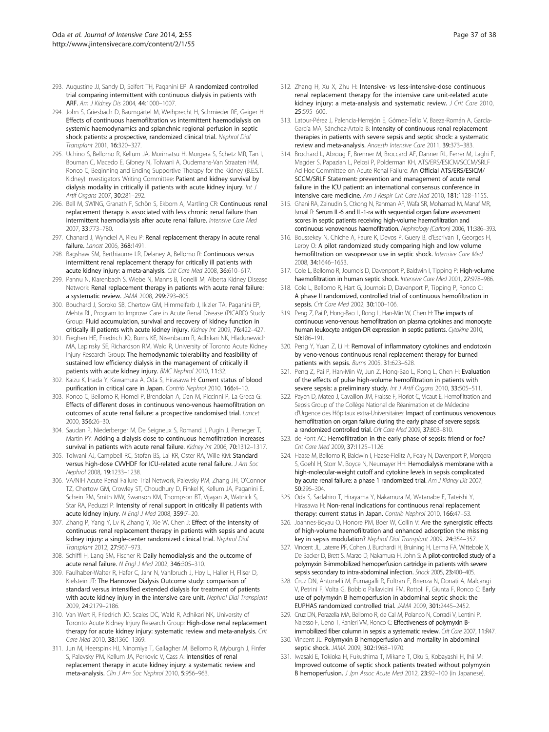293. Augustine JJ, Sandy D, Seifert TH, Paganini EP: **A randomized controlled trial comparing intermittent with continuous dialysis in patients with ARF.** *Am J Kidney Dis* 2004, **44:**1000–1007.

294. John S, Griesbach D, Baumgärtel M, Weihprecht H, Schmieder RE, Geiger H: **Effects of continuous haemofiltration vs intermittent haemodialysis on systemic haemodynamics and splanchnic regional perfusion in septic shock patients: a prospective, randomized clinical trial.** *Nephrol Dial Transplant* 2001, **16:**320–327.

295. Uchino S, Bellomo R, Kellum JA, Morimatsu H, Morgera S, Schetz MR, Tan I, Bouman C, Macedo E, Gibney N, Tolwani A, Oudemans-Van Straaten HM, Ronco C, Beginning and Ending Supportive Therapy for the Kidney (B.E.S.T. Kidney) Investigators Writing Committee: **Patient and kidney survival by dialysis modality in critically ill patients with acute kidney injury.** *Int J Artif Organs* 2007, **30:**281–292.

296. Bell M, SWING, Granath F, Schön S, Ekbom A, Martling CR: **Continuous renal replacement therapy is associated with less chronic renal failure than intermittent haemodialysis after acute renal failure.** *Intensive Care Med* 2007, **33:**773–780.

297. Chanard J, Wynckel A, Rieu P: **Renal replacement therapy in acute renal failure.** *Lancet* 2006, **368:**1491.

298. Bagshaw SM, Berthiaume LR, Delaney A, Bellomo R: **Continuous versus intermittent renal replacement therapy for critically ill patients with acute kidney injury: a meta-analysis.** *Crit Care Med* 2008, **36:**610–617.

299. Pannu N, Klarenbach S, Wiebe N, Manns B, Tonelli M, Alberta Kidney Disease Network: **Renal replacement therapy in patients with acute renal failure: a systematic review.** *JAMA* 2008, **299:**793–805.

300. Bouchard J, Soroko SB, Chertow GM, Himmelfarb J, Ikizler TA, Paganini EP, Mehta RL, Program to Improve Care in Acute Renal Disease (PICARD) Study Group: **Fluid accumulation, survival and recovery of kidney function in critically ill patients with acute kidney injury.** *Kidney Int* 2009, **76:**422–427.

301. Fieghen HE, Friedrich JO, Burns KE, Nisenbaum R, Adhikari NK, Hladunewich MA, Lapinsky SE, Richardson RM, Wald R, University of Toronto Acute Kidney Injury Research Group: **The hemodynamic tolerability and feasibility of sustained low efficiency dialysis in the management of critically ill patients with acute kidney injury.** *BMC Nephrol* 2010, **11:**32.

302. Kaizu K, Inada Y, Kawamura A, Oda S, Hirasawa H: **Current status of blood purification in critical care in Japan.** *Contrib Nephrol* 2010, **166:**4–10.

303. Ronco C, Bellomo R, Homel P, Brendolan A, Dan M, Piccinni P, La Greca G: **Effects of different doses in continuous veno-venous haemofiltration on outcomes of acute renal failure: a prospective randomised trial.** *Lancet* 2000, **356:**26–30.

304. Saudan P, Niederberger M, De Seigneux S, Romand J, Pugin J, Perneger T, Martin PY: **Adding a dialysis dose to continuous hemofiltration increases survival in patients with acute renal failure.** *Kidney Int* 2006, **70:**1312–1317.

305. Tolwani AJ, Campbell RC, Stofan BS, Lai KR, Oster RA, Wille KM: **Standard versus high-dose CVVHDF for ICU-related acute renal failure.** *J Am Soc Nephrol* 2008, **19:**1233–1238.

306. VA/NIH Acute Renal Failure Trial Network, Palevsky PM, Zhang JH, O'Connor TZ, Chertow GM, Crowley ST, Choudhury D, Finkel K, Kellum JA, Paganini E, Schein RM, Smith MW, Swanson KM, Thompson BT, Vijayan A, Watnick S, Star RA, Peduzzi P: **Intensity of renal support in critically ill patients with acute kidney injury.** *N Engl J Med* 2008, **359:**7–20.

307. Zhang P, Yang Y, Lv R, Zhang Y, Xie W, Chen J: **Effect of the intensity of continuous renal replacement therapy in patients with sepsis and acute kidney injury: a single-center randomized clinical trial.** *Nephrol Dial Transplant* 2012, **27:**967–973.

308. Schiffl H, Lang SM, Fischer R: **Daily hemodialysis and the outcome of acute renal failure.** *N Engl J Med* 2002, **346:**305–310.

309. Faulhaber-Walter R, Hafer C, Jahr N, Vahlbruch J, Hoy L, Haller H, Fliser D, Kielstein JT: **The Hannover Dialysis Outcome study: comparison of standard versus intensified extended dialysis for treatment of patients with acute kidney injury in the intensive care unit.** *Nephrol Dial Transplant* 2009, **24:**2179–2186.

310. Van Wert R, Friedrich JO, Scales DC, Wald R, Adhikari NK, University of Toronto Acute Kidney Injury Research Group: **High-dose renal replacement therapy for acute kidney injury: systematic review and meta-analysis.** *Crit Care Med* 2010, **38:**1360–1369.

311. Jun M, Heerspink HJ, Ninomiya T, Gallagher M, Bellomo R, Myburgh J, Finfer S, Palevsky PM, Kellum JA, Perkovic V, Cass A: **Intensities of renal replacement therapy in acute kidney injury: a systematic review and meta-analysis.** *Clin J Am Soc Nephrol* 2010, **5:**956–963.

312. Zhang H, Xu X, Zhu H: **Intensive- vs less-intensive-dose continuous renal replacement therapy for the intensive care unit-related acute kidney injury: a meta-analysis and systematic review.** *J Crit Care* 2010, **25:**595–600.

313. Latour-Pérez J, Palencia-Herrejón E, Gómez-Tello V, Baeza-Román A, García-García MA, Sánchez-Artola B: **Intensity of continuous renal replacement therapies in patients with severe sepsis and septic shock: a systematic review and meta-analysis.** *Anaesth Intensive Care* 2011, **39:**373–383.

314. Brochard L, Abroug F, Brenner M, Broccard AF, Danner RL, Ferrer M, Laghi F, Magder S, Papazian L, Pelosi P, Polderman KH, ATS/ERS/ESICM/SCCM/SRLF Ad Hoc Committee on Acute Renal Failure: **An Official ATS/ERS/ESICM/SCCM/SRLF Statement: prevention and management of acute renal failure in the ICU patient: an international consensus conference in intensive care medicine.** *Am J Respir Crit Care Med* 2010, **181:**1128–1155.

315. Ghani RA, Zainudin S, Ctkong N, Rahman AF, Wafa SR, Mohamad M, Manaf MR, Ismail R: **Serum IL-6 and IL-1-ra with sequential organ failure assessment scores in septic patients receiving high-volume haemofiltration and continuous venovenous haemofiltration.** *Nephrology (Carlton)* 2006, **11:**386–393.

316. Boussekey N, Chiche A, Faure K, Devos P, Guery B, d'Escrivan T, Georges H, Leroy O: **A pilot randomized study comparing high and low volume hemofiltration on vasopressor use in septic shock.** *Intensive Care Med* 2008, **34:**1646–1653.

317. Cole L, Bellomo R, Journois D, Davenport P, Baldwin I, Tipping P: **High-volume haemofiltration in human septic shock.** *Intensive Care Med* 2001, **27:**978–986.

318. Cole L, Bellomo R, Hart G, Journois D, Davenport P, Tipping P, Ronco C: **A phase II randomized, controlled trial of continuous hemofiltration in sepsis.** *Crit Care Med* 2002, **30:**100–106.

319. Peng Z, Pai P, Hong-Bao L, Rong L, Han-Min W, Chen H: **The impacts of continuous veno-venous hemofiltration on plasma cytokines and monocyte human leukocyte antigen-DR expression in septic patients.** *Cytokine* 2010, **50:**186–191.

320. Peng Y, Yuan Z, Li H: **Removal of inflammatory cytokines and endotoxin by veno-venous continuous renal replacement therapy for burned patients with sepsis.** *Burns* 2005, **31:**623–628.

321. Peng Z, Pai P, Han-Min W, Jun Z, Hong-Bao L, Rong L, Chen H: **Evaluation of the effects of pulse high-volume hemofiltration in patients with severe sepsis: a preliminary study.** *Int J Artif Organs* 2010, **33:**505–511.

322. Payen D, Mateo J, Cavaillon JM, Fraisse F, Floriot C, Vicaut E, Hemofiltration and Sepsis Group of the Collège National de Réanimation et de Médecine d'Urgence des Hôpitaux extra-Universitaires: **Impact of continuous venovenous hemofiltration on organ failure during the early phase of severe sepsis: a randomized controlled trial.** *Crit Care Med* 2009, **37:**803–810.

323. de Pont AC: **Hemofiltration in the early phase of sepsis: friend or foe?** *Crit Care Med* 2009, **37:**1125–1126.

324. Haase M, Bellomo R, Baldwin I, Haase-Fielitz A, Fealy N, Davenport P, Morgera S, Goehl H, Storr M, Boyce N, Neumayer HH: **Hemodialysis membrane with a high-molecular-weight cutoff and cytokine levels in sepsis complicated by acute renal failure: a phase 1 randomized trial.** *Am J Kidney Dis* 2007, **50:**296–304.

325. Oda S, Sadahiro T, Hirayama Y, Nakamura M, Watanabe E, Tateishi Y, Hirasawa H: **Non-renal indications for continuous renal replacement therapy: current status in Japan.** *Contrib Nephrol* 2010, **166:**47–53.

326. Joannes-Boyau O, Honore PM, Boer W, Collin V: **Are the synergistic effects of high-volume haemofiltration and enhanced adsorption the missing key in sepsis modulation?** *Nephrol Dial Transplant* 2009, **24:**354–357.

327. Vincent JL, Laterre PF, Cohen J, Burchardi H, Bruining H, Lerma FA, Wittebole X, De Backer D, Brett S, Marzo D, Nakamura H, John S: **A pilot-controlled study of a polymyxin B-immobilized hemoperfusion cartridge in patients with severe sepsis secondary to intra-abdominal infection.** *Shock* 2005, **23:**400–405.

328. Cruz DN, Antonelli M, Fumagalli R, Foltran F, Brienza N, Donati A, Malcangi V, Petrini F, Volta G, Bobbio Pallavicini FM, Rottoli F, Giunta F, Ronco C: **Early use of polymyxin B hemoperfusion in abdominal septic shock: the EUPHAS randomized controlled trial.** *JAMA* 2009, **301:**2445–2452.

329. Cruz DN, Perazella MA, Bellomo R, de Cal M, Polanco N, Corradi V, Lentini P, Nalesso F, Ueno T, Ranieri VM, Ronco C: **Effectiveness of polymyxin B-immobilized fiber column in sepsis: a systematic review.** *Crit Care* 2007, **11:**R47.

330. Vincent JL: **Polymyxin B hemoperfusion and mortality in abdominal septic shock.** *JAMA* 2009, **302:**1968–1970.

331. Iwasaki E, Tokioka H, Fukushima T, Mikane T, Oku S, Kobayashi H, Ihii M: **Improved outcome of septic shock patients treated without polymyxin B hemoperfusion.** *J Jpn Assoc Acute Med* 2012, **23:**92–100 (in Japanese).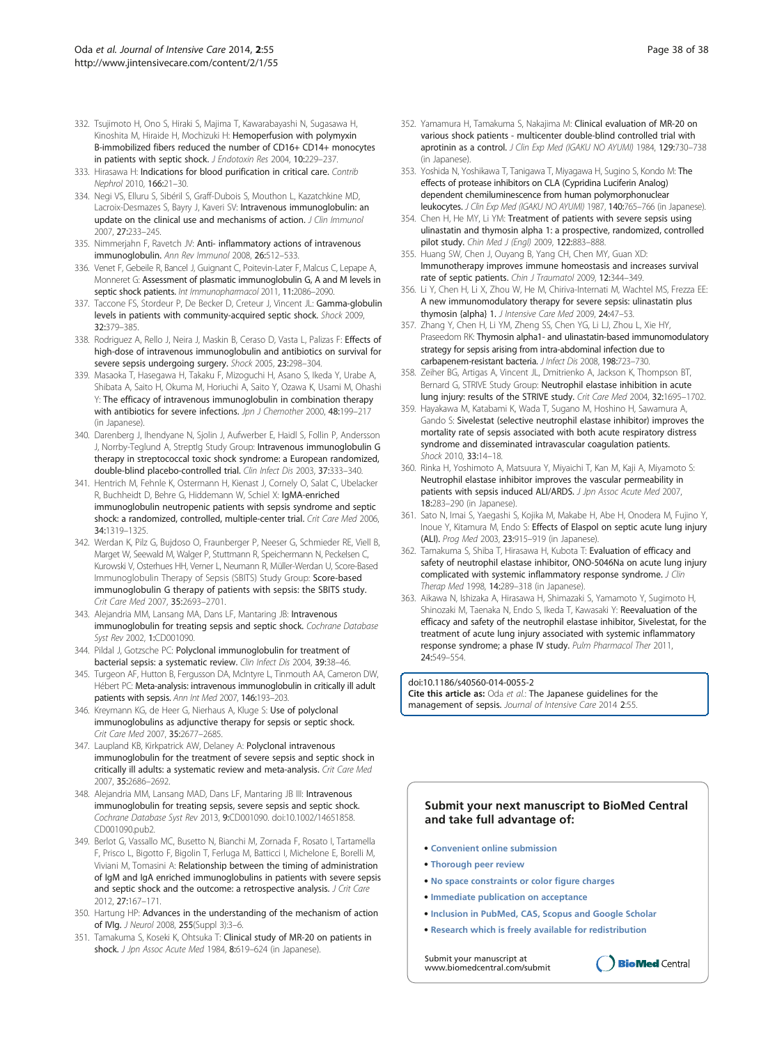332. Tsujimoto H, Ono S, Hiraki S, Majima T, Kawarabayashi N, Sugasawa H, Kinoshita M, Hiraide H, Mochizuki H: **Hemoperfusion with polymyxin B-immobilized fibers reduced the number of CD16+ CD14+ monocytes in patients with septic shock.** *J Endotoxin Res* 2004, **10:**229–237.
333. Hirasawa H: **Indications for blood purification in critical care.** *Contrib Nephrol* 2010, **166:**21–30.
334. Negi VS, Elluru S, Sibéril S, Graff-Dubois S, Mouthon L, Kazatchkine MD, Lacroix-Desmazes S, Bayry J, Kaveri SV: **Intravenous immunoglobulin: an update on the clinical use and mechanisms of action.** *J Clin Immunol* 2007, **27:**233–245.
335. Nimmerjahn F, Ravetch JV: **Anti- inflammatory actions of intravenous immunoglobulin.** *Ann Rev Immunol* 2008, **26:**512–533.
336. Venet F, Gebeile R, Bancel J, Guignant C, Poitevin-Later F, Malcus C, Lepape A, Monneret G: **Assessment of plasmatic immunoglobulin G, A and M levels in septic shock patients.** *Int Immunopharmacol* 2011, **11:**2086–2090.
337. Taccone FS, Stordeur P, De Becker D, Creteur J, Vincent JL: **Gamma-globulin levels in patients with community-acquired septic shock.** *Shock* 2009, **32:**379–385.
338. Rodriguez A, Rello J, Neira J, Maskin B, Ceraso D, Vasta L, Palizas F: **Effects of high-dose of intravenous immunoglobulin and antibiotics on survival for severe sepsis undergoing surgery.** *Shock* 2005, **23:**298–304.
339. Masaoka T, Hasegawa H, Takaku F, Mizoguchi H, Asano S, Ikeda Y, Urabe A, Shibata A, Saito H, Okuma M, Horiuchi A, Saito Y, Ozawa K, Usami M, Ohashi Y: **The efficacy of intravenous immunoglobulin in combination therapy with antibiotics for severe infections.** *Jpn J Chemother* 2000, **48:**199–217 (in Japanese).
340. Darenberg J, Ihendyane N, Sjolin J, Aufwerber E, Haidl S, Follin P, Andersson J, Norrby-Teglund A, StreptIg Study Group: **Intravenous immunoglobulin G therapy in streptococcal toxic shock syndrome: a European randomized, double-blind placebo-controlled trial.** *Clin Infect Dis* 2003, **37:**333–340.
341. Hentrich M, Fehnle K, Ostermann H, Kienast J, Cornely O, Salat C, Ubelacker R, Buchheidt D, Behre G, Hiddemann W, Schiel X: **IgMA-enriched immunoglobulin neutropenic patients with sepsis syndrome and septic shock: a randomized, controlled, multiple-center trial.** *Crit Care Med* 2006, **34:**1319–1325.
342. Werdan K, Pilz G, Bujdoso O, Fraunberger P, Neeser G, Schmieder RE, Viell B, Marget W, Seewald M, Walger P, Stuttmann R, Speichermann N, Peckelsen C, Kurowski V, Osterhues HH, Verner L, Neumann R, Müller-Werdan U, Score-Based Immunoglobulin Therapy of Sepsis (SBITS) Study Group: **Score-based immunoglobulin G therapy of patients with sepsis: the SBITS study.** *Crit Care Med* 2007, **35:**2693–2701.
343. Alejandria MM, Lansang MA, Dans LF, Mantaring JB: **Intravenous immunoglobulin for treating sepsis and septic shock.** *Cochrane Database Syst Rev* 2002, **1:**CD001090.
344. Pildal J, Gotzsche PC: **Polyclonal immunoglobulin for treatment of bacterial sepsis: a systematic review.** *Clin Infect Dis* 2004, **39:**38–46.
345. Turgeon AF, Hutton B, Fergusson DA, McIntyre L, Tinmouth AA, Cameron DW, Hébert PC: **Meta-analysis: intravenous immunoglobulin in critically ill adult patients with sepsis.** *Ann Int Med* 2007, **146:**193–203.
346. Kreymann KG, de Heer G, Nierhaus A, Kluge S: **Use of polyclonal immunoglobulins as adjunctive therapy for sepsis or septic shock.** *Crit Care Med* 2007, **35:**2677–2685.
347. Laupland KB, Kirkpatrick AW, Delaney A: **Polyclonal intravenous immunoglobulin for the treatment of severe sepsis and septic shock in critically ill adults: a systematic review and meta-analysis.** *Crit Care Med* 2007, **35:**2686–2692.
348. Alejandria MM, Lansang MAD, Dans LF, Mantaring JB III: **Intravenous immunoglobulin for treating sepsis, severe sepsis and septic shock.** *Cochrane Database Syst Rev* 2013, **9:**CD001090. doi:10.1002/14651858.CD001090.pub2.
349. Berlot G, Vassallo MC, Busetto N, Bianchi M, Zornada F, Rosato I, Tartamella F, Prisco L, Bigotto F, Bigolin T, Ferluga M, Batticci I, Michelone E, Borelli M, Viviani M, Tomasini A: **Relationship between the timing of administration of IgM and IgA enriched immunoglobulins in patients with severe sepsis and septic shock and the outcome: a retrospective analysis.** *J Crit Care* 2012, **27:**167–171.
350. Hartung HP: **Advances in the understanding of the mechanism of action of IVIg.** *J Neurol* 2008, **255**(Suppl 3):3–6.
351. Tamakuma S, Koseki K, Ohtsuka T: **Clinical study of MR-20 on patients in shock.** *J Jpn Assoc Acute Med* 1984, **8:**619–624 (in Japanese).
352. Yamamura H, Tamakuma S, Nakajima M: **Clinical evaluation of MR-20 on various shock patients - multicenter double-blind controlled trial with aprotinin as a control.** *J Clin Exp Med (IGAKU NO AYUMI)* 1984, **129:**730–738 (in Japanese).
353. Yoshida N, Yoshikawa T, Tanigawa T, Miyagawa H, Sugino S, Kondo M: **The effects of protease inhibitors on CLA (Cypridina Luciferin Analog) dependent chemiluminescence from human polymorphonuclear leukocytes.** *J Clin Exp Med (IGAKU NO AYUMI)* 1987, **140:**765–766 (in Japanese).
354. Chen H, He MY, Li YM: **Treatment of patients with severe sepsis using ulinastatin and thymosin alpha 1: a prospective, randomized, controlled pilot study.** *Chin Med J (Engl)* 2009, **122:**883–888.
355. Huang SW, Chen J, Ouyang B, Yang CH, Chen MY, Guan XD: **Immunotherapy improves immune homeostasis and increases survival rate of septic patients.** *Chin J Traumatol* 2009, **12:**344–349.
356. Li Y, Chen H, Li X, Zhou W, He M, Chiriva-Internati M, Wachtel MS, Frezza EE: **A new immunomodulatory therapy for severe sepsis: ulinastatin plus thymosin {alpha} 1.** *J Intensive Care Med* 2009, **24:**47–53.
357. Zhang Y, Chen H, Li YM, Zheng SS, Chen YG, Li LJ, Zhou L, Xie HY, Praseedom RK: **Thymosin alpha1- and ulinastatin-based immunomodulatory strategy for sepsis arising from intra-abdominal infection due to carbapenem-resistant bacteria.** *J Infect Dis* 2008, **198:**723–730.
358. Zeiher BG, Artigas A, Vincent JL, Dmitrienko A, Jackson K, Thompson BT, Bernard G, STRIVE Study Group: **Neutrophil elastase inhibition in acute lung injury: results of the STRIVE study.** *Crit Care Med* 2004, **32:**1695–1702.
359. Hayakawa M, Katabami K, Wada T, Sugano M, Hoshino H, Sawamura A, Gando S: **Sivelestat (selective neutrophil elastase inhibitor) improves the mortality rate of sepsis associated with both acute respiratory distress syndrome and disseminated intravascular coagulation patients.** *Shock* 2010, **33:**14–18.
360. Rinka H, Yoshimoto A, Matsuura Y, Miyaichi T, Kan M, Kaji A, Miyamoto S: **Neutrophil elastase inhibitor improves the vascular permeability in patients with sepsis induced ALI/ARDS.** *J Jpn Assoc Acute Med* 2007, **18:**283–290 (in Japanese).
361. Sato N, Imai S, Yaegashi S, Kojika M, Makabe H, Abe H, Onodera M, Fujino Y, Inoue Y, Kitamura M, Endo S: **Effects of Elaspol on septic acute lung injury (ALI).** *Prog Med* 2003, **23:**915–919 (in Japanese).
362. Tamakuma S, Shiba T, Hirasawa H, Kubota T: **Evaluation of efficacy and safety of neutrophil elastase inhibitor, ONO-5046Na on acute lung injury complicated with systemic inflammatory response syndrome.** *J Clin Therap Med* 1998, **14:**289–318 (in Japanese).
363. Aikawa N, Ishizaka A, Hirasawa H, Shimazaki S, Yamamoto Y, Sugimoto H, Shinozaki M, Taenaka N, Endo S, Ikeda T, Kawasaki Y: **Reevaluation of the efficacy and safety of the neutrophil elastase inhibitor, Sivelestat, for the treatment of acute lung injury associated with systemic inflammatory response syndrome; a phase IV study.** *Pulm Pharmacol Ther* 2011, **24:**549–554.

doi:10.1186/s40560-014-0055-2
**Cite this article as:** Oda *et al.*: The Japanese guidelines for the management of sepsis. *Journal of Intensive Care* 2014 **2**:55.

**Submit your next manuscript to BioMed Central and take full advantage of:**

- **Convenient online submission**
- **Thorough peer review**
- **No space constraints or color figure charges**
- **Immediate publication on acceptance**
- **Inclusion in PubMed, CAS, Scopus and Google Scholar**
- **Research which is freely available for redistribution**

Submit your manuscript at
www.biomedcentral.com/submit

BioMed Central